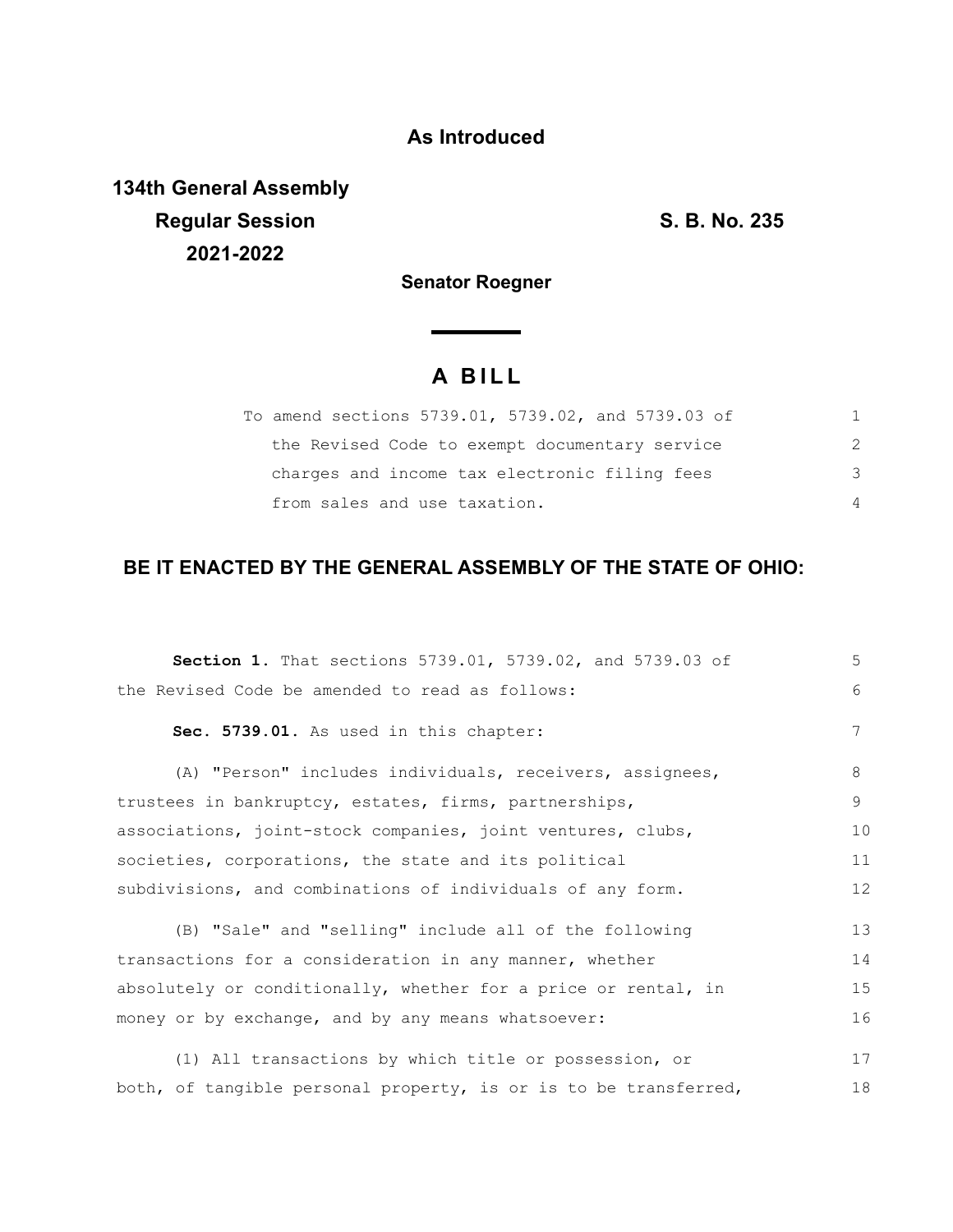**As Introduced**

**134th General Assembly**
**Regular Session**
**2021-2022**

**S. B. No. 235**

**Senator Roegner**

# A BILL

To amend sections 5739.01, 5739.02, and 5739.03 of the Revised Code to exempt documentary service charges and income tax electronic filing fees from sales and use taxation.

**BE IT ENACTED BY THE GENERAL ASSEMBLY OF THE STATE OF OHIO:**

**Section 1.** That sections 5739.01, 5739.02, and 5739.03 of the Revised Code be amended to read as follows:

**Sec. 5739.01.** As used in this chapter:

(A) "Person" includes individuals, receivers, assignees, trustees in bankruptcy, estates, firms, partnerships, associations, joint-stock companies, joint ventures, clubs, societies, corporations, the state and its political subdivisions, and combinations of individuals of any form.

(B) "Sale" and "selling" include all of the following transactions for a consideration in any manner, whether absolutely or conditionally, whether for a price or rental, in money or by exchange, and by any means whatsoever:

(1) All transactions by which title or possession, or both, of tangible personal property, is or is to be transferred,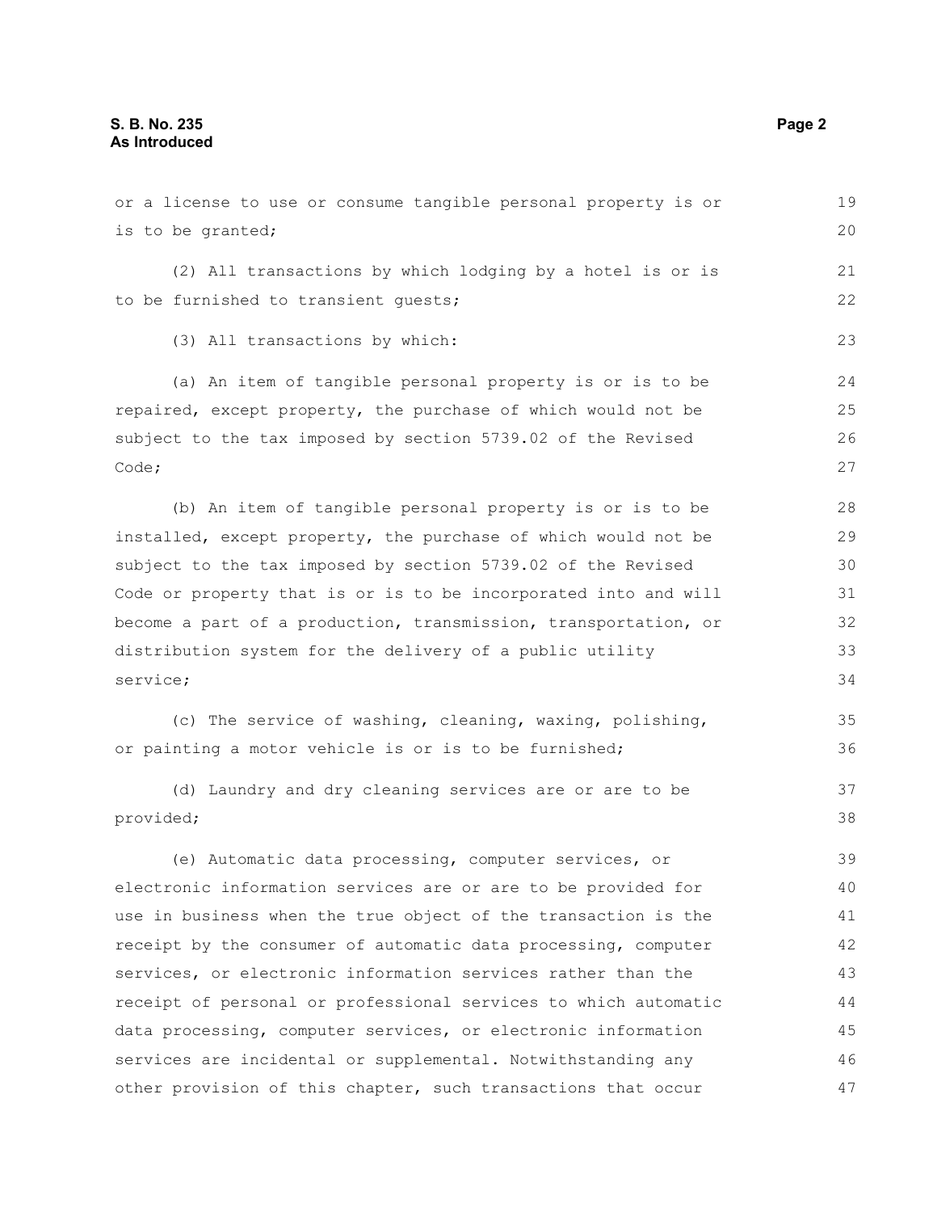or a license to use or consume tangible personal property is or is to be granted;

(2) All transactions by which lodging by a hotel is or is to be furnished to transient guests;

(3) All transactions by which:

(a) An item of tangible personal property is or is to be repaired, except property, the purchase of which would not be subject to the tax imposed by section 5739.02 of the Revised Code;

(b) An item of tangible personal property is or is to be installed, except property, the purchase of which would not be subject to the tax imposed by section 5739.02 of the Revised Code or property that is or is to be incorporated into and will become a part of a production, transmission, transportation, or distribution system for the delivery of a public utility service;

(c) The service of washing, cleaning, waxing, polishing, or painting a motor vehicle is or is to be furnished;

(d) Laundry and dry cleaning services are or are to be provided;

(e) Automatic data processing, computer services, or electronic information services are or are to be provided for use in business when the true object of the transaction is the receipt by the consumer of automatic data processing, computer services, or electronic information services rather than the receipt of personal or professional services to which automatic data processing, computer services, or electronic information services are incidental or supplemental. Notwithstanding any other provision of this chapter, such transactions that occur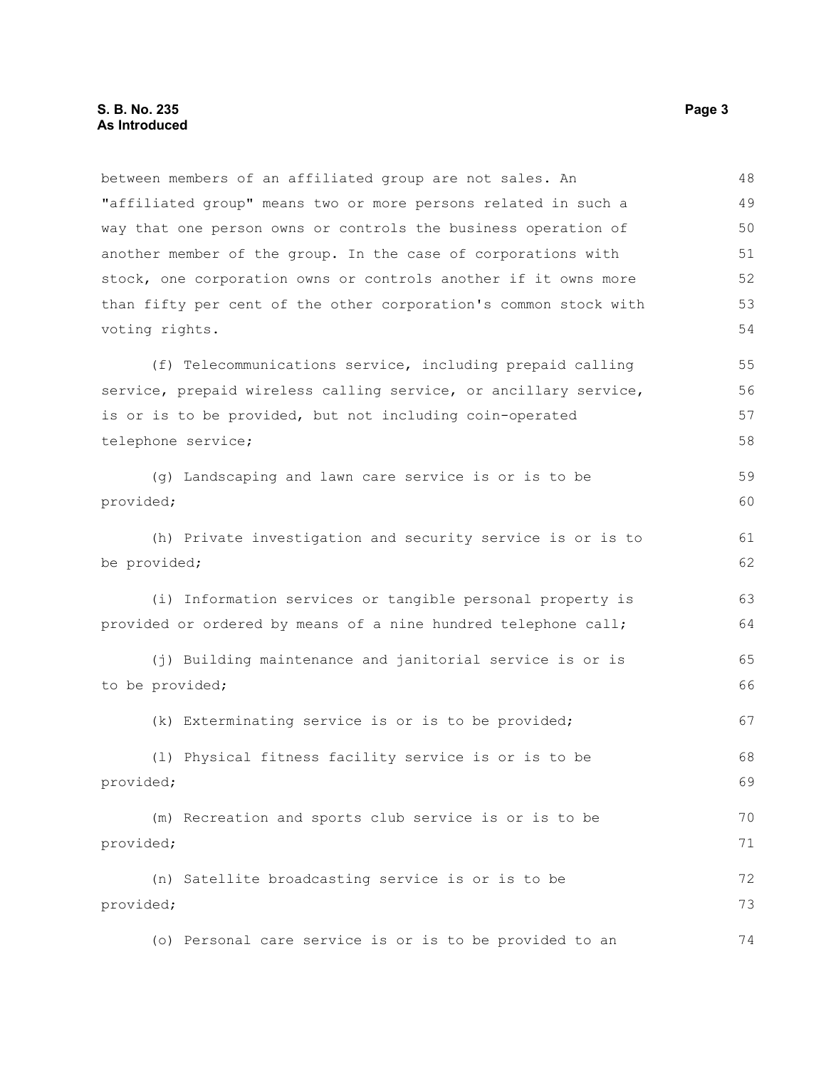between members of an affiliated group are not sales. An "affiliated group" means two or more persons related in such a way that one person owns or controls the business operation of another member of the group. In the case of corporations with stock, one corporation owns or controls another if it owns more than fifty per cent of the other corporation's common stock with voting rights.

(f) Telecommunications service, including prepaid calling service, prepaid wireless calling service, or ancillary service, is or is to be provided, but not including coin-operated telephone service;

(g) Landscaping and lawn care service is or is to be provided;

(h) Private investigation and security service is or is to be provided;

(i) Information services or tangible personal property is provided or ordered by means of a nine hundred telephone call;

(j) Building maintenance and janitorial service is or is to be provided;

(k) Exterminating service is or is to be provided;

(l) Physical fitness facility service is or is to be provided;

(m) Recreation and sports club service is or is to be provided;

(n) Satellite broadcasting service is or is to be provided;

(o) Personal care service is or is to be provided to an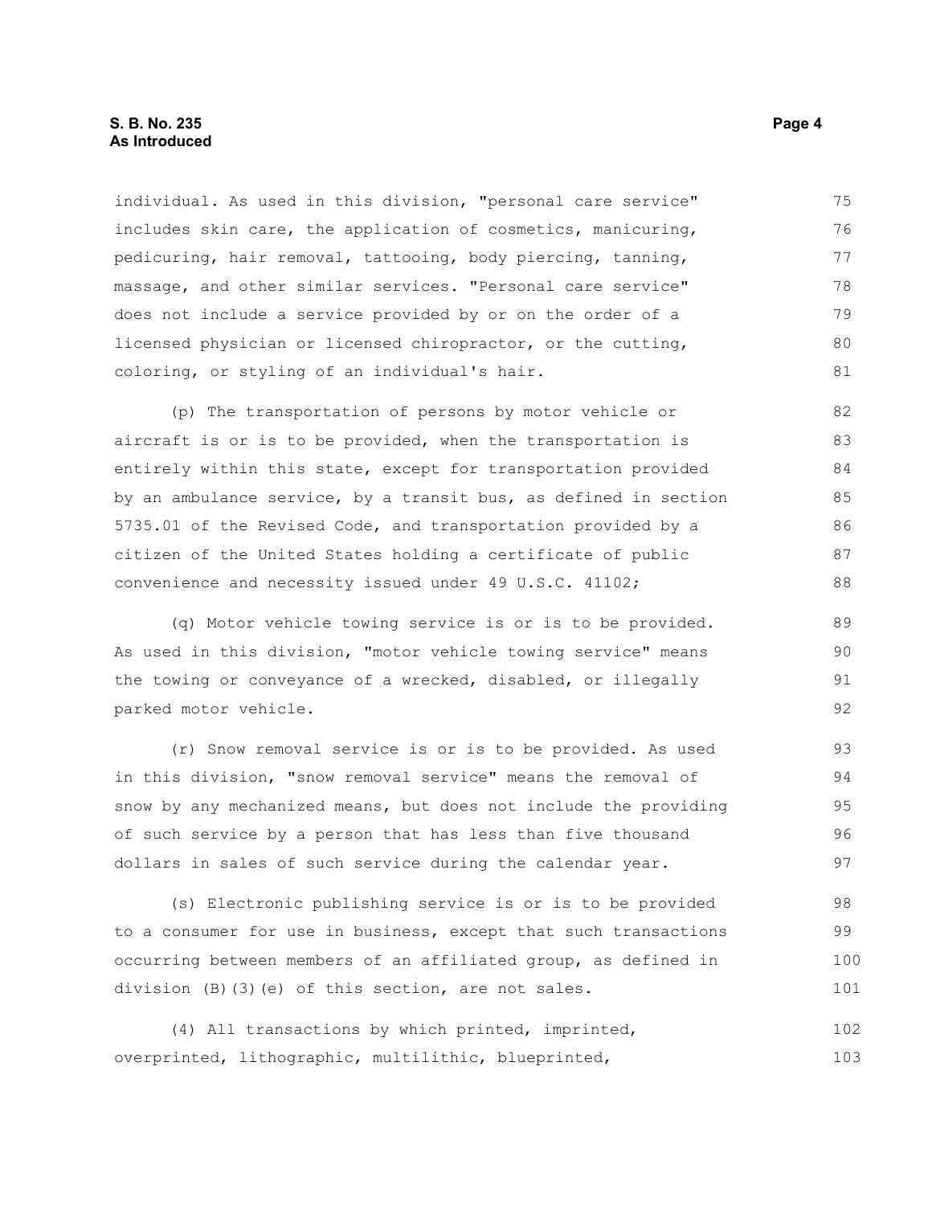individual. As used in this division, "personal care service" includes skin care, the application of cosmetics, manicuring, pedicuring, hair removal, tattooing, body piercing, tanning, massage, and other similar services. "Personal care service" does not include a service provided by or on the order of a licensed physician or licensed chiropractor, or the cutting, coloring, or styling of an individual's hair.

(p) The transportation of persons by motor vehicle or aircraft is or is to be provided, when the transportation is entirely within this state, except for transportation provided by an ambulance service, by a transit bus, as defined in section 5735.01 of the Revised Code, and transportation provided by a citizen of the United States holding a certificate of public convenience and necessity issued under 49 U.S.C. 41102;

(q) Motor vehicle towing service is or is to be provided. As used in this division, "motor vehicle towing service" means the towing or conveyance of a wrecked, disabled, or illegally parked motor vehicle.

(r) Snow removal service is or is to be provided. As used in this division, "snow removal service" means the removal of snow by any mechanized means, but does not include the providing of such service by a person that has less than five thousand dollars in sales of such service during the calendar year.

(s) Electronic publishing service is or is to be provided to a consumer for use in business, except that such transactions occurring between members of an affiliated group, as defined in division (B)(3)(e) of this section, are not sales.

(4) All transactions by which printed, imprinted, overprinted, lithographic, multilithic, blueprinted,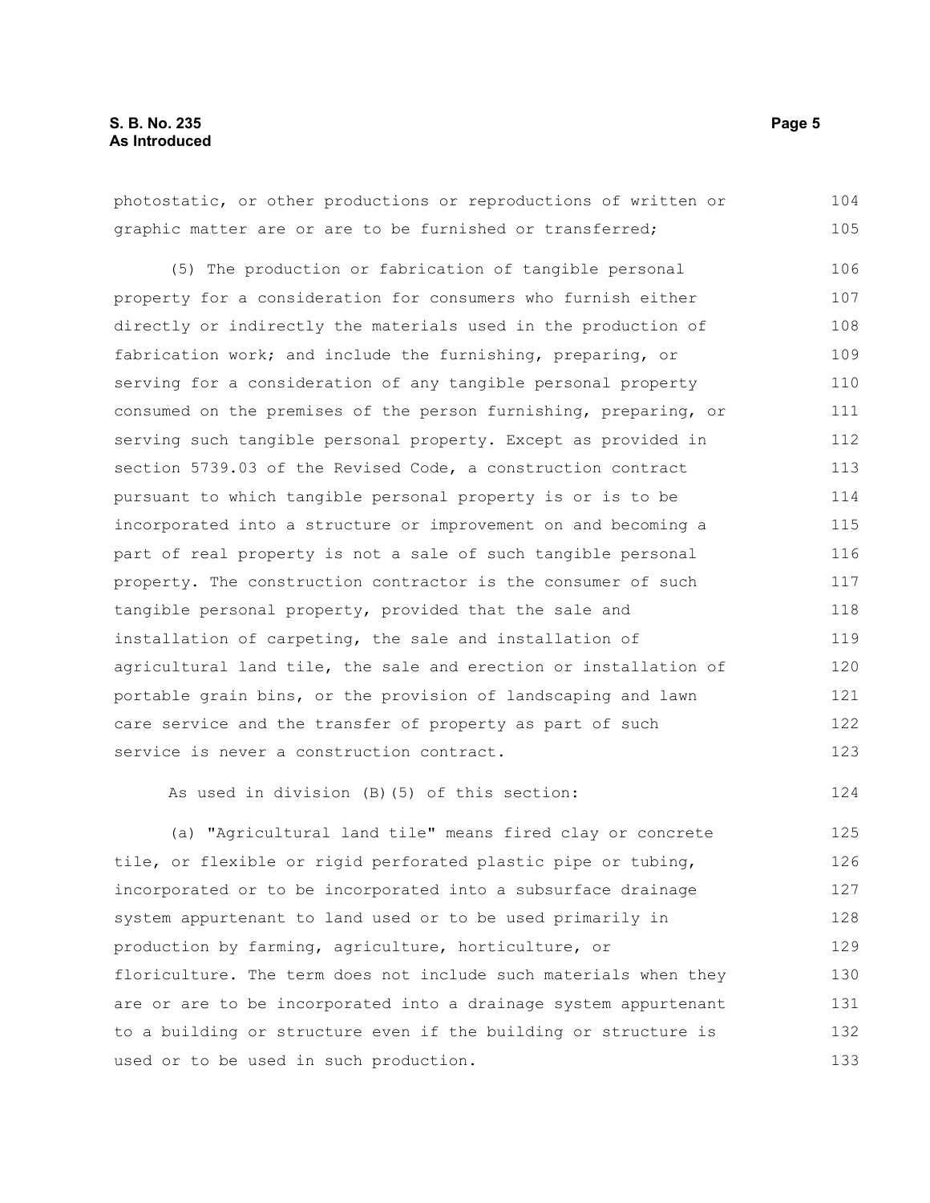photostatic, or other productions or reproductions of written or graphic matter are or are to be furnished or transferred;

(5) The production or fabrication of tangible personal property for a consideration for consumers who furnish either directly or indirectly the materials used in the production of fabrication work; and include the furnishing, preparing, or serving for a consideration of any tangible personal property consumed on the premises of the person furnishing, preparing, or serving such tangible personal property. Except as provided in section 5739.03 of the Revised Code, a construction contract pursuant to which tangible personal property is or is to be incorporated into a structure or improvement on and becoming a part of real property is not a sale of such tangible personal property. The construction contractor is the consumer of such tangible personal property, provided that the sale and installation of carpeting, the sale and installation of agricultural land tile, the sale and erection or installation of portable grain bins, or the provision of landscaping and lawn care service and the transfer of property as part of such service is never a construction contract.

As used in division (B)(5) of this section:

(a) "Agricultural land tile" means fired clay or concrete tile, or flexible or rigid perforated plastic pipe or tubing, incorporated or to be incorporated into a subsurface drainage system appurtenant to land used or to be used primarily in production by farming, agriculture, horticulture, or floriculture. The term does not include such materials when they are or are to be incorporated into a drainage system appurtenant to a building or structure even if the building or structure is used or to be used in such production.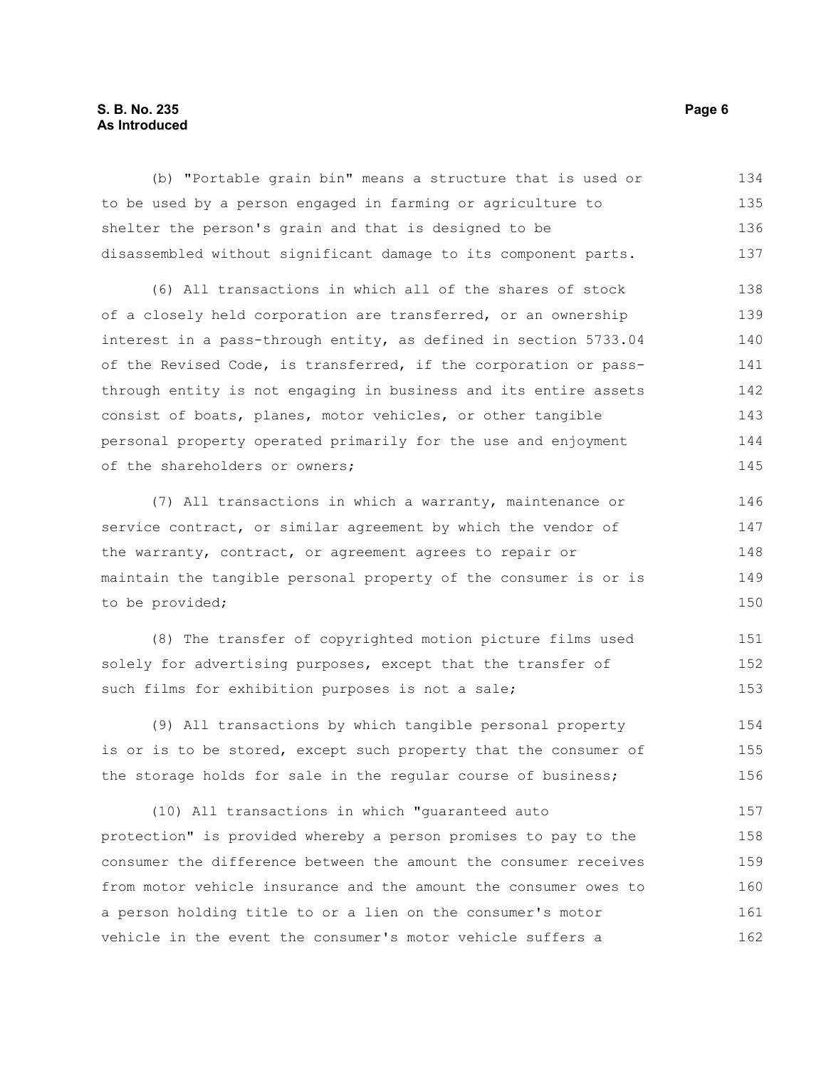(b) "Portable grain bin" means a structure that is used or to be used by a person engaged in farming or agriculture to shelter the person's grain and that is designed to be disassembled without significant damage to its component parts.

(6) All transactions in which all of the shares of stock of a closely held corporation are transferred, or an ownership interest in a pass-through entity, as defined in section 5733.04 of the Revised Code, is transferred, if the corporation or pass-through entity is not engaging in business and its entire assets consist of boats, planes, motor vehicles, or other tangible personal property operated primarily for the use and enjoyment of the shareholders or owners;

(7) All transactions in which a warranty, maintenance or service contract, or similar agreement by which the vendor of the warranty, contract, or agreement agrees to repair or maintain the tangible personal property of the consumer is or is to be provided;

(8) The transfer of copyrighted motion picture films used solely for advertising purposes, except that the transfer of such films for exhibition purposes is not a sale;

(9) All transactions by which tangible personal property is or is to be stored, except such property that the consumer of the storage holds for sale in the regular course of business;

(10) All transactions in which "guaranteed auto protection" is provided whereby a person promises to pay to the consumer the difference between the amount the consumer receives from motor vehicle insurance and the amount the consumer owes to a person holding title to or a lien on the consumer's motor vehicle in the event the consumer's motor vehicle suffers a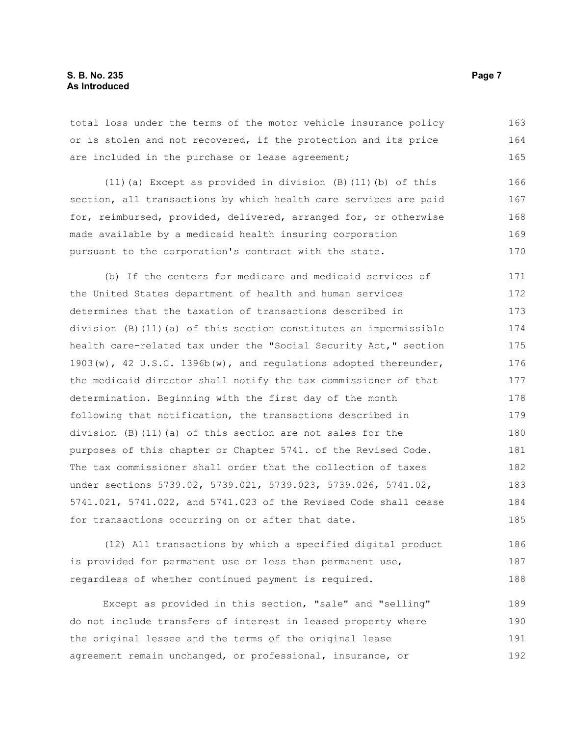total loss under the terms of the motor vehicle insurance policy or is stolen and not recovered, if the protection and its price are included in the purchase or lease agreement;

(11)(a) Except as provided in division (B)(11)(b) of this section, all transactions by which health care services are paid for, reimbursed, provided, delivered, arranged for, or otherwise made available by a medicaid health insuring corporation pursuant to the corporation's contract with the state.

(b) If the centers for medicare and medicaid services of the United States department of health and human services determines that the taxation of transactions described in division (B)(11)(a) of this section constitutes an impermissible health care-related tax under the "Social Security Act," section 1903(w), 42 U.S.C. 1396b(w), and regulations adopted thereunder, the medicaid director shall notify the tax commissioner of that determination. Beginning with the first day of the month following that notification, the transactions described in division (B)(11)(a) of this section are not sales for the purposes of this chapter or Chapter 5741. of the Revised Code. The tax commissioner shall order that the collection of taxes under sections 5739.02, 5739.021, 5739.023, 5739.026, 5741.02, 5741.021, 5741.022, and 5741.023 of the Revised Code shall cease for transactions occurring on or after that date.

(12) All transactions by which a specified digital product is provided for permanent use or less than permanent use, regardless of whether continued payment is required.

Except as provided in this section, "sale" and "selling" do not include transfers of interest in leased property where the original lessee and the terms of the original lease agreement remain unchanged, or professional, insurance, or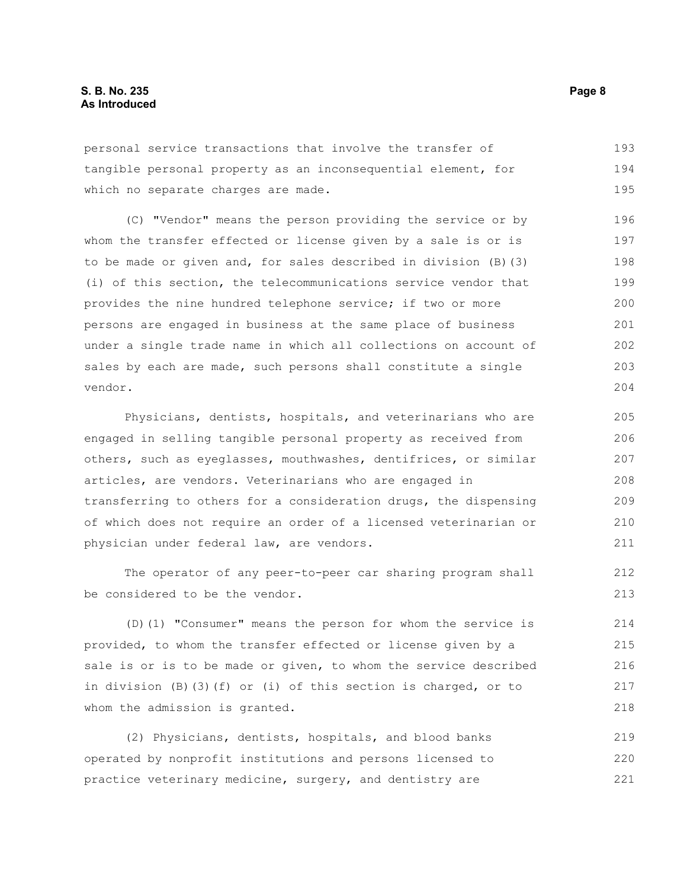personal service transactions that involve the transfer of tangible personal property as an inconsequential element, for which no separate charges are made.

(C) "Vendor" means the person providing the service or by whom the transfer effected or license given by a sale is or is to be made or given and, for sales described in division (B)(3)(i) of this section, the telecommunications service vendor that provides the nine hundred telephone service; if two or more persons are engaged in business at the same place of business under a single trade name in which all collections on account of sales by each are made, such persons shall constitute a single vendor.

Physicians, dentists, hospitals, and veterinarians who are engaged in selling tangible personal property as received from others, such as eyeglasses, mouthwashes, dentifrices, or similar articles, are vendors. Veterinarians who are engaged in transferring to others for a consideration drugs, the dispensing of which does not require an order of a licensed veterinarian or physician under federal law, are vendors.

The operator of any peer-to-peer car sharing program shall be considered to be the vendor.

(D)(1) "Consumer" means the person for whom the service is provided, to whom the transfer effected or license given by a sale is or is to be made or given, to whom the service described in division (B)(3)(f) or (i) of this section is charged, or to whom the admission is granted.

(2) Physicians, dentists, hospitals, and blood banks operated by nonprofit institutions and persons licensed to practice veterinary medicine, surgery, and dentistry are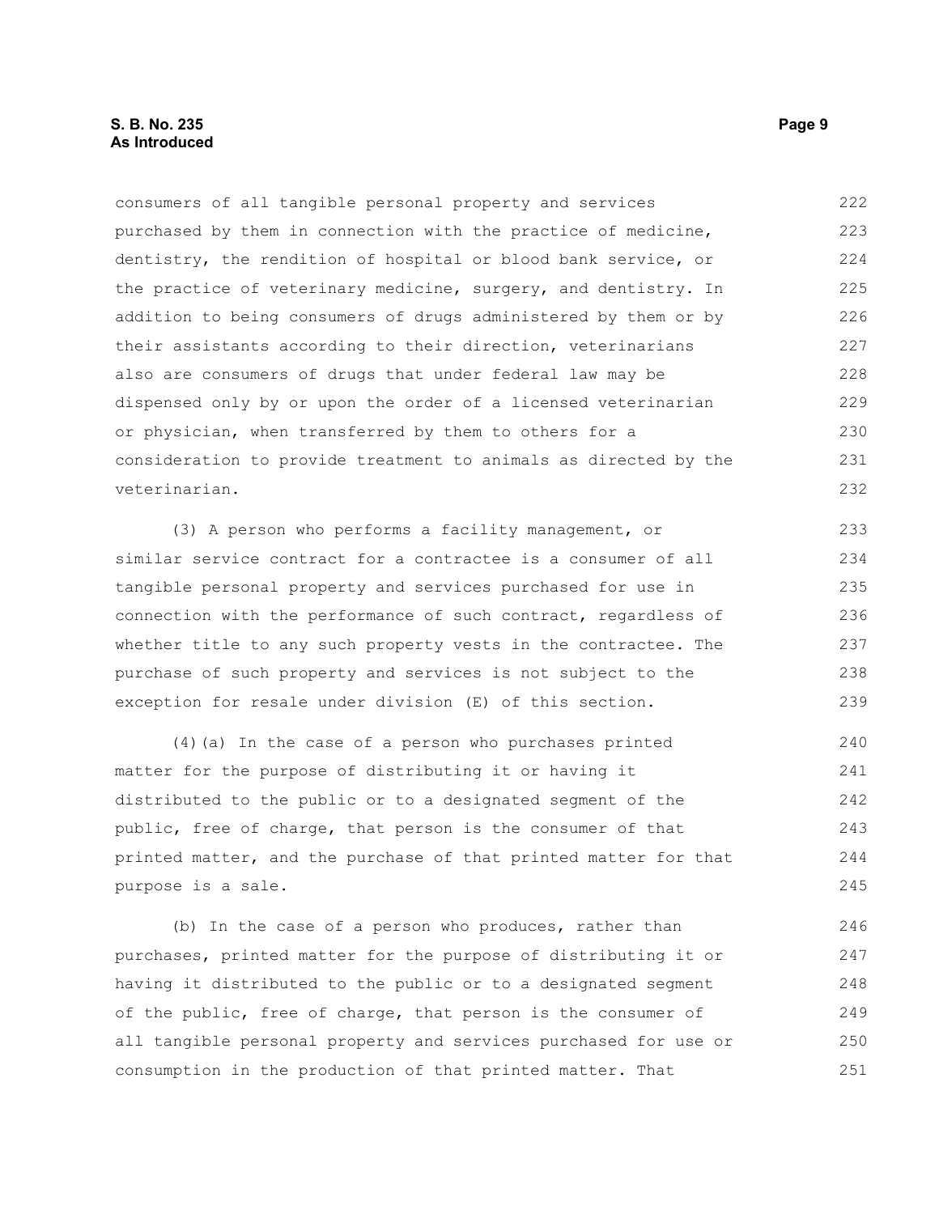consumers of all tangible personal property and services purchased by them in connection with the practice of medicine, dentistry, the rendition of hospital or blood bank service, or the practice of veterinary medicine, surgery, and dentistry. In addition to being consumers of drugs administered by them or by their assistants according to their direction, veterinarians also are consumers of drugs that under federal law may be dispensed only by or upon the order of a licensed veterinarian or physician, when transferred by them to others for a consideration to provide treatment to animals as directed by the veterinarian.

(3) A person who performs a facility management, or similar service contract for a contractee is a consumer of all tangible personal property and services purchased for use in connection with the performance of such contract, regardless of whether title to any such property vests in the contractee. The purchase of such property and services is not subject to the exception for resale under division (E) of this section.

(4)(a) In the case of a person who purchases printed matter for the purpose of distributing it or having it distributed to the public or to a designated segment of the public, free of charge, that person is the consumer of that printed matter, and the purchase of that printed matter for that purpose is a sale.

(b) In the case of a person who produces, rather than purchases, printed matter for the purpose of distributing it or having it distributed to the public or to a designated segment of the public, free of charge, that person is the consumer of all tangible personal property and services purchased for use or consumption in the production of that printed matter. That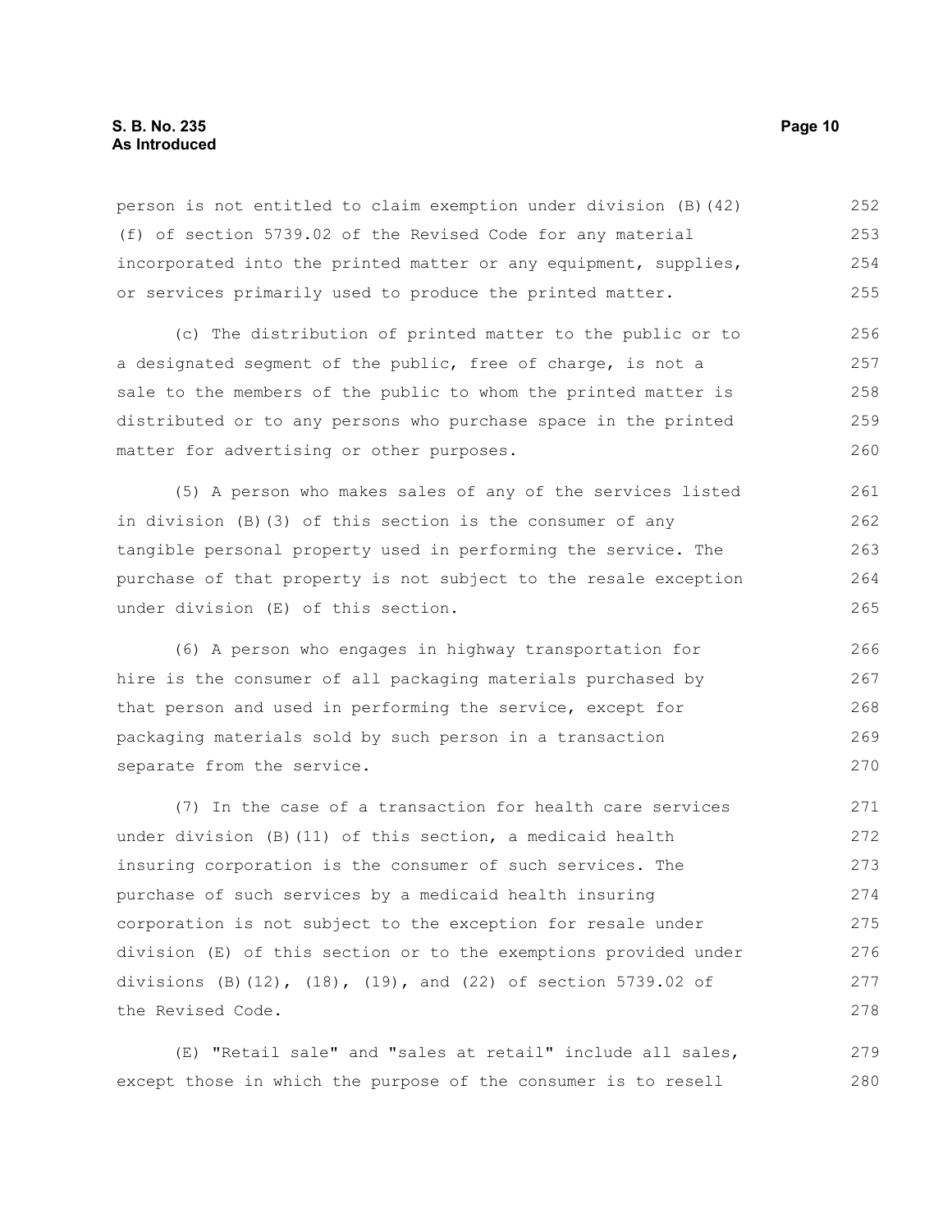person is not entitled to claim exemption under division (B)(42)(f) of section 5739.02 of the Revised Code for any material incorporated into the printed matter or any equipment, supplies, or services primarily used to produce the printed matter.

(c) The distribution of printed matter to the public or to a designated segment of the public, free of charge, is not a sale to the members of the public to whom the printed matter is distributed or to any persons who purchase space in the printed matter for advertising or other purposes.

(5) A person who makes sales of any of the services listed in division (B)(3) of this section is the consumer of any tangible personal property used in performing the service. The purchase of that property is not subject to the resale exception under division (E) of this section.

(6) A person who engages in highway transportation for hire is the consumer of all packaging materials purchased by that person and used in performing the service, except for packaging materials sold by such person in a transaction separate from the service.

(7) In the case of a transaction for health care services under division (B)(11) of this section, a medicaid health insuring corporation is the consumer of such services. The purchase of such services by a medicaid health insuring corporation is not subject to the exception for resale under division (E) of this section or to the exemptions provided under divisions (B)(12), (18), (19), and (22) of section 5739.02 of the Revised Code.

(E) "Retail sale" and "sales at retail" include all sales, except those in which the purpose of the consumer is to resell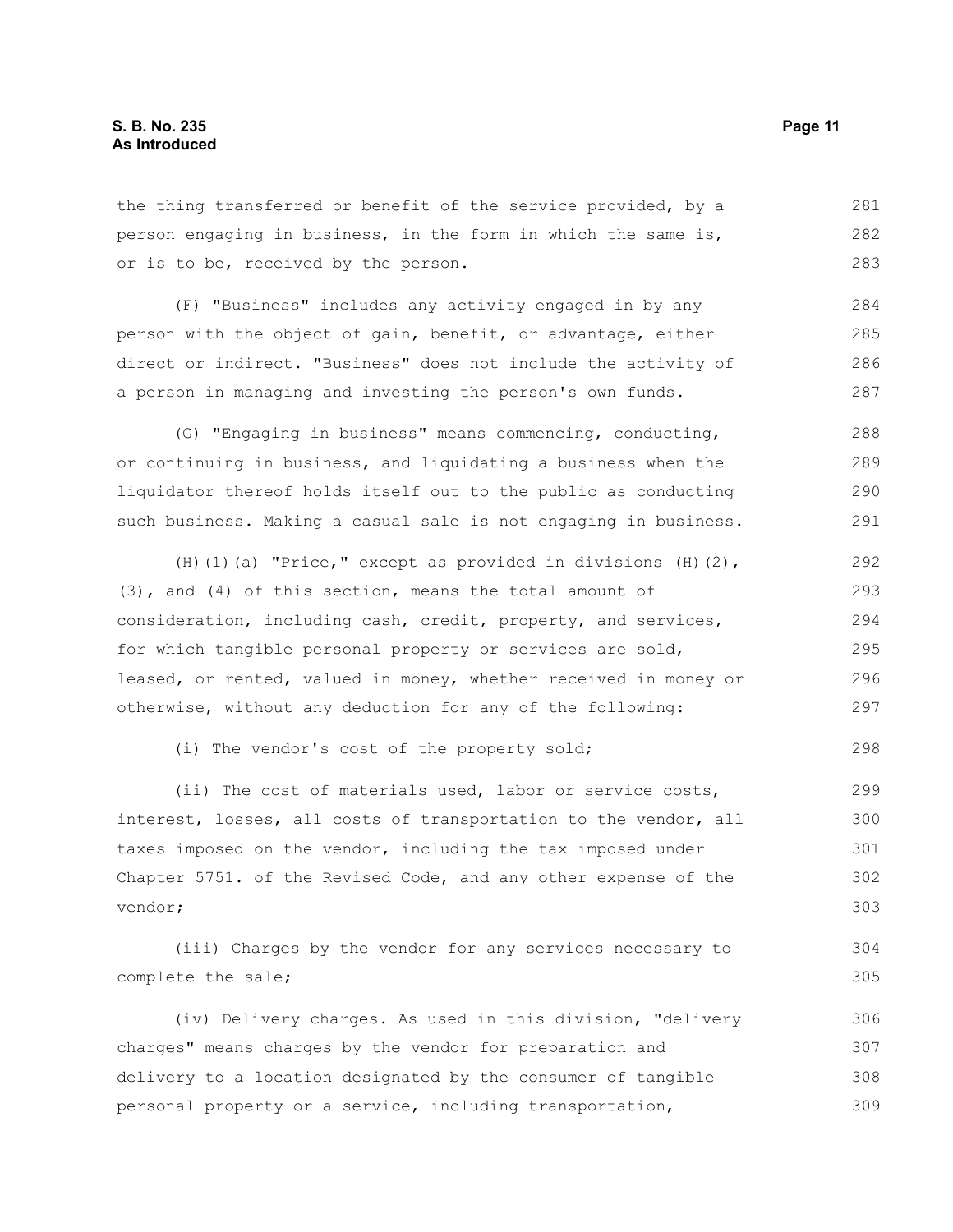the thing transferred or benefit of the service provided, by a person engaging in business, in the form in which the same is, or is to be, received by the person.

(F) "Business" includes any activity engaged in by any person with the object of gain, benefit, or advantage, either direct or indirect. "Business" does not include the activity of a person in managing and investing the person's own funds.

(G) "Engaging in business" means commencing, conducting, or continuing in business, and liquidating a business when the liquidator thereof holds itself out to the public as conducting such business. Making a casual sale is not engaging in business.

(H)(1)(a) "Price," except as provided in divisions (H)(2), (3), and (4) of this section, means the total amount of consideration, including cash, credit, property, and services, for which tangible personal property or services are sold, leased, or rented, valued in money, whether received in money or otherwise, without any deduction for any of the following:

(i) The vendor's cost of the property sold;

(ii) The cost of materials used, labor or service costs, interest, losses, all costs of transportation to the vendor, all taxes imposed on the vendor, including the tax imposed under Chapter 5751. of the Revised Code, and any other expense of the vendor;

(iii) Charges by the vendor for any services necessary to complete the sale;

(iv) Delivery charges. As used in this division, "delivery charges" means charges by the vendor for preparation and delivery to a location designated by the consumer of tangible personal property or a service, including transportation,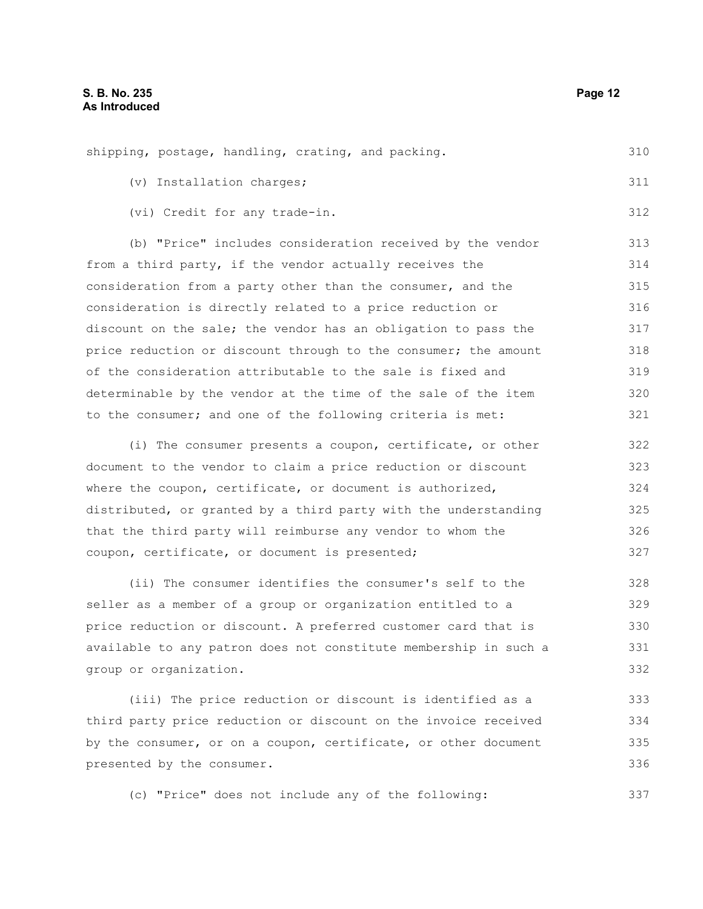shipping, postage, handling, crating, and packing.

(v) Installation charges;

(vi) Credit for any trade-in.

(b) "Price" includes consideration received by the vendor from a third party, if the vendor actually receives the consideration from a party other than the consumer, and the consideration is directly related to a price reduction or discount on the sale; the vendor has an obligation to pass the price reduction or discount through to the consumer; the amount of the consideration attributable to the sale is fixed and determinable by the vendor at the time of the sale of the item to the consumer; and one of the following criteria is met:

(i) The consumer presents a coupon, certificate, or other document to the vendor to claim a price reduction or discount where the coupon, certificate, or document is authorized, distributed, or granted by a third party with the understanding that the third party will reimburse any vendor to whom the coupon, certificate, or document is presented;

(ii) The consumer identifies the consumer's self to the seller as a member of a group or organization entitled to a price reduction or discount. A preferred customer card that is available to any patron does not constitute membership in such a group or organization.

(iii) The price reduction or discount is identified as a third party price reduction or discount on the invoice received by the consumer, or on a coupon, certificate, or other document presented by the consumer.

(c) "Price" does not include any of the following: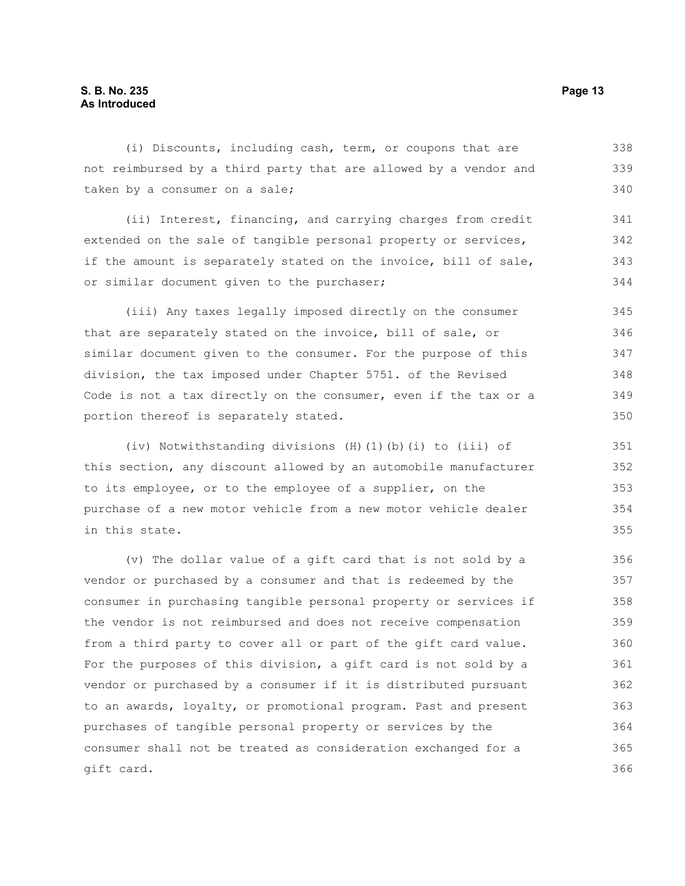(i) Discounts, including cash, term, or coupons that are not reimbursed by a third party that are allowed by a vendor and taken by a consumer on a sale;

(ii) Interest, financing, and carrying charges from credit extended on the sale of tangible personal property or services, if the amount is separately stated on the invoice, bill of sale, or similar document given to the purchaser;

(iii) Any taxes legally imposed directly on the consumer that are separately stated on the invoice, bill of sale, or similar document given to the consumer. For the purpose of this division, the tax imposed under Chapter 5751. of the Revised Code is not a tax directly on the consumer, even if the tax or a portion thereof is separately stated.

(iv) Notwithstanding divisions (H)(1)(b)(i) to (iii) of this section, any discount allowed by an automobile manufacturer to its employee, or to the employee of a supplier, on the purchase of a new motor vehicle from a new motor vehicle dealer in this state.

(v) The dollar value of a gift card that is not sold by a vendor or purchased by a consumer and that is redeemed by the consumer in purchasing tangible personal property or services if the vendor is not reimbursed and does not receive compensation from a third party to cover all or part of the gift card value. For the purposes of this division, a gift card is not sold by a vendor or purchased by a consumer if it is distributed pursuant to an awards, loyalty, or promotional program. Past and present purchases of tangible personal property or services by the consumer shall not be treated as consideration exchanged for a gift card.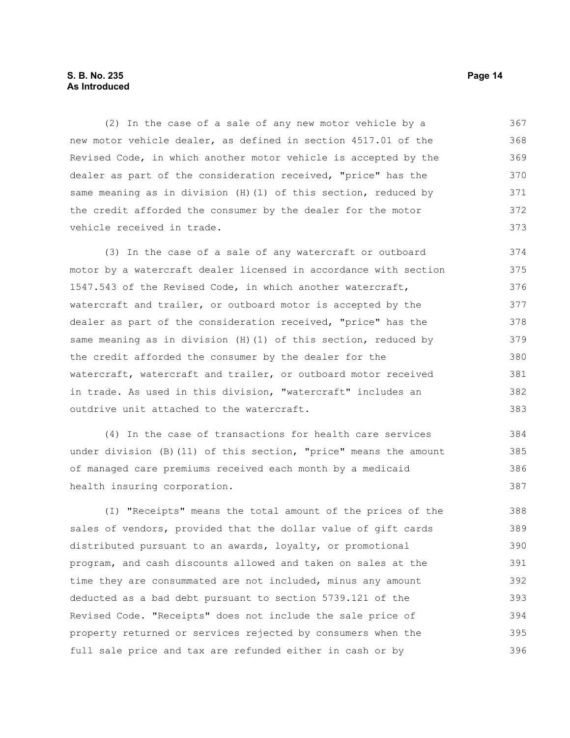(2) In the case of a sale of any new motor vehicle by a new motor vehicle dealer, as defined in section 4517.01 of the Revised Code, in which another motor vehicle is accepted by the dealer as part of the consideration received, "price" has the same meaning as in division (H)(1) of this section, reduced by the credit afforded the consumer by the dealer for the motor vehicle received in trade.

(3) In the case of a sale of any watercraft or outboard motor by a watercraft dealer licensed in accordance with section 1547.543 of the Revised Code, in which another watercraft, watercraft and trailer, or outboard motor is accepted by the dealer as part of the consideration received, "price" has the same meaning as in division (H)(1) of this section, reduced by the credit afforded the consumer by the dealer for the watercraft, watercraft and trailer, or outboard motor received in trade. As used in this division, "watercraft" includes an outdrive unit attached to the watercraft.

(4) In the case of transactions for health care services under division (B)(11) of this section, "price" means the amount of managed care premiums received each month by a medicaid health insuring corporation.

(I) "Receipts" means the total amount of the prices of the sales of vendors, provided that the dollar value of gift cards distributed pursuant to an awards, loyalty, or promotional program, and cash discounts allowed and taken on sales at the time they are consummated are not included, minus any amount deducted as a bad debt pursuant to section 5739.121 of the Revised Code. "Receipts" does not include the sale price of property returned or services rejected by consumers when the full sale price and tax are refunded either in cash or by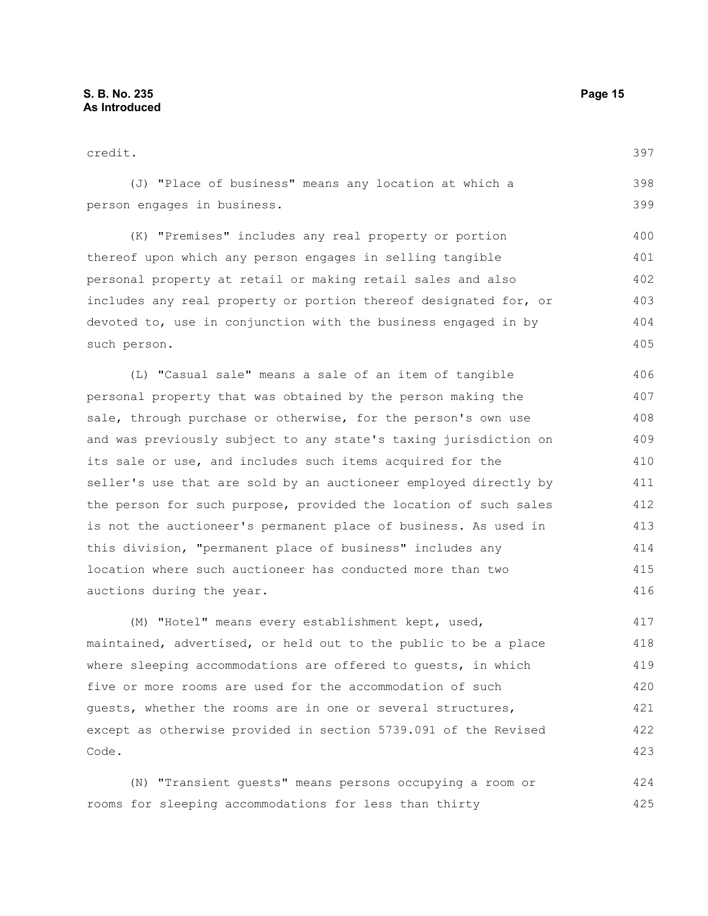credit.

(J) "Place of business" means any location at which a person engages in business.

(K) "Premises" includes any real property or portion thereof upon which any person engages in selling tangible personal property at retail or making retail sales and also includes any real property or portion thereof designated for, or devoted to, use in conjunction with the business engaged in by such person.

(L) "Casual sale" means a sale of an item of tangible personal property that was obtained by the person making the sale, through purchase or otherwise, for the person's own use and was previously subject to any state's taxing jurisdiction on its sale or use, and includes such items acquired for the seller's use that are sold by an auctioneer employed directly by the person for such purpose, provided the location of such sales is not the auctioneer's permanent place of business. As used in this division, "permanent place of business" includes any location where such auctioneer has conducted more than two auctions during the year.

(M) "Hotel" means every establishment kept, used, maintained, advertised, or held out to the public to be a place where sleeping accommodations are offered to guests, in which five or more rooms are used for the accommodation of such guests, whether the rooms are in one or several structures, except as otherwise provided in section 5739.091 of the Revised Code.

(N) "Transient guests" means persons occupying a room or rooms for sleeping accommodations for less than thirty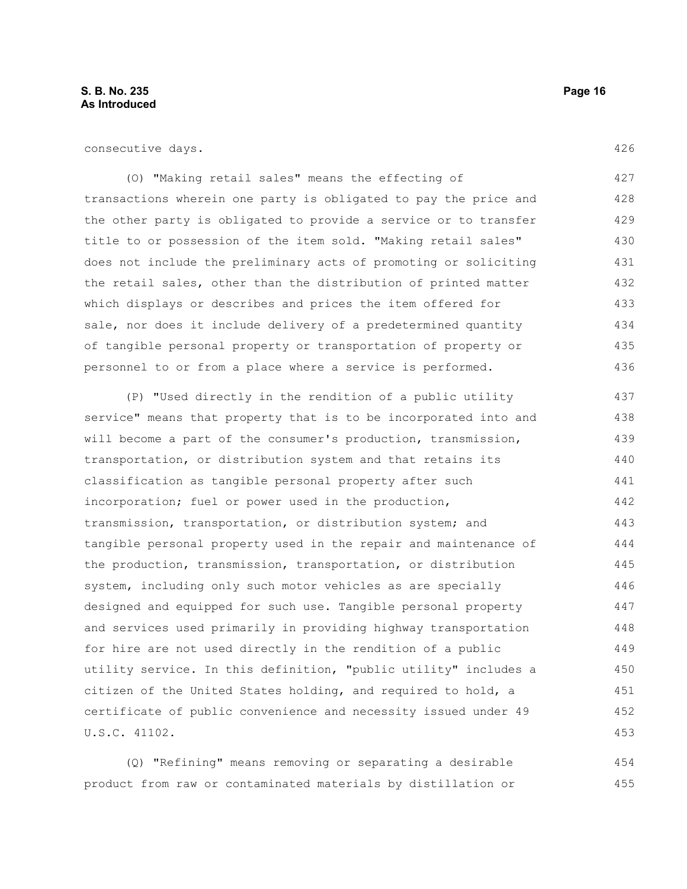consecutive days.

(O) "Making retail sales" means the effecting of transactions wherein one party is obligated to pay the price and the other party is obligated to provide a service or to transfer title to or possession of the item sold. "Making retail sales" does not include the preliminary acts of promoting or soliciting the retail sales, other than the distribution of printed matter which displays or describes and prices the item offered for sale, nor does it include delivery of a predetermined quantity of tangible personal property or transportation of property or personnel to or from a place where a service is performed.

(P) "Used directly in the rendition of a public utility service" means that property that is to be incorporated into and will become a part of the consumer's production, transmission, transportation, or distribution system and that retains its classification as tangible personal property after such incorporation; fuel or power used in the production, transmission, transportation, or distribution system; and tangible personal property used in the repair and maintenance of the production, transmission, transportation, or distribution system, including only such motor vehicles as are specially designed and equipped for such use. Tangible personal property and services used primarily in providing highway transportation for hire are not used directly in the rendition of a public utility service. In this definition, "public utility" includes a citizen of the United States holding, and required to hold, a certificate of public convenience and necessity issued under 49 U.S.C. 41102.

(Q) "Refining" means removing or separating a desirable product from raw or contaminated materials by distillation or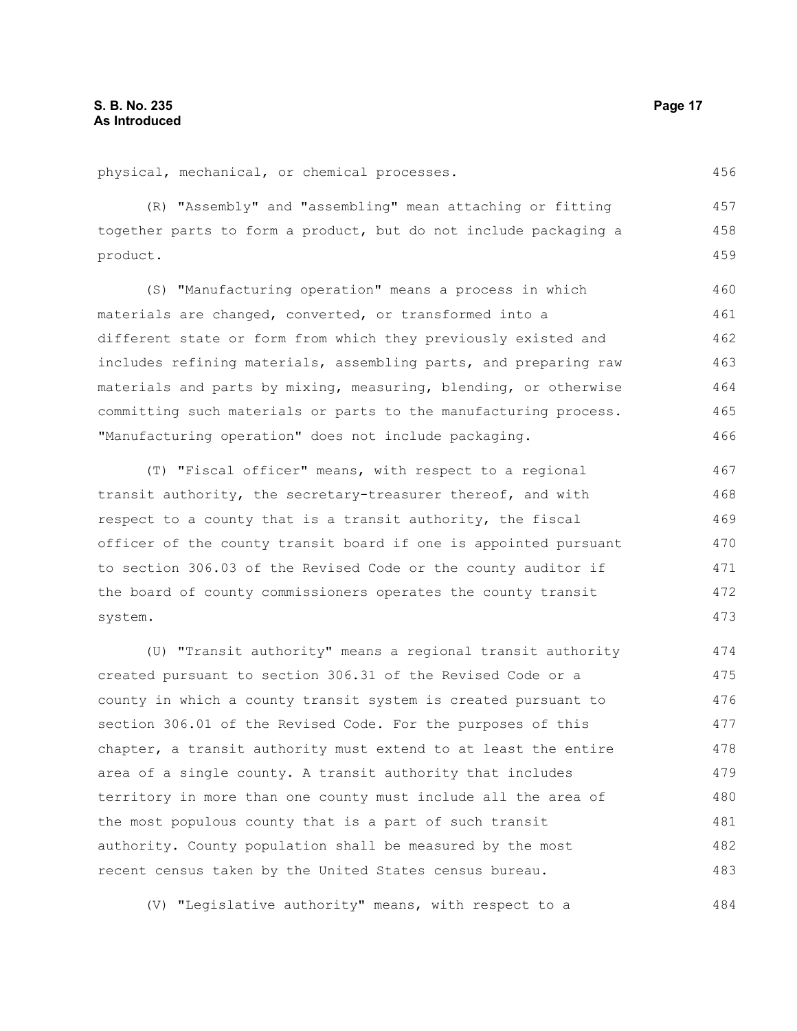physical, mechanical, or chemical processes.

(R) "Assembly" and "assembling" mean attaching or fitting together parts to form a product, but do not include packaging a product.

(S) "Manufacturing operation" means a process in which materials are changed, converted, or transformed into a different state or form from which they previously existed and includes refining materials, assembling parts, and preparing raw materials and parts by mixing, measuring, blending, or otherwise committing such materials or parts to the manufacturing process. "Manufacturing operation" does not include packaging.

(T) "Fiscal officer" means, with respect to a regional transit authority, the secretary-treasurer thereof, and with respect to a county that is a transit authority, the fiscal officer of the county transit board if one is appointed pursuant to section 306.03 of the Revised Code or the county auditor if the board of county commissioners operates the county transit system.

(U) "Transit authority" means a regional transit authority created pursuant to section 306.31 of the Revised Code or a county in which a county transit system is created pursuant to section 306.01 of the Revised Code. For the purposes of this chapter, a transit authority must extend to at least the entire area of a single county. A transit authority that includes territory in more than one county must include all the area of the most populous county that is a part of such transit authority. County population shall be measured by the most recent census taken by the United States census bureau.

(V) "Legislative authority" means, with respect to a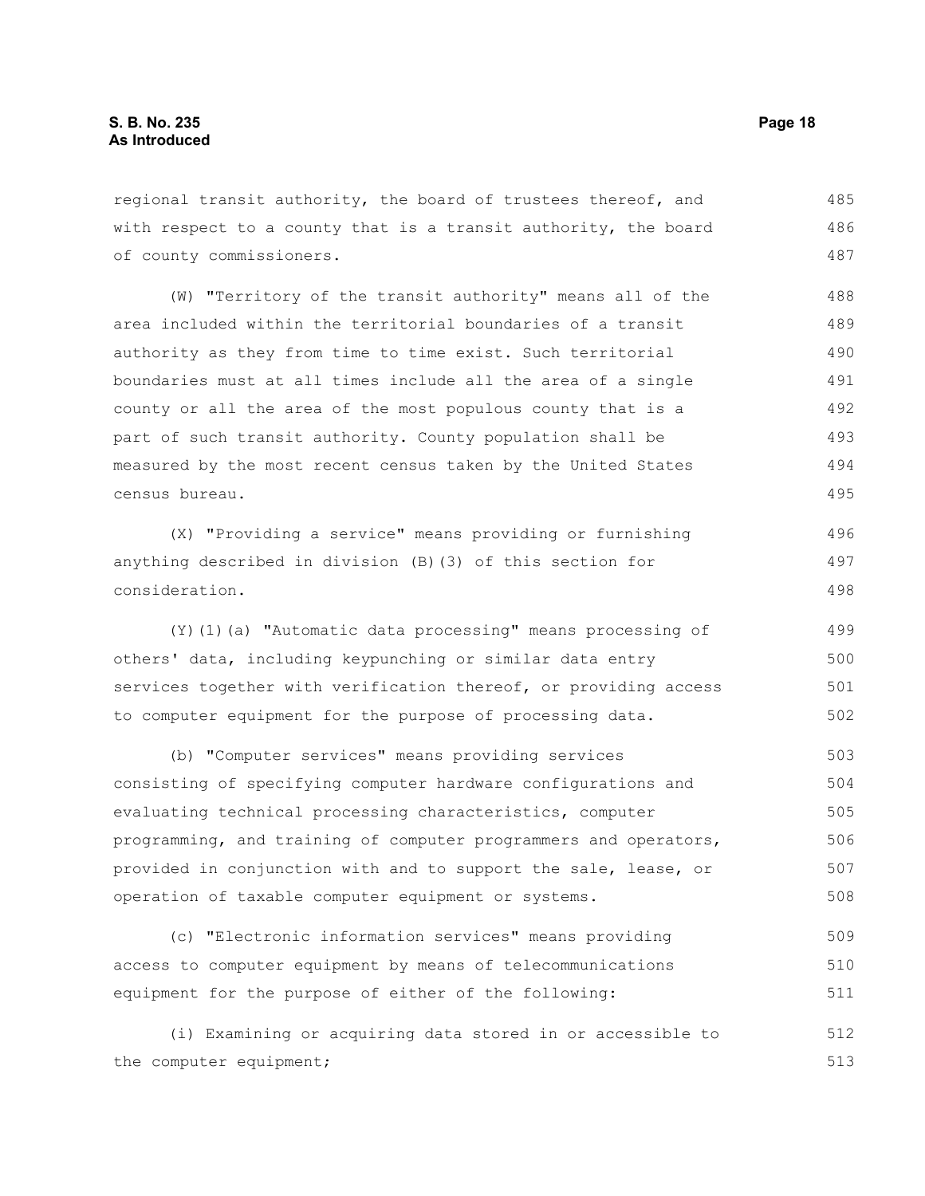regional transit authority, the board of trustees thereof, and with respect to a county that is a transit authority, the board of county commissioners.

(W) "Territory of the transit authority" means all of the area included within the territorial boundaries of a transit authority as they from time to time exist. Such territorial boundaries must at all times include all the area of a single county or all the area of the most populous county that is a part of such transit authority. County population shall be measured by the most recent census taken by the United States census bureau.

(X) "Providing a service" means providing or furnishing anything described in division (B)(3) of this section for consideration.

(Y)(1)(a) "Automatic data processing" means processing of others' data, including keypunching or similar data entry services together with verification thereof, or providing access to computer equipment for the purpose of processing data.

(b) "Computer services" means providing services consisting of specifying computer hardware configurations and evaluating technical processing characteristics, computer programming, and training of computer programmers and operators, provided in conjunction with and to support the sale, lease, or operation of taxable computer equipment or systems.

(c) "Electronic information services" means providing access to computer equipment by means of telecommunications equipment for the purpose of either of the following:

(i) Examining or acquiring data stored in or accessible to the computer equipment;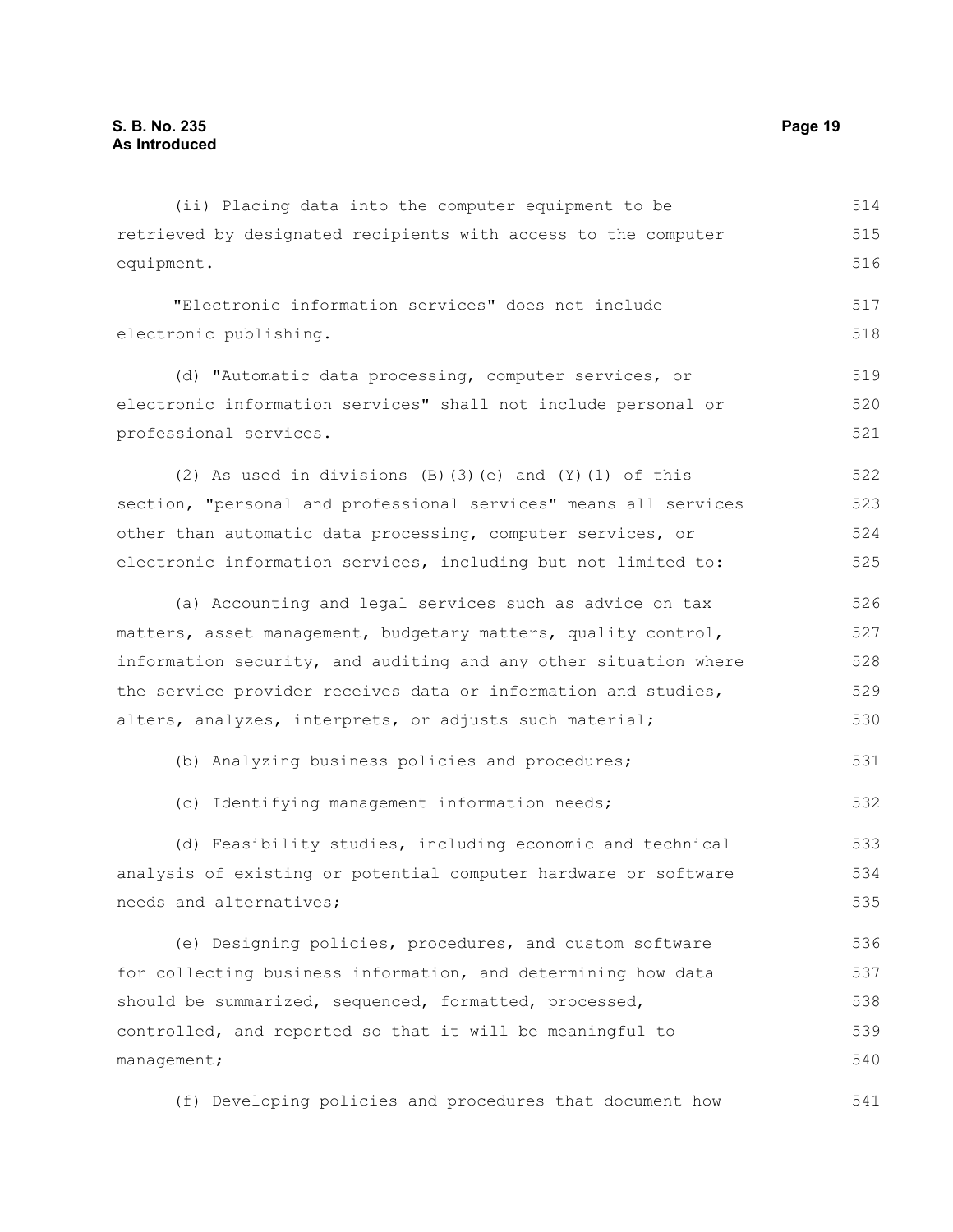(ii) Placing data into the computer equipment to be retrieved by designated recipients with access to the computer equipment.

"Electronic information services" does not include electronic publishing.

(d) "Automatic data processing, computer services, or electronic information services" shall not include personal or professional services.

(2) As used in divisions (B)(3)(e) and (Y)(1) of this section, "personal and professional services" means all services other than automatic data processing, computer services, or electronic information services, including but not limited to:

(a) Accounting and legal services such as advice on tax matters, asset management, budgetary matters, quality control, information security, and auditing and any other situation where the service provider receives data or information and studies, alters, analyzes, interprets, or adjusts such material;

(b) Analyzing business policies and procedures;

(c) Identifying management information needs;

(d) Feasibility studies, including economic and technical analysis of existing or potential computer hardware or software needs and alternatives;

(e) Designing policies, procedures, and custom software for collecting business information, and determining how data should be summarized, sequenced, formatted, processed, controlled, and reported so that it will be meaningful to management;

(f) Developing policies and procedures that document how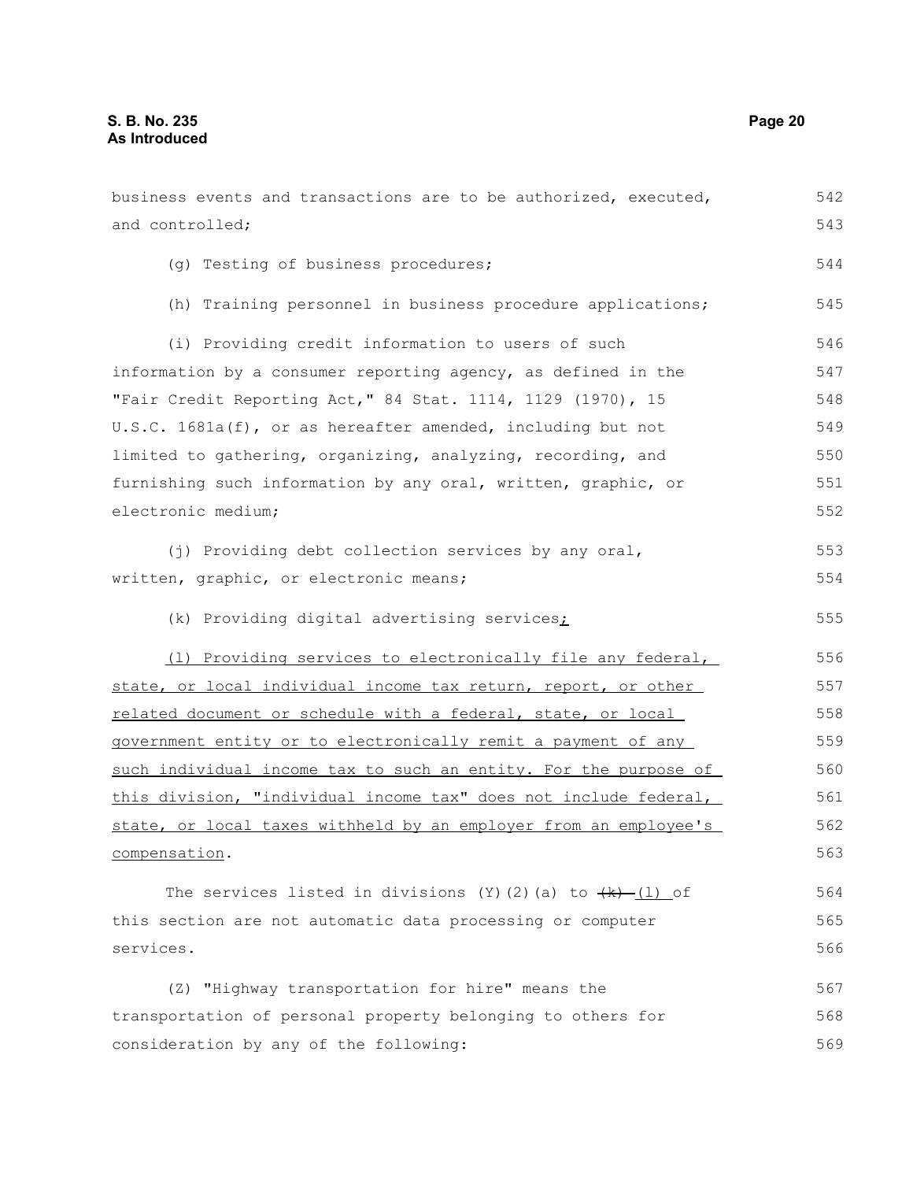business events and transactions are to be authorized, executed, and controlled;

(g) Testing of business procedures;

(h) Training personnel in business procedure applications;

(i) Providing credit information to users of such information by a consumer reporting agency, as defined in the "Fair Credit Reporting Act," 84 Stat. 1114, 1129 (1970), 15 U.S.C. 1681a(f), or as hereafter amended, including but not limited to gathering, organizing, analyzing, recording, and furnishing such information by any oral, written, graphic, or electronic medium;

(j) Providing debt collection services by any oral, written, graphic, or electronic means;

(k) Providing digital advertising services;

(l) Providing services to electronically file any federal, state, or local individual income tax return, report, or other related document or schedule with a federal, state, or local government entity or to electronically remit a payment of any such individual income tax to such an entity. For the purpose of this division, "individual income tax" does not include federal, state, or local taxes withheld by an employer from an employee's compensation.

The services listed in divisions (Y)(2)(a) to ~~(k)~~ (l) of this section are not automatic data processing or computer services.

(Z) "Highway transportation for hire" means the transportation of personal property belonging to others for consideration by any of the following: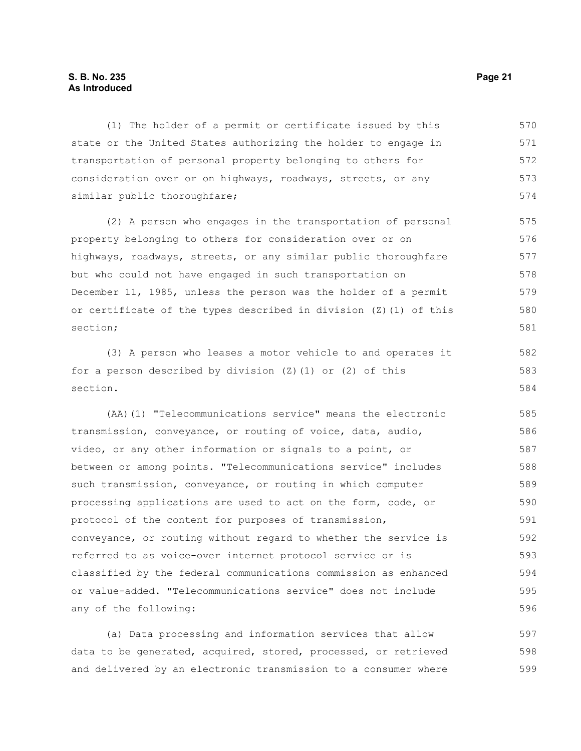(1) The holder of a permit or certificate issued by this state or the United States authorizing the holder to engage in transportation of personal property belonging to others for consideration over or on highways, roadways, streets, or any similar public thoroughfare;

(2) A person who engages in the transportation of personal property belonging to others for consideration over or on highways, roadways, streets, or any similar public thoroughfare but who could not have engaged in such transportation on December 11, 1985, unless the person was the holder of a permit or certificate of the types described in division (Z)(1) of this section;

(3) A person who leases a motor vehicle to and operates it for a person described by division (Z)(1) or (2) of this section.

(AA)(1) "Telecommunications service" means the electronic transmission, conveyance, or routing of voice, data, audio, video, or any other information or signals to a point, or between or among points. "Telecommunications service" includes such transmission, conveyance, or routing in which computer processing applications are used to act on the form, code, or protocol of the content for purposes of transmission, conveyance, or routing without regard to whether the service is referred to as voice-over internet protocol service or is classified by the federal communications commission as enhanced or value-added. "Telecommunications service" does not include any of the following:

(a) Data processing and information services that allow data to be generated, acquired, stored, processed, or retrieved and delivered by an electronic transmission to a consumer where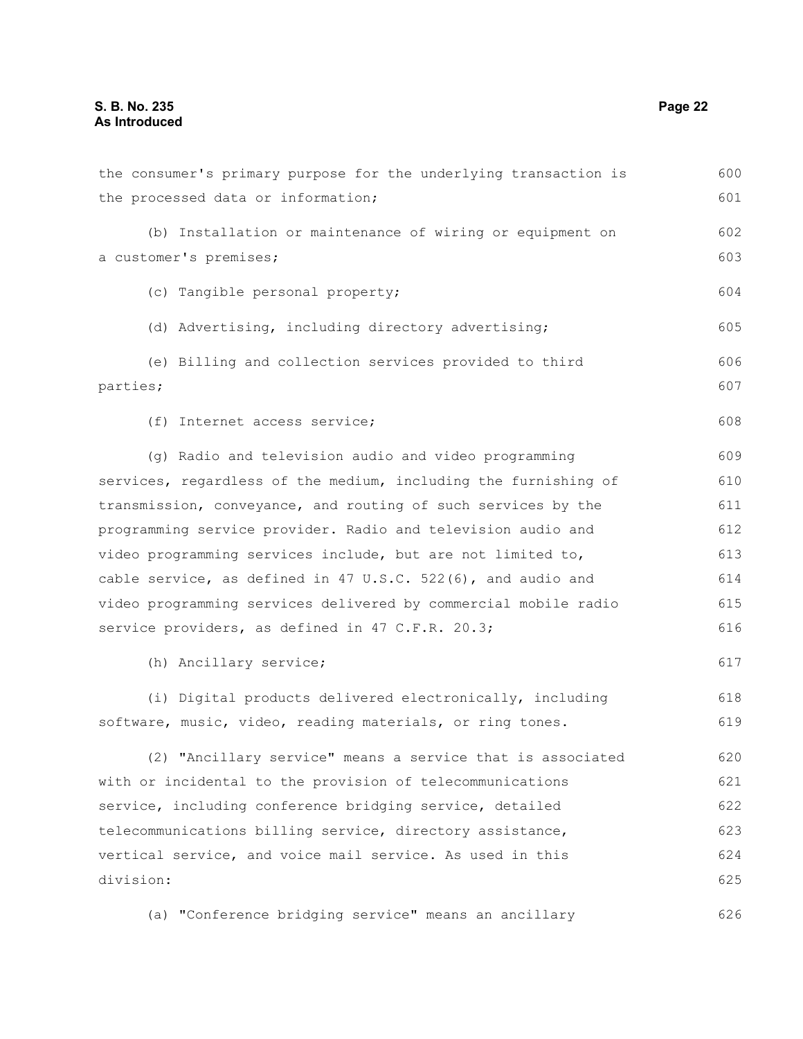the consumer's primary purpose for the underlying transaction is the processed data or information;

(b) Installation or maintenance of wiring or equipment on a customer's premises;

(c) Tangible personal property;

(d) Advertising, including directory advertising;

(e) Billing and collection services provided to third parties;

(f) Internet access service;

(g) Radio and television audio and video programming services, regardless of the medium, including the furnishing of transmission, conveyance, and routing of such services by the programming service provider. Radio and television audio and video programming services include, but are not limited to, cable service, as defined in 47 U.S.C. 522(6), and audio and video programming services delivered by commercial mobile radio service providers, as defined in 47 C.F.R. 20.3;

(h) Ancillary service;

(i) Digital products delivered electronically, including software, music, video, reading materials, or ring tones.

(2) "Ancillary service" means a service that is associated with or incidental to the provision of telecommunications service, including conference bridging service, detailed telecommunications billing service, directory assistance, vertical service, and voice mail service. As used in this division:

(a) "Conference bridging service" means an ancillary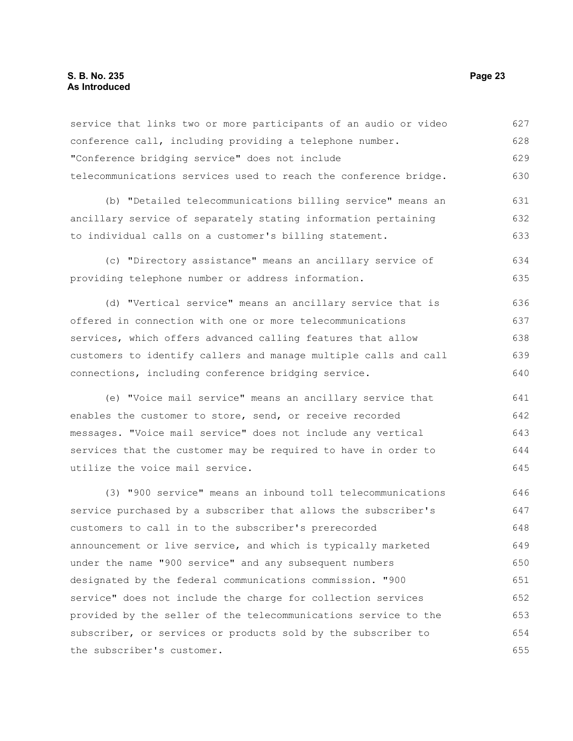service that links two or more participants of an audio or video conference call, including providing a telephone number. "Conference bridging service" does not include telecommunications services used to reach the conference bridge.

(b) "Detailed telecommunications billing service" means an ancillary service of separately stating information pertaining to individual calls on a customer's billing statement.

(c) "Directory assistance" means an ancillary service of providing telephone number or address information.

(d) "Vertical service" means an ancillary service that is offered in connection with one or more telecommunications services, which offers advanced calling features that allow customers to identify callers and manage multiple calls and call connections, including conference bridging service.

(e) "Voice mail service" means an ancillary service that enables the customer to store, send, or receive recorded messages. "Voice mail service" does not include any vertical services that the customer may be required to have in order to utilize the voice mail service.

(3) "900 service" means an inbound toll telecommunications service purchased by a subscriber that allows the subscriber's customers to call in to the subscriber's prerecorded announcement or live service, and which is typically marketed under the name "900 service" and any subsequent numbers designated by the federal communications commission. "900 service" does not include the charge for collection services provided by the seller of the telecommunications service to the subscriber, or services or products sold by the subscriber to the subscriber's customer.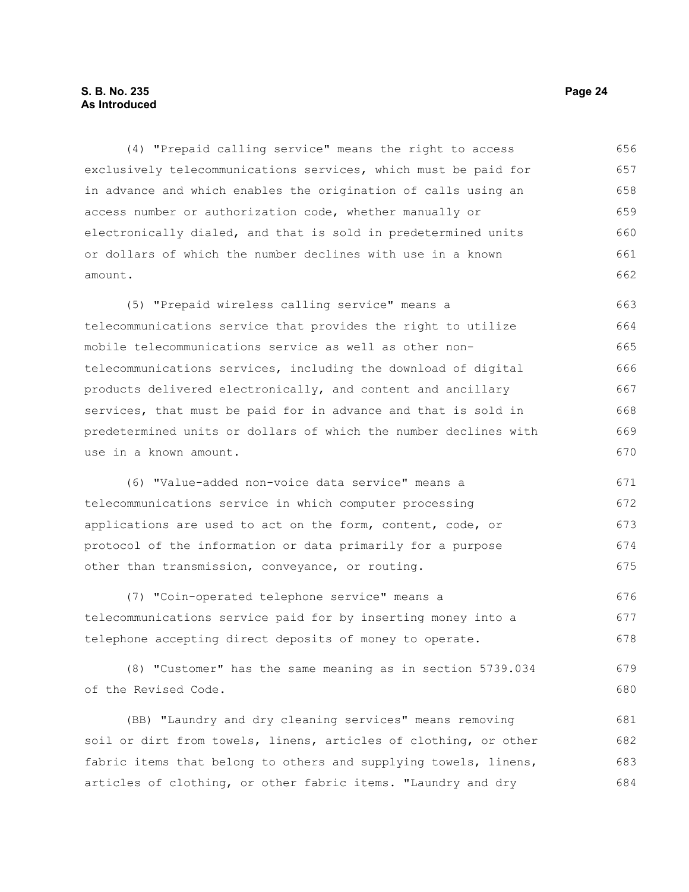(4) "Prepaid calling service" means the right to access exclusively telecommunications services, which must be paid for in advance and which enables the origination of calls using an access number or authorization code, whether manually or electronically dialed, and that is sold in predetermined units or dollars of which the number declines with use in a known amount.

(5) "Prepaid wireless calling service" means a telecommunications service that provides the right to utilize mobile telecommunications service as well as other non-telecommunications services, including the download of digital products delivered electronically, and content and ancillary services, that must be paid for in advance and that is sold in predetermined units or dollars of which the number declines with use in a known amount.

(6) "Value-added non-voice data service" means a telecommunications service in which computer processing applications are used to act on the form, content, code, or protocol of the information or data primarily for a purpose other than transmission, conveyance, or routing.

(7) "Coin-operated telephone service" means a telecommunications service paid for by inserting money into a telephone accepting direct deposits of money to operate.

(8) "Customer" has the same meaning as in section 5739.034 of the Revised Code.

(BB) "Laundry and dry cleaning services" means removing soil or dirt from towels, linens, articles of clothing, or other fabric items that belong to others and supplying towels, linens, articles of clothing, or other fabric items. "Laundry and dry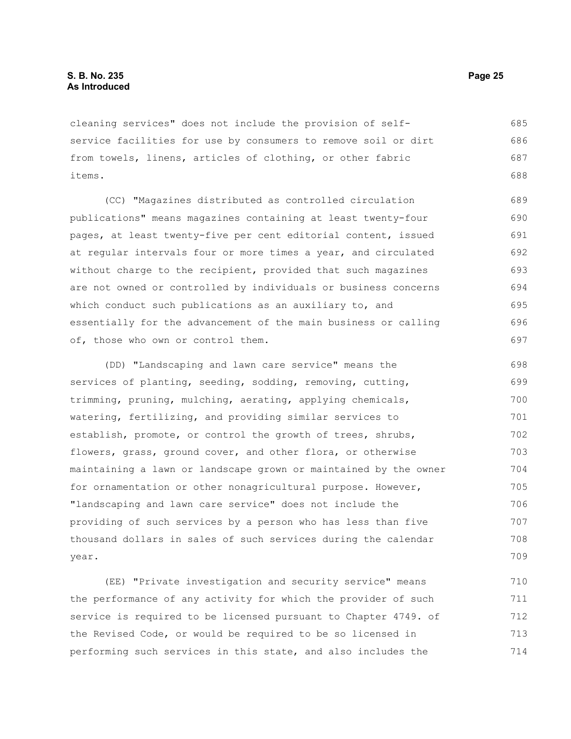cleaning services" does not include the provision of self-service facilities for use by consumers to remove soil or dirt from towels, linens, articles of clothing, or other fabric items.

(CC) "Magazines distributed as controlled circulation publications" means magazines containing at least twenty-four pages, at least twenty-five per cent editorial content, issued at regular intervals four or more times a year, and circulated without charge to the recipient, provided that such magazines are not owned or controlled by individuals or business concerns which conduct such publications as an auxiliary to, and essentially for the advancement of the main business or calling of, those who own or control them.

(DD) "Landscaping and lawn care service" means the services of planting, seeding, sodding, removing, cutting, trimming, pruning, mulching, aerating, applying chemicals, watering, fertilizing, and providing similar services to establish, promote, or control the growth of trees, shrubs, flowers, grass, ground cover, and other flora, or otherwise maintaining a lawn or landscape grown or maintained by the owner for ornamentation or other nonagricultural purpose. However, "landscaping and lawn care service" does not include the providing of such services by a person who has less than five thousand dollars in sales of such services during the calendar year.

(EE) "Private investigation and security service" means the performance of any activity for which the provider of such service is required to be licensed pursuant to Chapter 4749. of the Revised Code, or would be required to be so licensed in performing such services in this state, and also includes the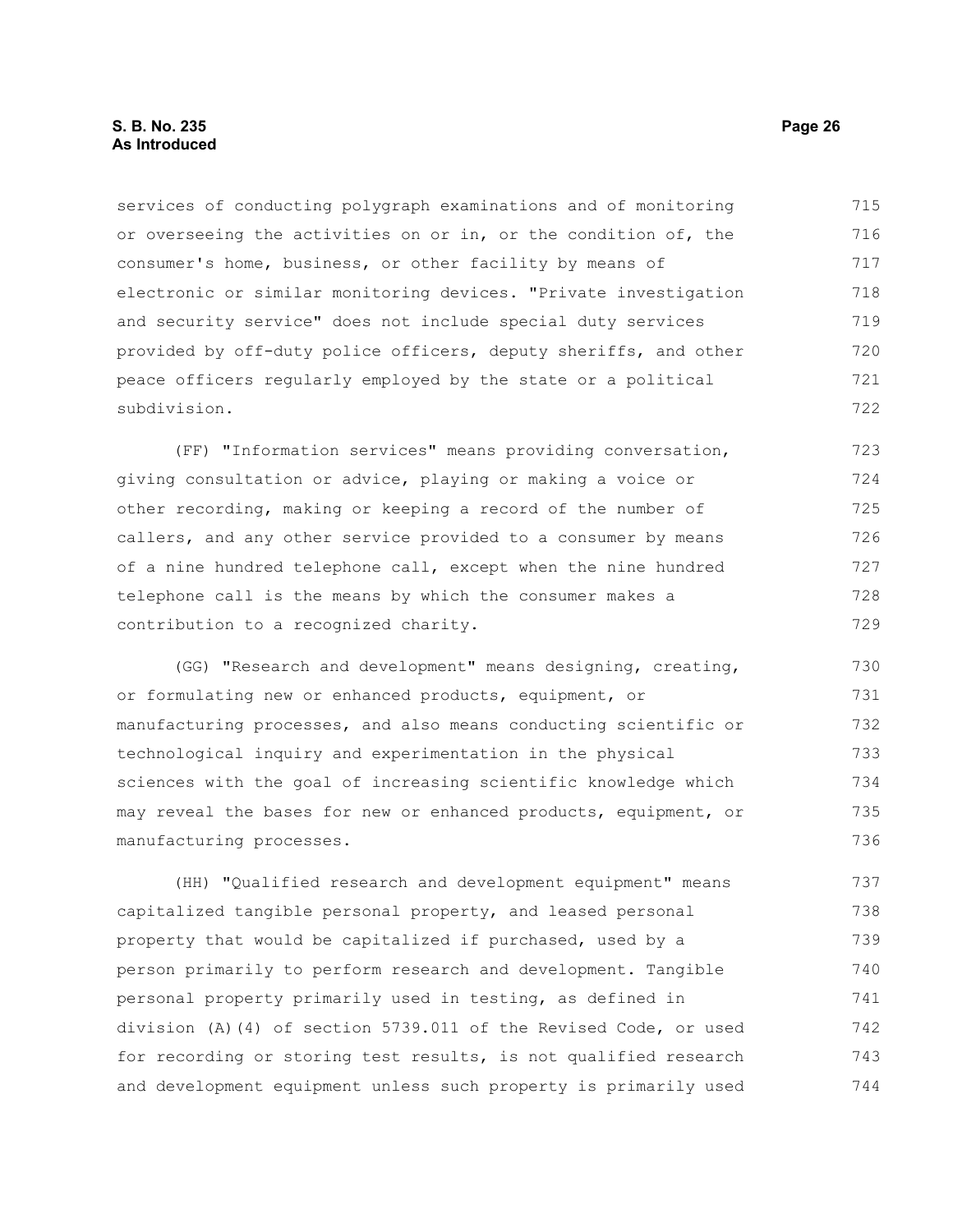services of conducting polygraph examinations and of monitoring or overseeing the activities on or in, or the condition of, the consumer's home, business, or other facility by means of electronic or similar monitoring devices. "Private investigation and security service" does not include special duty services provided by off-duty police officers, deputy sheriffs, and other peace officers regularly employed by the state or a political subdivision.

(FF) "Information services" means providing conversation, giving consultation or advice, playing or making a voice or other recording, making or keeping a record of the number of callers, and any other service provided to a consumer by means of a nine hundred telephone call, except when the nine hundred telephone call is the means by which the consumer makes a contribution to a recognized charity.

(GG) "Research and development" means designing, creating, or formulating new or enhanced products, equipment, or manufacturing processes, and also means conducting scientific or technological inquiry and experimentation in the physical sciences with the goal of increasing scientific knowledge which may reveal the bases for new or enhanced products, equipment, or manufacturing processes.

(HH) "Qualified research and development equipment" means capitalized tangible personal property, and leased personal property that would be capitalized if purchased, used by a person primarily to perform research and development. Tangible personal property primarily used in testing, as defined in division (A)(4) of section 5739.011 of the Revised Code, or used for recording or storing test results, is not qualified research and development equipment unless such property is primarily used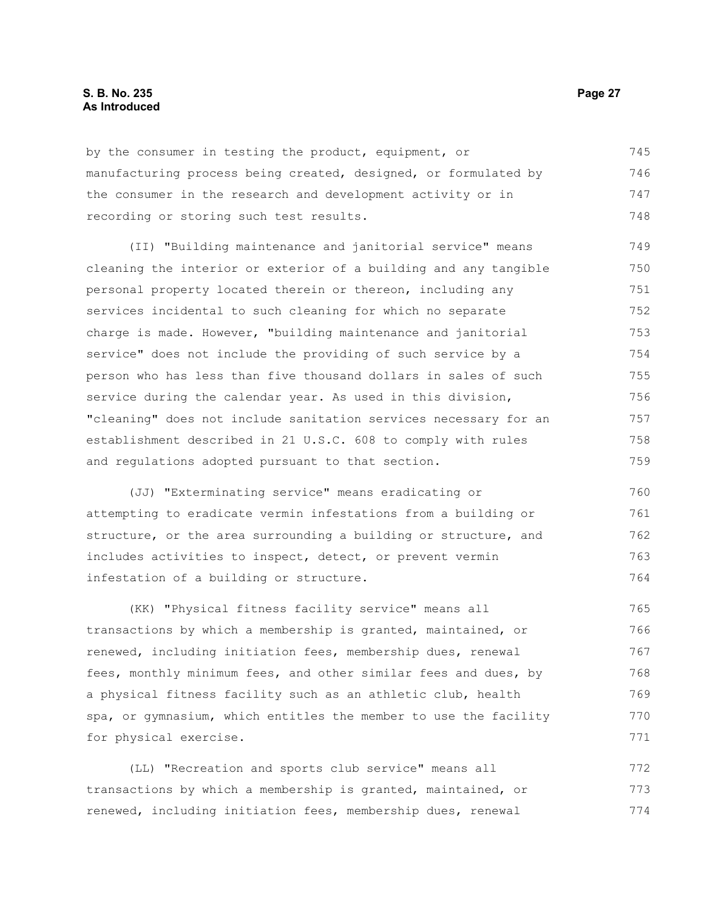by the consumer in testing the product, equipment, or manufacturing process being created, designed, or formulated by the consumer in the research and development activity or in recording or storing such test results.

(II) "Building maintenance and janitorial service" means cleaning the interior or exterior of a building and any tangible personal property located therein or thereon, including any services incidental to such cleaning for which no separate charge is made. However, "building maintenance and janitorial service" does not include the providing of such service by a person who has less than five thousand dollars in sales of such service during the calendar year. As used in this division, "cleaning" does not include sanitation services necessary for an establishment described in 21 U.S.C. 608 to comply with rules and regulations adopted pursuant to that section.

(JJ) "Exterminating service" means eradicating or attempting to eradicate vermin infestations from a building or structure, or the area surrounding a building or structure, and includes activities to inspect, detect, or prevent vermin infestation of a building or structure.

(KK) "Physical fitness facility service" means all transactions by which a membership is granted, maintained, or renewed, including initiation fees, membership dues, renewal fees, monthly minimum fees, and other similar fees and dues, by a physical fitness facility such as an athletic club, health spa, or gymnasium, which entitles the member to use the facility for physical exercise.

(LL) "Recreation and sports club service" means all transactions by which a membership is granted, maintained, or renewed, including initiation fees, membership dues, renewal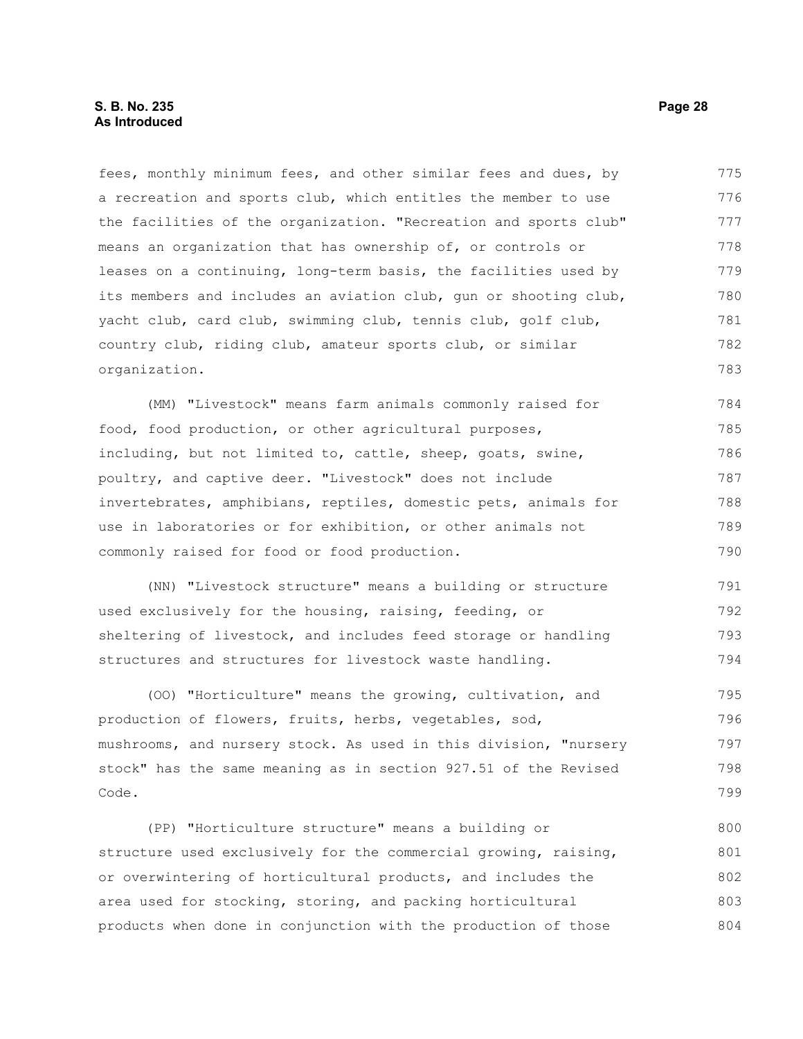fees, monthly minimum fees, and other similar fees and dues, by a recreation and sports club, which entitles the member to use the facilities of the organization. "Recreation and sports club" means an organization that has ownership of, or controls or leases on a continuing, long-term basis, the facilities used by its members and includes an aviation club, gun or shooting club, yacht club, card club, swimming club, tennis club, golf club, country club, riding club, amateur sports club, or similar organization.

(MM) "Livestock" means farm animals commonly raised for food, food production, or other agricultural purposes, including, but not limited to, cattle, sheep, goats, swine, poultry, and captive deer. "Livestock" does not include invertebrates, amphibians, reptiles, domestic pets, animals for use in laboratories or for exhibition, or other animals not commonly raised for food or food production.

(NN) "Livestock structure" means a building or structure used exclusively for the housing, raising, feeding, or sheltering of livestock, and includes feed storage or handling structures and structures for livestock waste handling.

(OO) "Horticulture" means the growing, cultivation, and production of flowers, fruits, herbs, vegetables, sod, mushrooms, and nursery stock. As used in this division, "nursery stock" has the same meaning as in section 927.51 of the Revised Code.

(PP) "Horticulture structure" means a building or structure used exclusively for the commercial growing, raising, or overwintering of horticultural products, and includes the area used for stocking, storing, and packing horticultural products when done in conjunction with the production of those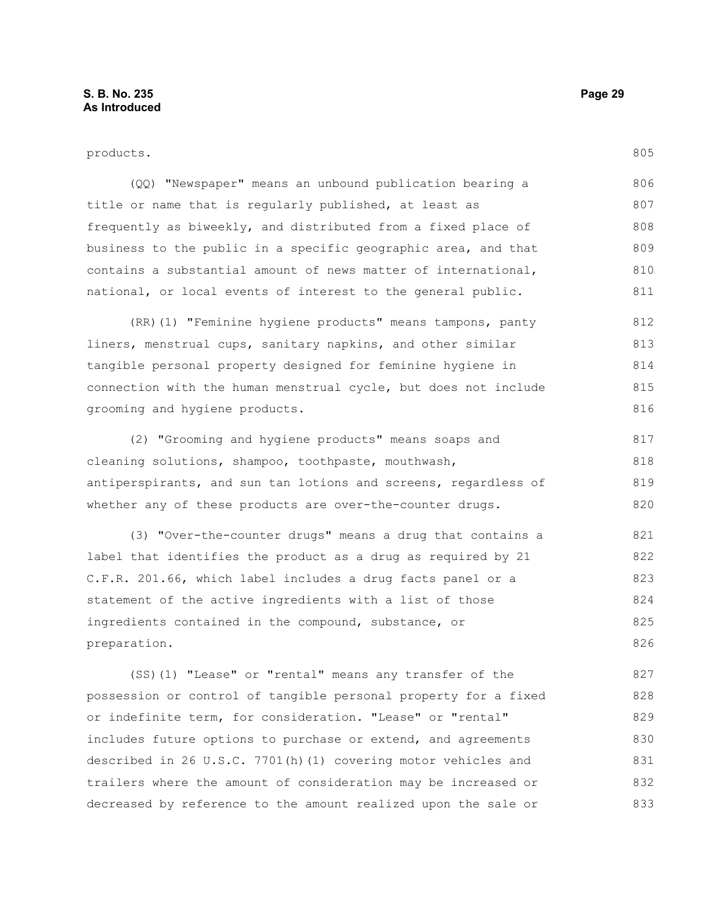products.

(QQ) "Newspaper" means an unbound publication bearing a title or name that is regularly published, at least as frequently as biweekly, and distributed from a fixed place of business to the public in a specific geographic area, and that contains a substantial amount of news matter of international, national, or local events of interest to the general public.

(RR)(1) "Feminine hygiene products" means tampons, panty liners, menstrual cups, sanitary napkins, and other similar tangible personal property designed for feminine hygiene in connection with the human menstrual cycle, but does not include grooming and hygiene products.

(2) "Grooming and hygiene products" means soaps and cleaning solutions, shampoo, toothpaste, mouthwash, antiperspirants, and sun tan lotions and screens, regardless of whether any of these products are over-the-counter drugs.

(3) "Over-the-counter drugs" means a drug that contains a label that identifies the product as a drug as required by 21 C.F.R. 201.66, which label includes a drug facts panel or a statement of the active ingredients with a list of those ingredients contained in the compound, substance, or preparation.

(SS)(1) "Lease" or "rental" means any transfer of the possession or control of tangible personal property for a fixed or indefinite term, for consideration. "Lease" or "rental" includes future options to purchase or extend, and agreements described in 26 U.S.C. 7701(h)(1) covering motor vehicles and trailers where the amount of consideration may be increased or decreased by reference to the amount realized upon the sale or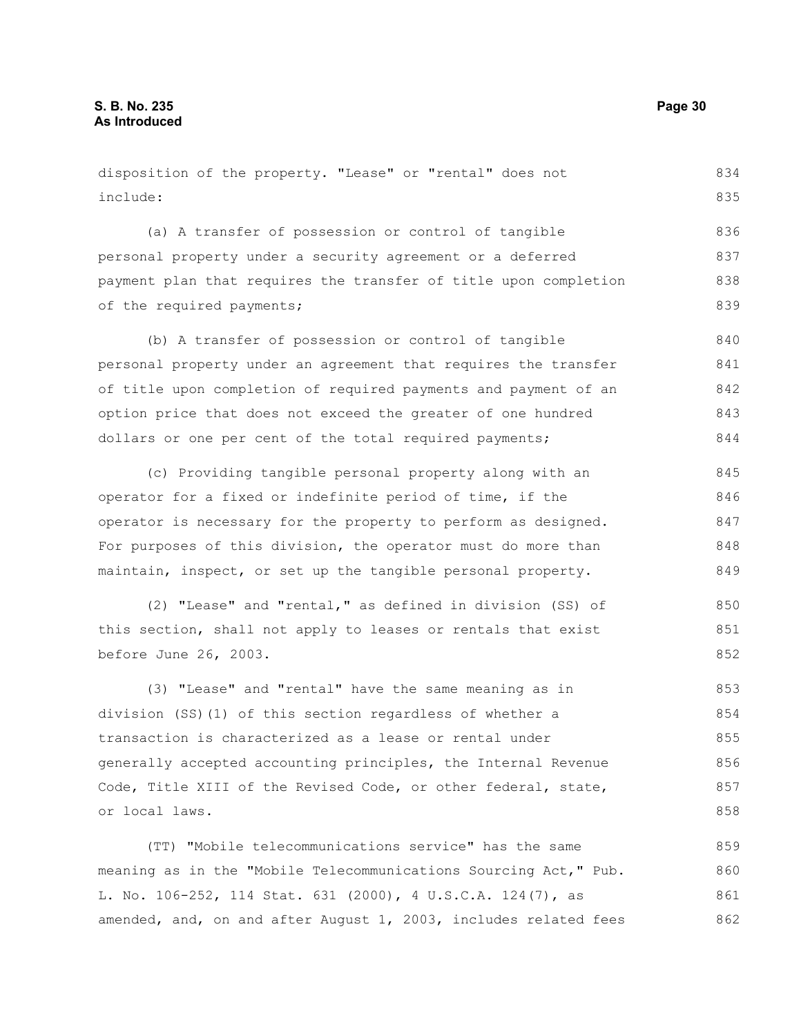disposition of the property. "Lease" or "rental" does not include:

(a) A transfer of possession or control of tangible personal property under a security agreement or a deferred payment plan that requires the transfer of title upon completion of the required payments;

(b) A transfer of possession or control of tangible personal property under an agreement that requires the transfer of title upon completion of required payments and payment of an option price that does not exceed the greater of one hundred dollars or one per cent of the total required payments;

(c) Providing tangible personal property along with an operator for a fixed or indefinite period of time, if the operator is necessary for the property to perform as designed. For purposes of this division, the operator must do more than maintain, inspect, or set up the tangible personal property.

(2) "Lease" and "rental," as defined in division (SS) of this section, shall not apply to leases or rentals that exist before June 26, 2003.

(3) "Lease" and "rental" have the same meaning as in division (SS)(1) of this section regardless of whether a transaction is characterized as a lease or rental under generally accepted accounting principles, the Internal Revenue Code, Title XIII of the Revised Code, or other federal, state, or local laws.

(TT) "Mobile telecommunications service" has the same meaning as in the "Mobile Telecommunications Sourcing Act," Pub. L. No. 106-252, 114 Stat. 631 (2000), 4 U.S.C.A. 124(7), as amended, and, on and after August 1, 2003, includes related fees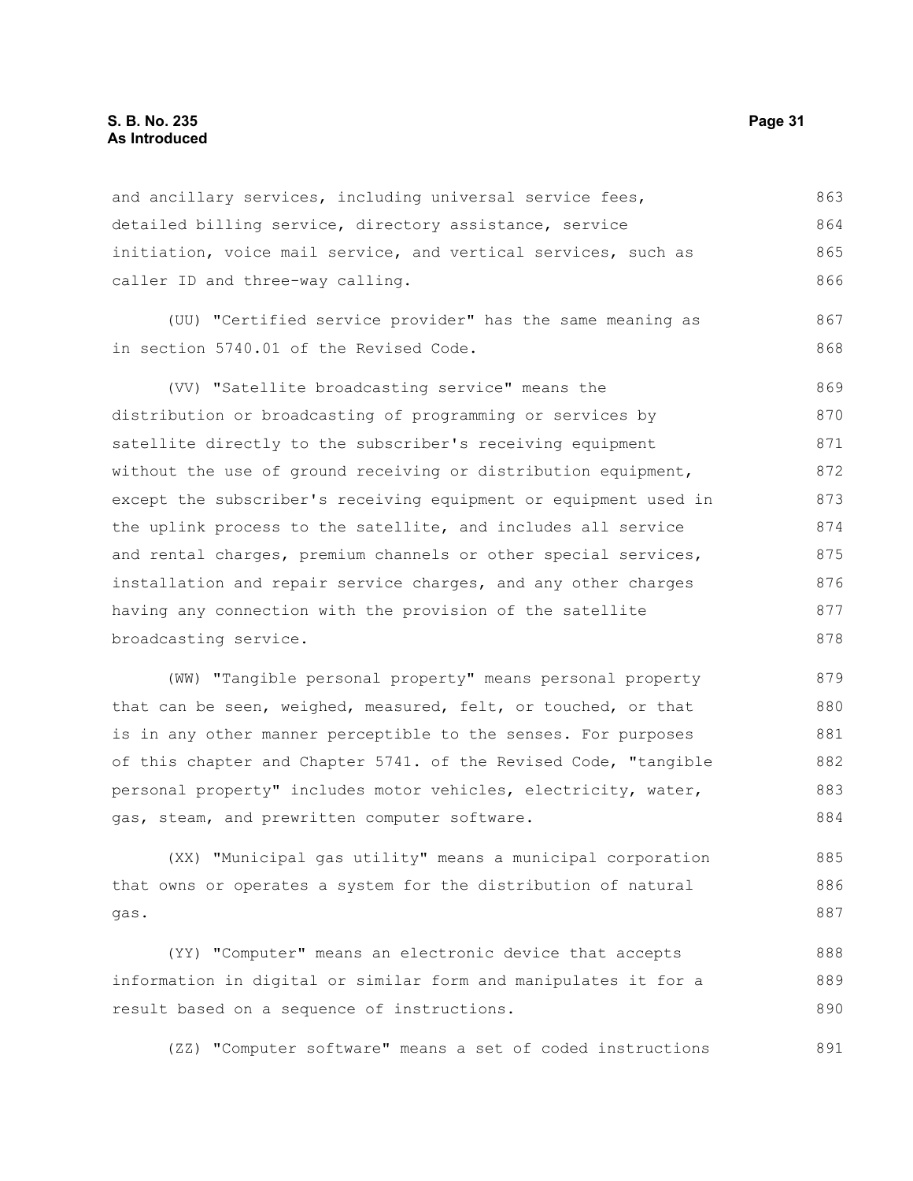and ancillary services, including universal service fees, detailed billing service, directory assistance, service initiation, voice mail service, and vertical services, such as caller ID and three-way calling.

(UU) "Certified service provider" has the same meaning as in section 5740.01 of the Revised Code.

(VV) "Satellite broadcasting service" means the distribution or broadcasting of programming or services by satellite directly to the subscriber's receiving equipment without the use of ground receiving or distribution equipment, except the subscriber's receiving equipment or equipment used in the uplink process to the satellite, and includes all service and rental charges, premium channels or other special services, installation and repair service charges, and any other charges having any connection with the provision of the satellite broadcasting service.

(WW) "Tangible personal property" means personal property that can be seen, weighed, measured, felt, or touched, or that is in any other manner perceptible to the senses. For purposes of this chapter and Chapter 5741. of the Revised Code, "tangible personal property" includes motor vehicles, electricity, water, gas, steam, and prewritten computer software.

(XX) "Municipal gas utility" means a municipal corporation that owns or operates a system for the distribution of natural gas.

(YY) "Computer" means an electronic device that accepts information in digital or similar form and manipulates it for a result based on a sequence of instructions.

(ZZ) "Computer software" means a set of coded instructions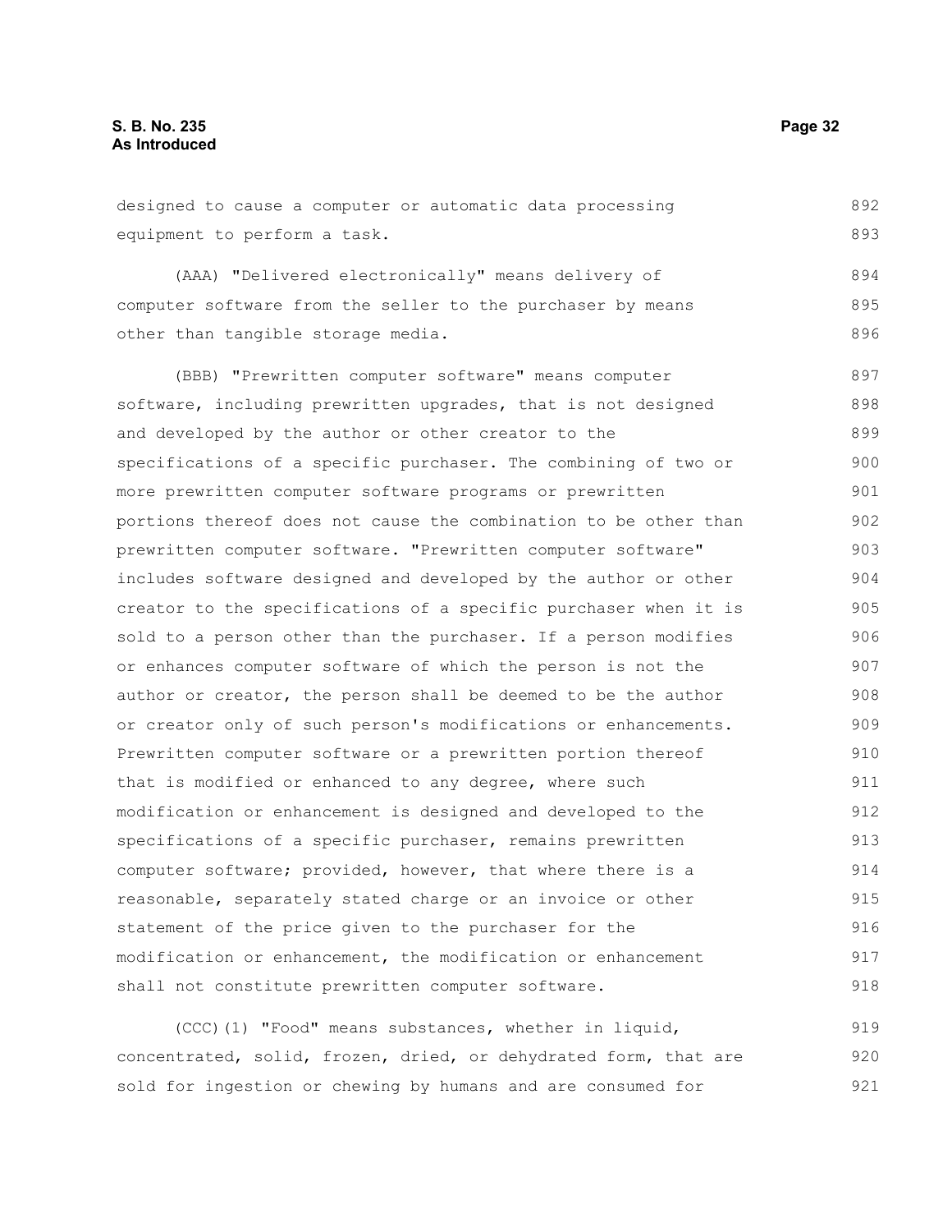designed to cause a computer or automatic data processing equipment to perform a task.

(AAA) "Delivered electronically" means delivery of computer software from the seller to the purchaser by means other than tangible storage media.

(BBB) "Prewritten computer software" means computer software, including prewritten upgrades, that is not designed and developed by the author or other creator to the specifications of a specific purchaser. The combining of two or more prewritten computer software programs or prewritten portions thereof does not cause the combination to be other than prewritten computer software. "Prewritten computer software" includes software designed and developed by the author or other creator to the specifications of a specific purchaser when it is sold to a person other than the purchaser. If a person modifies or enhances computer software of which the person is not the author or creator, the person shall be deemed to be the author or creator only of such person's modifications or enhancements. Prewritten computer software or a prewritten portion thereof that is modified or enhanced to any degree, where such modification or enhancement is designed and developed to the specifications of a specific purchaser, remains prewritten computer software; provided, however, that where there is a reasonable, separately stated charge or an invoice or other statement of the price given to the purchaser for the modification or enhancement, the modification or enhancement shall not constitute prewritten computer software.

(CCC)(1) "Food" means substances, whether in liquid, concentrated, solid, frozen, dried, or dehydrated form, that are sold for ingestion or chewing by humans and are consumed for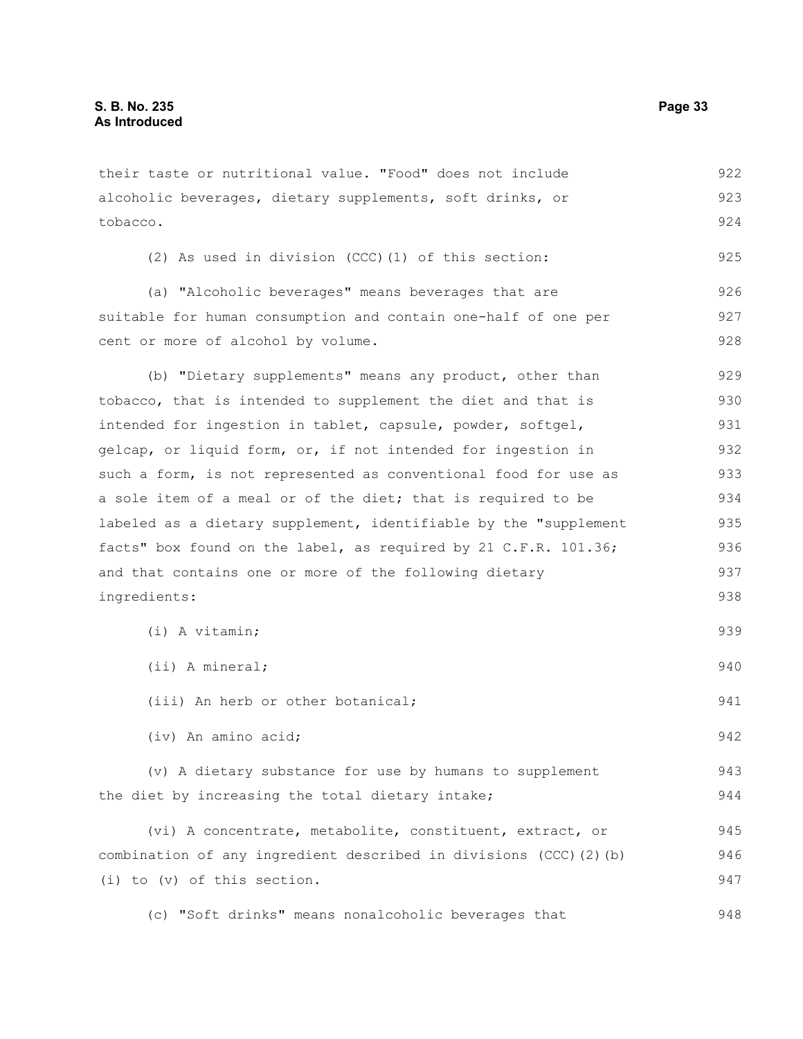their taste or nutritional value. "Food" does not include alcoholic beverages, dietary supplements, soft drinks, or tobacco.

(2) As used in division (CCC)(1) of this section:

(a) "Alcoholic beverages" means beverages that are suitable for human consumption and contain one-half of one per cent or more of alcohol by volume.

(b) "Dietary supplements" means any product, other than tobacco, that is intended to supplement the diet and that is intended for ingestion in tablet, capsule, powder, softgel, gelcap, or liquid form, or, if not intended for ingestion in such a form, is not represented as conventional food for use as a sole item of a meal or of the diet; that is required to be labeled as a dietary supplement, identifiable by the "supplement facts" box found on the label, as required by 21 C.F.R. 101.36; and that contains one or more of the following dietary ingredients:

(i) A vitamin;

(ii) A mineral;

(iii) An herb or other botanical;

(iv) An amino acid;

(v) A dietary substance for use by humans to supplement the diet by increasing the total dietary intake;

(vi) A concentrate, metabolite, constituent, extract, or combination of any ingredient described in divisions (CCC)(2)(b)(i) to (v) of this section.

(c) "Soft drinks" means nonalcoholic beverages that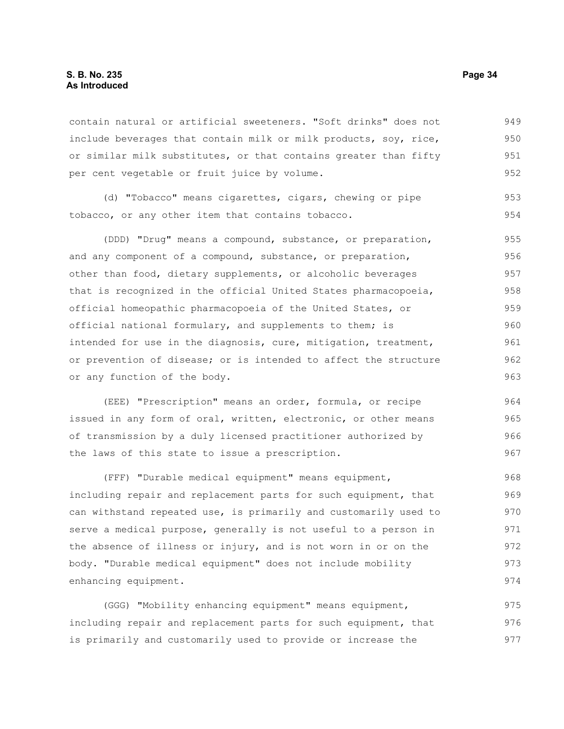contain natural or artificial sweeteners. "Soft drinks" does not include beverages that contain milk or milk products, soy, rice, or similar milk substitutes, or that contains greater than fifty per cent vegetable or fruit juice by volume.

(d) "Tobacco" means cigarettes, cigars, chewing or pipe tobacco, or any other item that contains tobacco.

(DDD) "Drug" means a compound, substance, or preparation, and any component of a compound, substance, or preparation, other than food, dietary supplements, or alcoholic beverages that is recognized in the official United States pharmacopoeia, official homeopathic pharmacopoeia of the United States, or official national formulary, and supplements to them; is intended for use in the diagnosis, cure, mitigation, treatment, or prevention of disease; or is intended to affect the structure or any function of the body.

(EEE) "Prescription" means an order, formula, or recipe issued in any form of oral, written, electronic, or other means of transmission by a duly licensed practitioner authorized by the laws of this state to issue a prescription.

(FFF) "Durable medical equipment" means equipment, including repair and replacement parts for such equipment, that can withstand repeated use, is primarily and customarily used to serve a medical purpose, generally is not useful to a person in the absence of illness or injury, and is not worn in or on the body. "Durable medical equipment" does not include mobility enhancing equipment.

(GGG) "Mobility enhancing equipment" means equipment, including repair and replacement parts for such equipment, that is primarily and customarily used to provide or increase the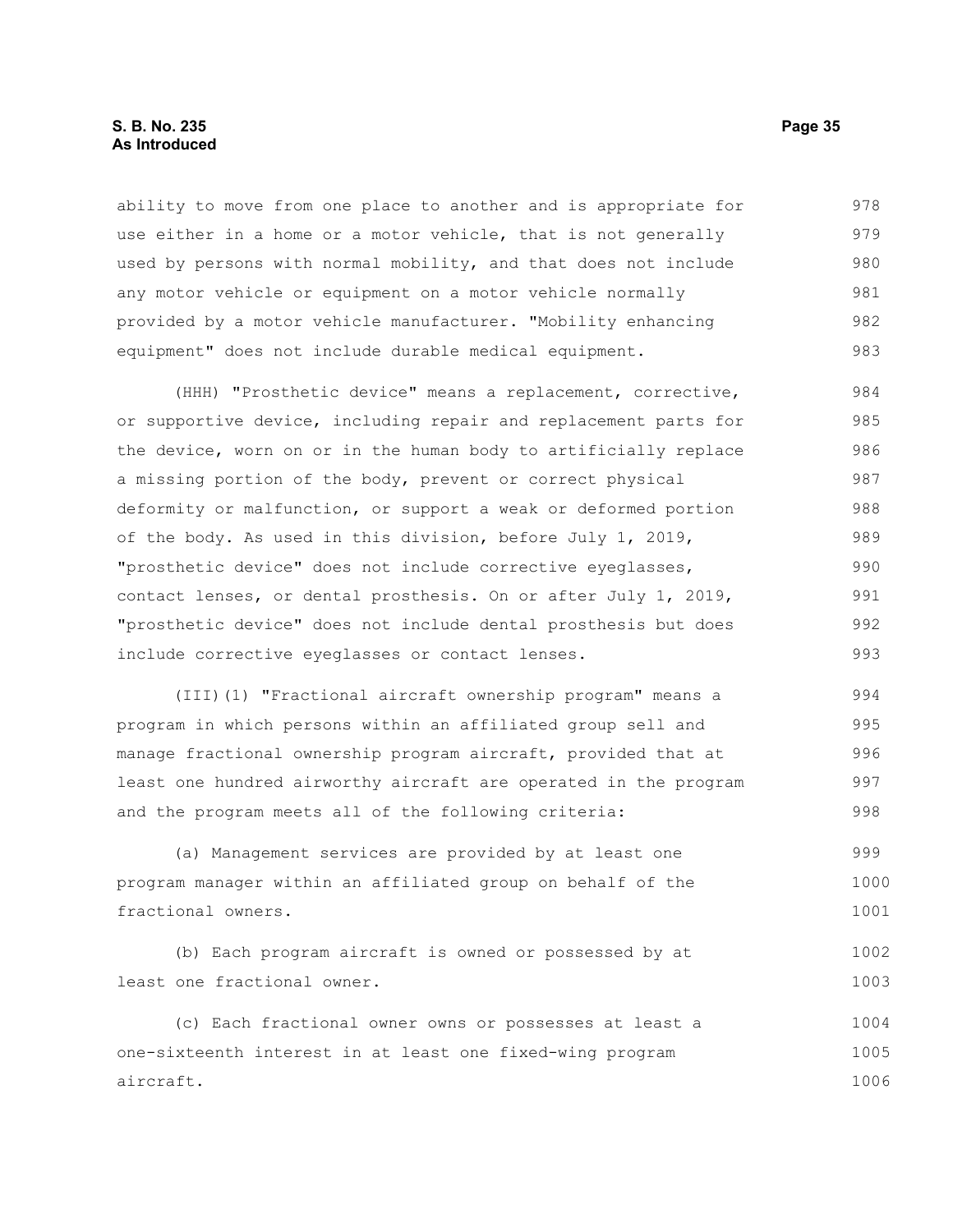ability to move from one place to another and is appropriate for use either in a home or a motor vehicle, that is not generally used by persons with normal mobility, and that does not include any motor vehicle or equipment on a motor vehicle normally provided by a motor vehicle manufacturer. "Mobility enhancing equipment" does not include durable medical equipment.

(HHH) "Prosthetic device" means a replacement, corrective, or supportive device, including repair and replacement parts for the device, worn on or in the human body to artificially replace a missing portion of the body, prevent or correct physical deformity or malfunction, or support a weak or deformed portion of the body. As used in this division, before July 1, 2019, "prosthetic device" does not include corrective eyeglasses, contact lenses, or dental prosthesis. On or after July 1, 2019, "prosthetic device" does not include dental prosthesis but does include corrective eyeglasses or contact lenses.

(III)(1) "Fractional aircraft ownership program" means a program in which persons within an affiliated group sell and manage fractional ownership program aircraft, provided that at least one hundred airworthy aircraft are operated in the program and the program meets all of the following criteria:

(a) Management services are provided by at least one program manager within an affiliated group on behalf of the fractional owners.

(b) Each program aircraft is owned or possessed by at least one fractional owner.

(c) Each fractional owner owns or possesses at least a one-sixteenth interest in at least one fixed-wing program aircraft.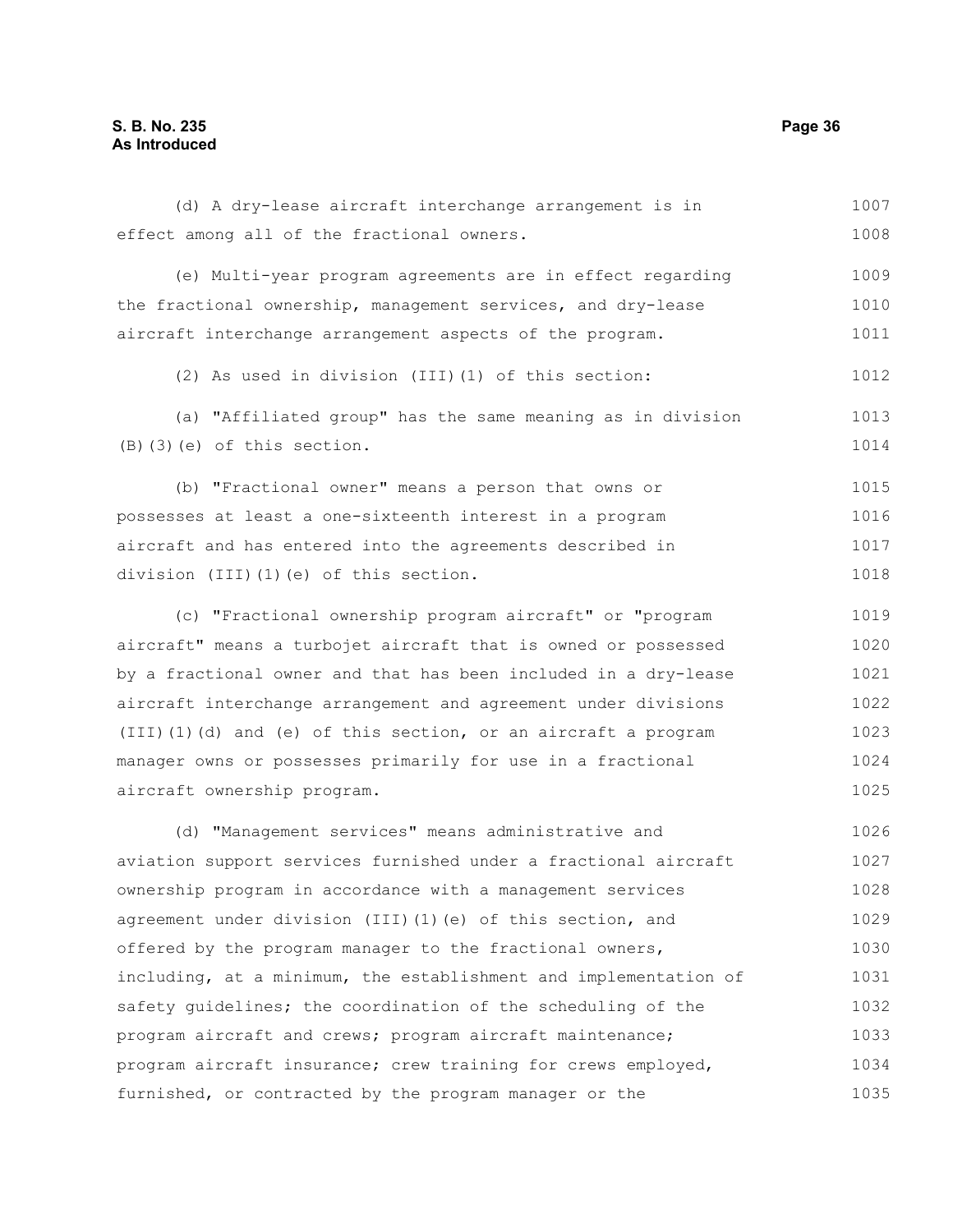(d) A dry-lease aircraft interchange arrangement is in effect among all of the fractional owners.

(e) Multi-year program agreements are in effect regarding the fractional ownership, management services, and dry-lease aircraft interchange arrangement aspects of the program.

(2) As used in division (III)(1) of this section:

(a) "Affiliated group" has the same meaning as in division (B)(3)(e) of this section.

(b) "Fractional owner" means a person that owns or possesses at least a one-sixteenth interest in a program aircraft and has entered into the agreements described in division (III)(1)(e) of this section.

(c) "Fractional ownership program aircraft" or "program aircraft" means a turbojet aircraft that is owned or possessed by a fractional owner and that has been included in a dry-lease aircraft interchange arrangement and agreement under divisions (III)(1)(d) and (e) of this section, or an aircraft a program manager owns or possesses primarily for use in a fractional aircraft ownership program.

(d) "Management services" means administrative and aviation support services furnished under a fractional aircraft ownership program in accordance with a management services agreement under division (III)(1)(e) of this section, and offered by the program manager to the fractional owners, including, at a minimum, the establishment and implementation of safety guidelines; the coordination of the scheduling of the program aircraft and crews; program aircraft maintenance; program aircraft insurance; crew training for crews employed, furnished, or contracted by the program manager or the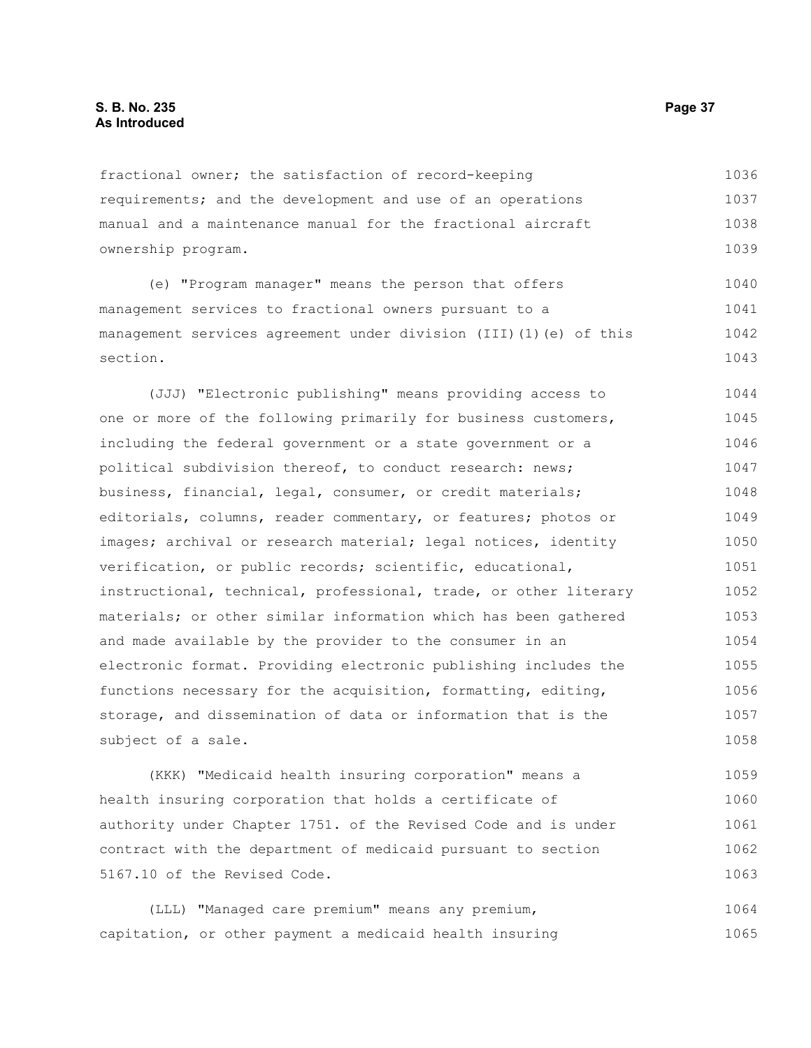fractional owner; the satisfaction of record-keeping requirements; and the development and use of an operations manual and a maintenance manual for the fractional aircraft ownership program.

(e) "Program manager" means the person that offers management services to fractional owners pursuant to a management services agreement under division (III)(1)(e) of this section.

(JJJ) "Electronic publishing" means providing access to one or more of the following primarily for business customers, including the federal government or a state government or a political subdivision thereof, to conduct research: news; business, financial, legal, consumer, or credit materials; editorials, columns, reader commentary, or features; photos or images; archival or research material; legal notices, identity verification, or public records; scientific, educational, instructional, technical, professional, trade, or other literary materials; or other similar information which has been gathered and made available by the provider to the consumer in an electronic format. Providing electronic publishing includes the functions necessary for the acquisition, formatting, editing, storage, and dissemination of data or information that is the subject of a sale.

(KKK) "Medicaid health insuring corporation" means a health insuring corporation that holds a certificate of authority under Chapter 1751. of the Revised Code and is under contract with the department of medicaid pursuant to section 5167.10 of the Revised Code.

(LLL) "Managed care premium" means any premium, capitation, or other payment a medicaid health insuring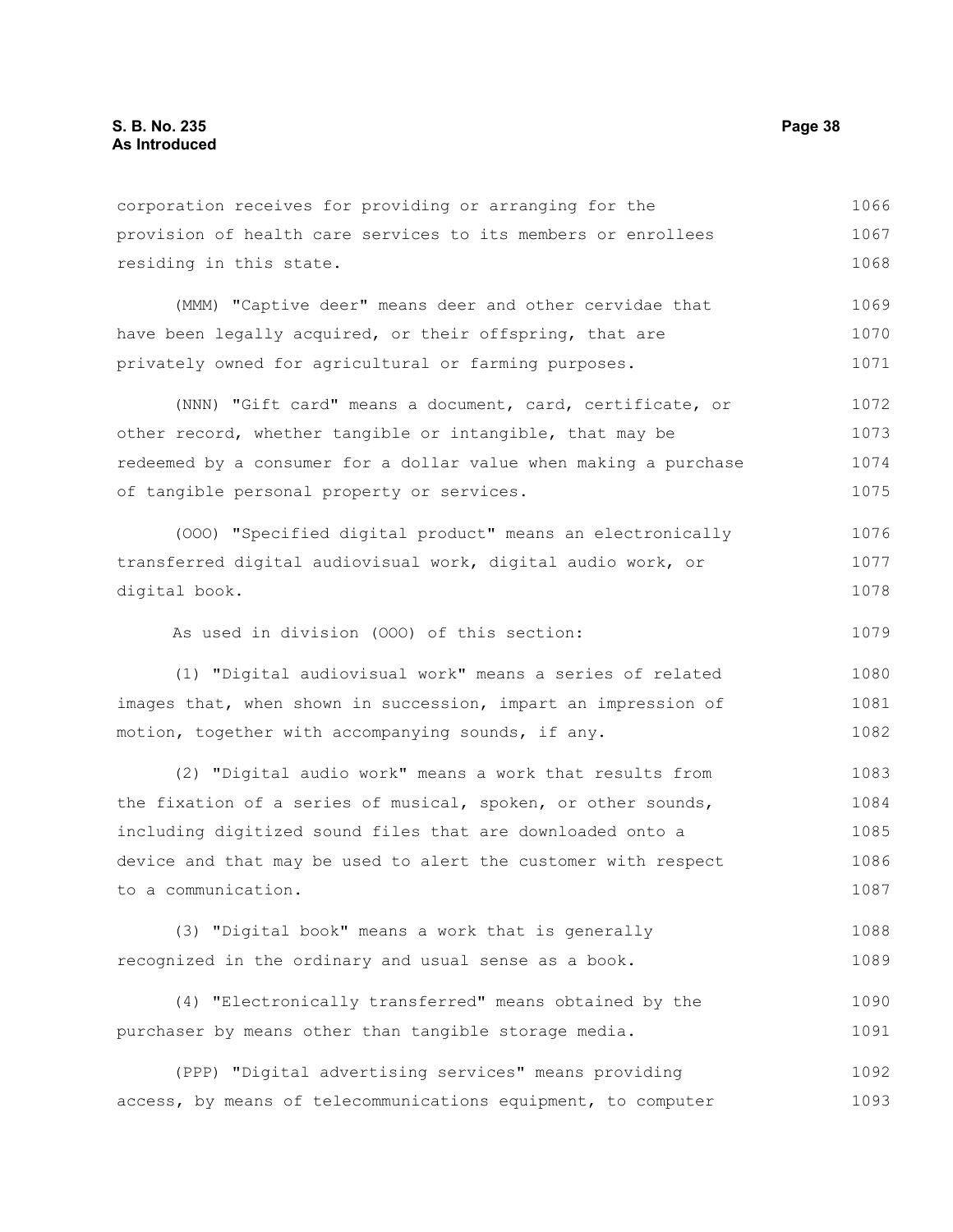corporation receives for providing or arranging for the provision of health care services to its members or enrollees residing in this state.

(MMM) "Captive deer" means deer and other cervidae that have been legally acquired, or their offspring, that are privately owned for agricultural or farming purposes.

(NNN) "Gift card" means a document, card, certificate, or other record, whether tangible or intangible, that may be redeemed by a consumer for a dollar value when making a purchase of tangible personal property or services.

(OOO) "Specified digital product" means an electronically transferred digital audiovisual work, digital audio work, or digital book.

As used in division (OOO) of this section:

(1) "Digital audiovisual work" means a series of related images that, when shown in succession, impart an impression of motion, together with accompanying sounds, if any.

(2) "Digital audio work" means a work that results from the fixation of a series of musical, spoken, or other sounds, including digitized sound files that are downloaded onto a device and that may be used to alert the customer with respect to a communication.

(3) "Digital book" means a work that is generally recognized in the ordinary and usual sense as a book.

(4) "Electronically transferred" means obtained by the purchaser by means other than tangible storage media.

(PPP) "Digital advertising services" means providing access, by means of telecommunications equipment, to computer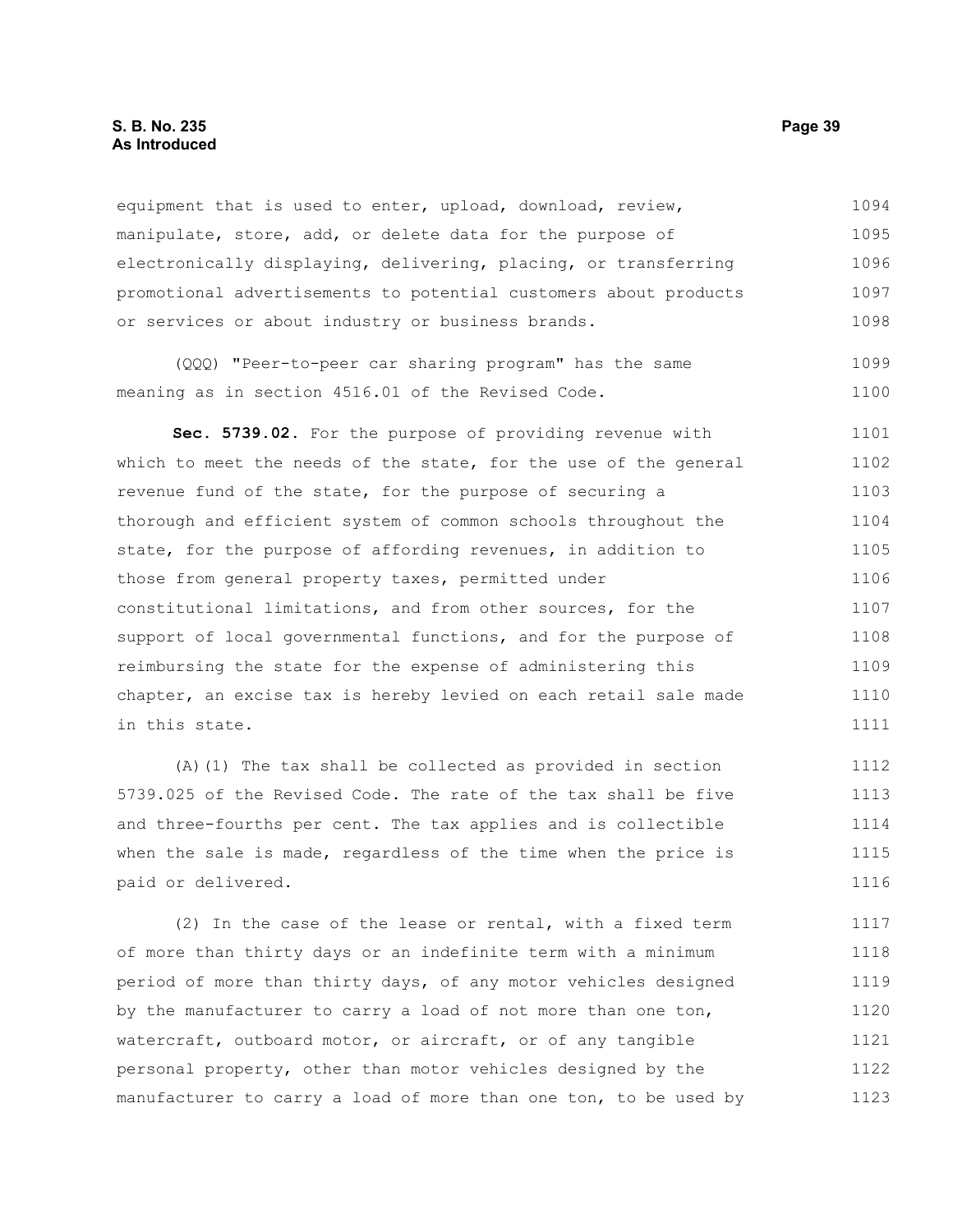equipment that is used to enter, upload, download, review, manipulate, store, add, or delete data for the purpose of electronically displaying, delivering, placing, or transferring promotional advertisements to potential customers about products or services or about industry or business brands.

(QQQ) "Peer-to-peer car sharing program" has the same meaning as in section 4516.01 of the Revised Code.

**Sec. 5739.02.** For the purpose of providing revenue with which to meet the needs of the state, for the use of the general revenue fund of the state, for the purpose of securing a thorough and efficient system of common schools throughout the state, for the purpose of affording revenues, in addition to those from general property taxes, permitted under constitutional limitations, and from other sources, for the support of local governmental functions, and for the purpose of reimbursing the state for the expense of administering this chapter, an excise tax is hereby levied on each retail sale made in this state.

(A)(1) The tax shall be collected as provided in section 5739.025 of the Revised Code. The rate of the tax shall be five and three-fourths per cent. The tax applies and is collectible when the sale is made, regardless of the time when the price is paid or delivered.

(2) In the case of the lease or rental, with a fixed term of more than thirty days or an indefinite term with a minimum period of more than thirty days, of any motor vehicles designed by the manufacturer to carry a load of not more than one ton, watercraft, outboard motor, or aircraft, or of any tangible personal property, other than motor vehicles designed by the manufacturer to carry a load of more than one ton, to be used by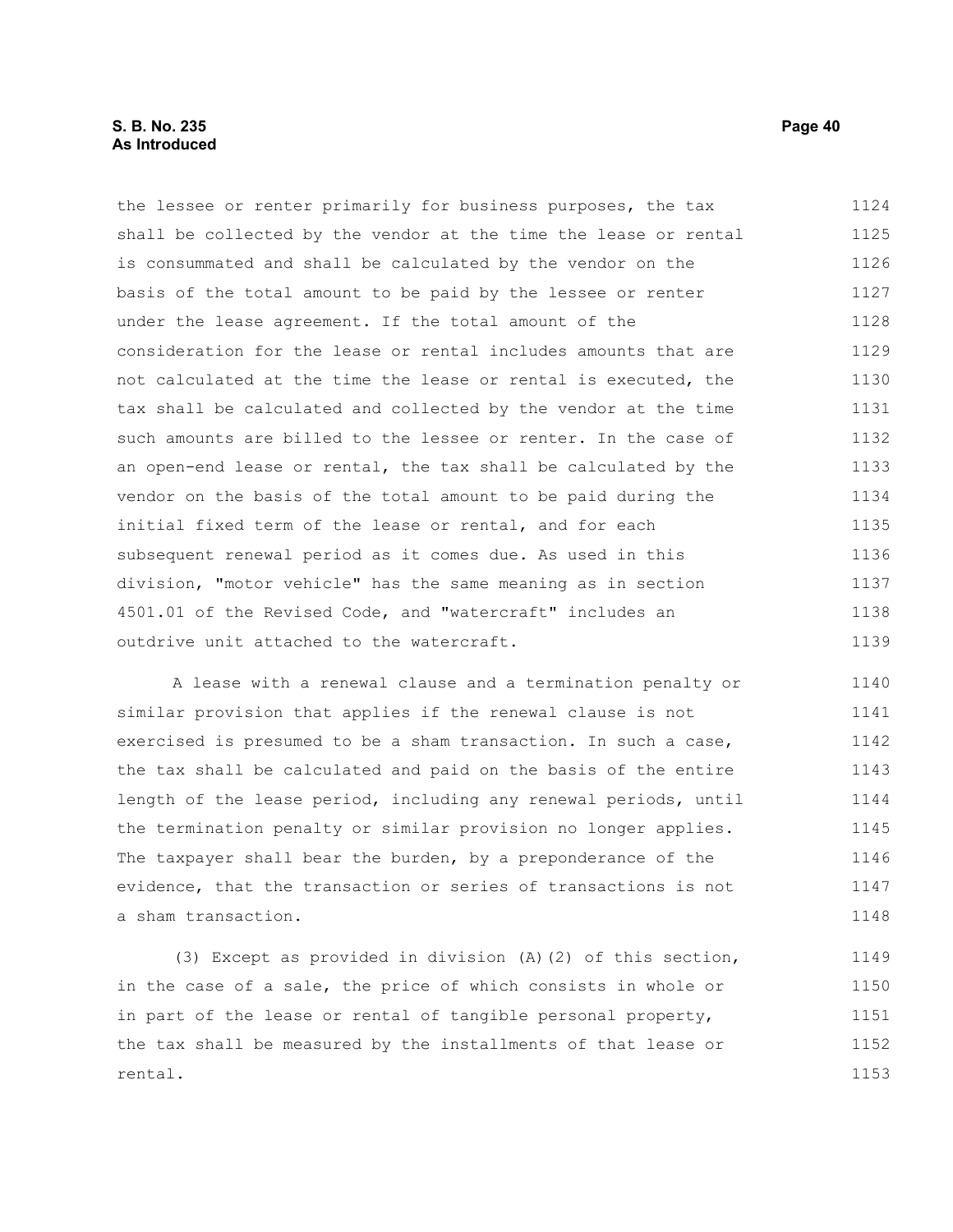the lessee or renter primarily for business purposes, the tax shall be collected by the vendor at the time the lease or rental is consummated and shall be calculated by the vendor on the basis of the total amount to be paid by the lessee or renter under the lease agreement. If the total amount of the consideration for the lease or rental includes amounts that are not calculated at the time the lease or rental is executed, the tax shall be calculated and collected by the vendor at the time such amounts are billed to the lessee or renter. In the case of an open-end lease or rental, the tax shall be calculated by the vendor on the basis of the total amount to be paid during the initial fixed term of the lease or rental, and for each subsequent renewal period as it comes due. As used in this division, "motor vehicle" has the same meaning as in section 4501.01 of the Revised Code, and "watercraft" includes an outdrive unit attached to the watercraft.

A lease with a renewal clause and a termination penalty or similar provision that applies if the renewal clause is not exercised is presumed to be a sham transaction. In such a case, the tax shall be calculated and paid on the basis of the entire length of the lease period, including any renewal periods, until the termination penalty or similar provision no longer applies. The taxpayer shall bear the burden, by a preponderance of the evidence, that the transaction or series of transactions is not a sham transaction.

(3) Except as provided in division (A)(2) of this section, in the case of a sale, the price of which consists in whole or in part of the lease or rental of tangible personal property, the tax shall be measured by the installments of that lease or rental.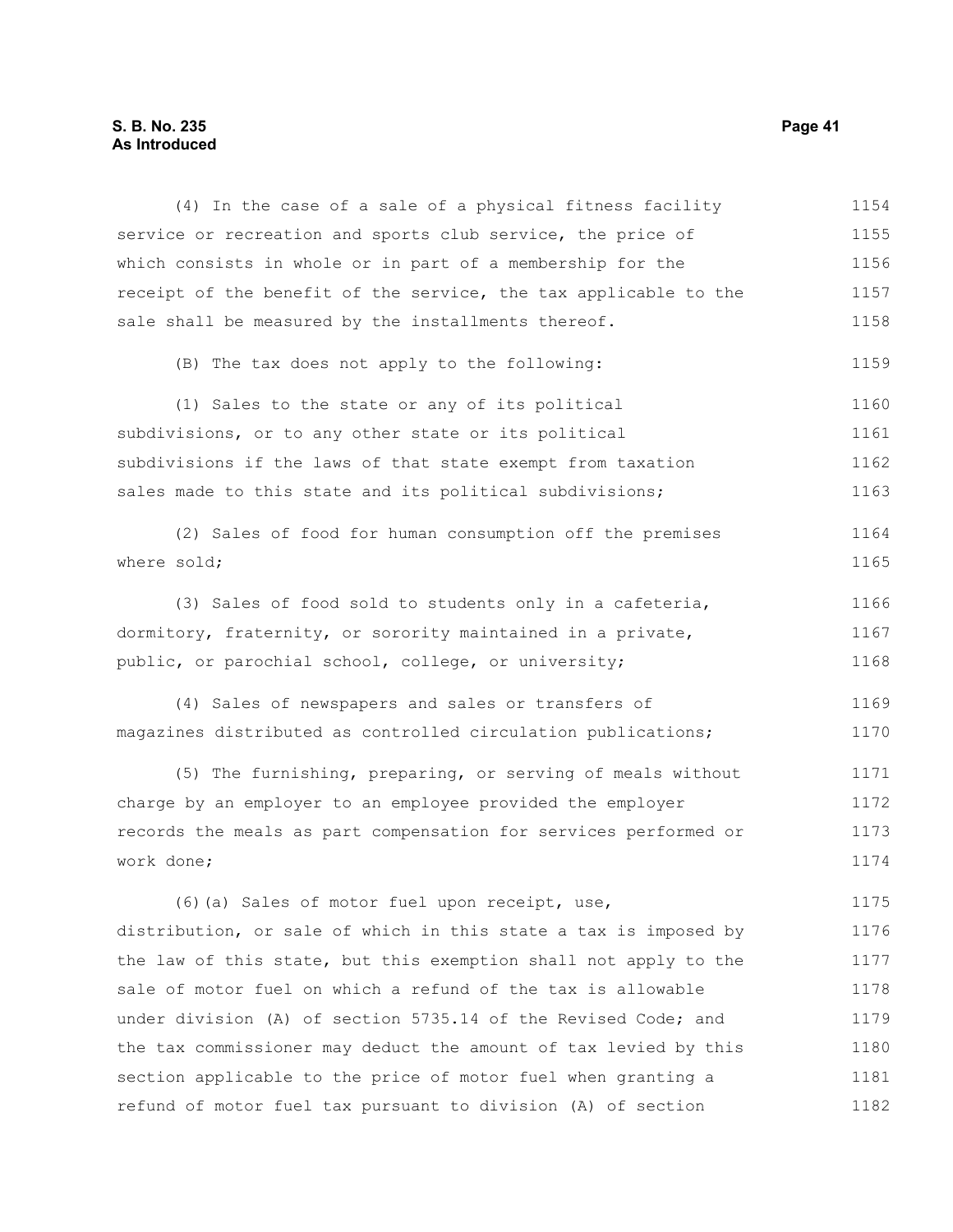(4) In the case of a sale of a physical fitness facility service or recreation and sports club service, the price of which consists in whole or in part of a membership for the receipt of the benefit of the service, the tax applicable to the sale shall be measured by the installments thereof.

(B) The tax does not apply to the following:

(1) Sales to the state or any of its political subdivisions, or to any other state or its political subdivisions if the laws of that state exempt from taxation sales made to this state and its political subdivisions;

(2) Sales of food for human consumption off the premises where sold;

(3) Sales of food sold to students only in a cafeteria, dormitory, fraternity, or sorority maintained in a private, public, or parochial school, college, or university;

(4) Sales of newspapers and sales or transfers of magazines distributed as controlled circulation publications;

(5) The furnishing, preparing, or serving of meals without charge by an employer to an employee provided the employer records the meals as part compensation for services performed or work done;

(6)(a) Sales of motor fuel upon receipt, use, distribution, or sale of which in this state a tax is imposed by the law of this state, but this exemption shall not apply to the sale of motor fuel on which a refund of the tax is allowable under division (A) of section 5735.14 of the Revised Code; and the tax commissioner may deduct the amount of tax levied by this section applicable to the price of motor fuel when granting a refund of motor fuel tax pursuant to division (A) of section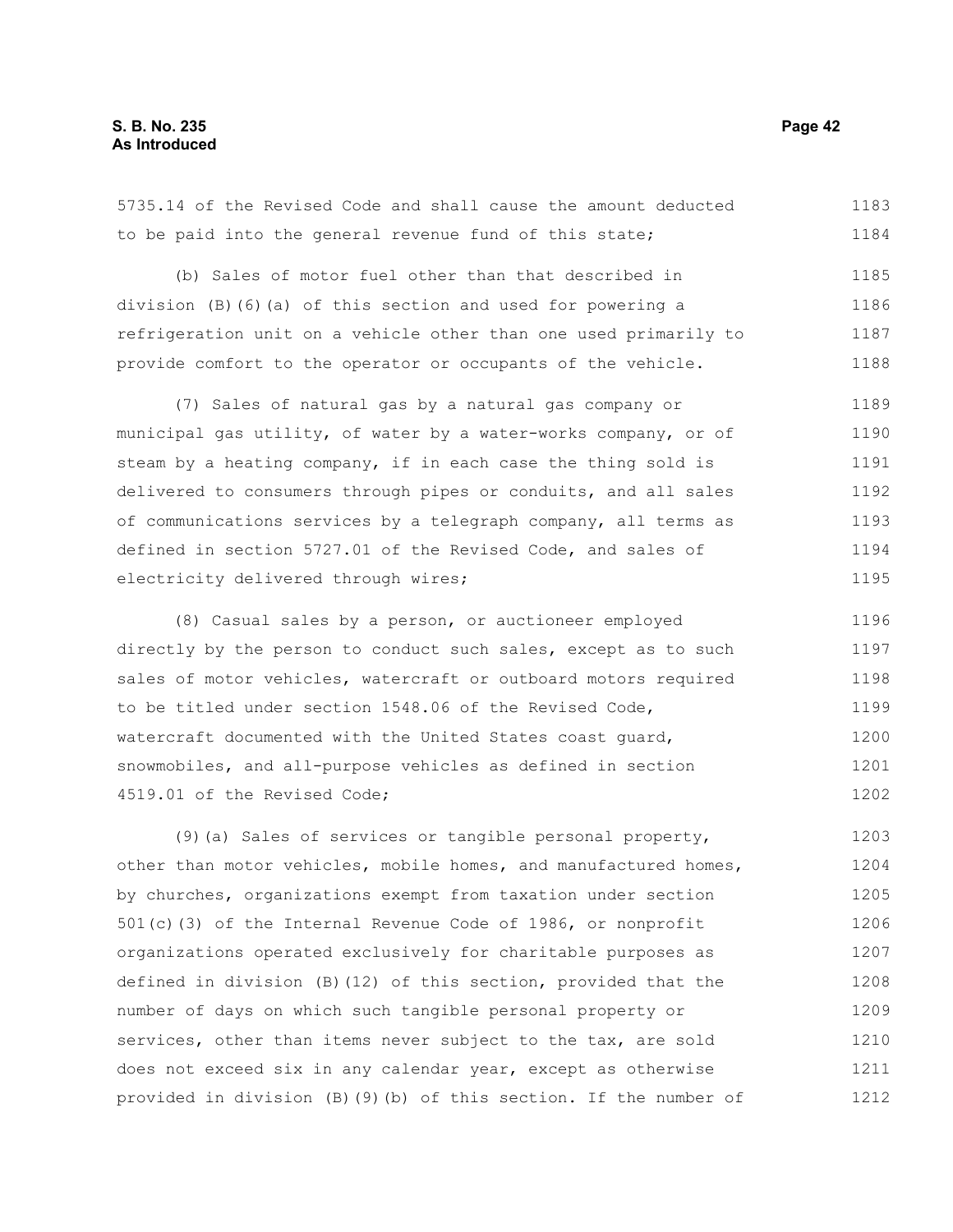5735.14 of the Revised Code and shall cause the amount deducted to be paid into the general revenue fund of this state;

(b) Sales of motor fuel other than that described in division (B)(6)(a) of this section and used for powering a refrigeration unit on a vehicle other than one used primarily to provide comfort to the operator or occupants of the vehicle.

(7) Sales of natural gas by a natural gas company or municipal gas utility, of water by a water-works company, or of steam by a heating company, if in each case the thing sold is delivered to consumers through pipes or conduits, and all sales of communications services by a telegraph company, all terms as defined in section 5727.01 of the Revised Code, and sales of electricity delivered through wires;

(8) Casual sales by a person, or auctioneer employed directly by the person to conduct such sales, except as to such sales of motor vehicles, watercraft or outboard motors required to be titled under section 1548.06 of the Revised Code, watercraft documented with the United States coast guard, snowmobiles, and all-purpose vehicles as defined in section 4519.01 of the Revised Code;

(9)(a) Sales of services or tangible personal property, other than motor vehicles, mobile homes, and manufactured homes, by churches, organizations exempt from taxation under section 501(c)(3) of the Internal Revenue Code of 1986, or nonprofit organizations operated exclusively for charitable purposes as defined in division (B)(12) of this section, provided that the number of days on which such tangible personal property or services, other than items never subject to the tax, are sold does not exceed six in any calendar year, except as otherwise provided in division (B)(9)(b) of this section. If the number of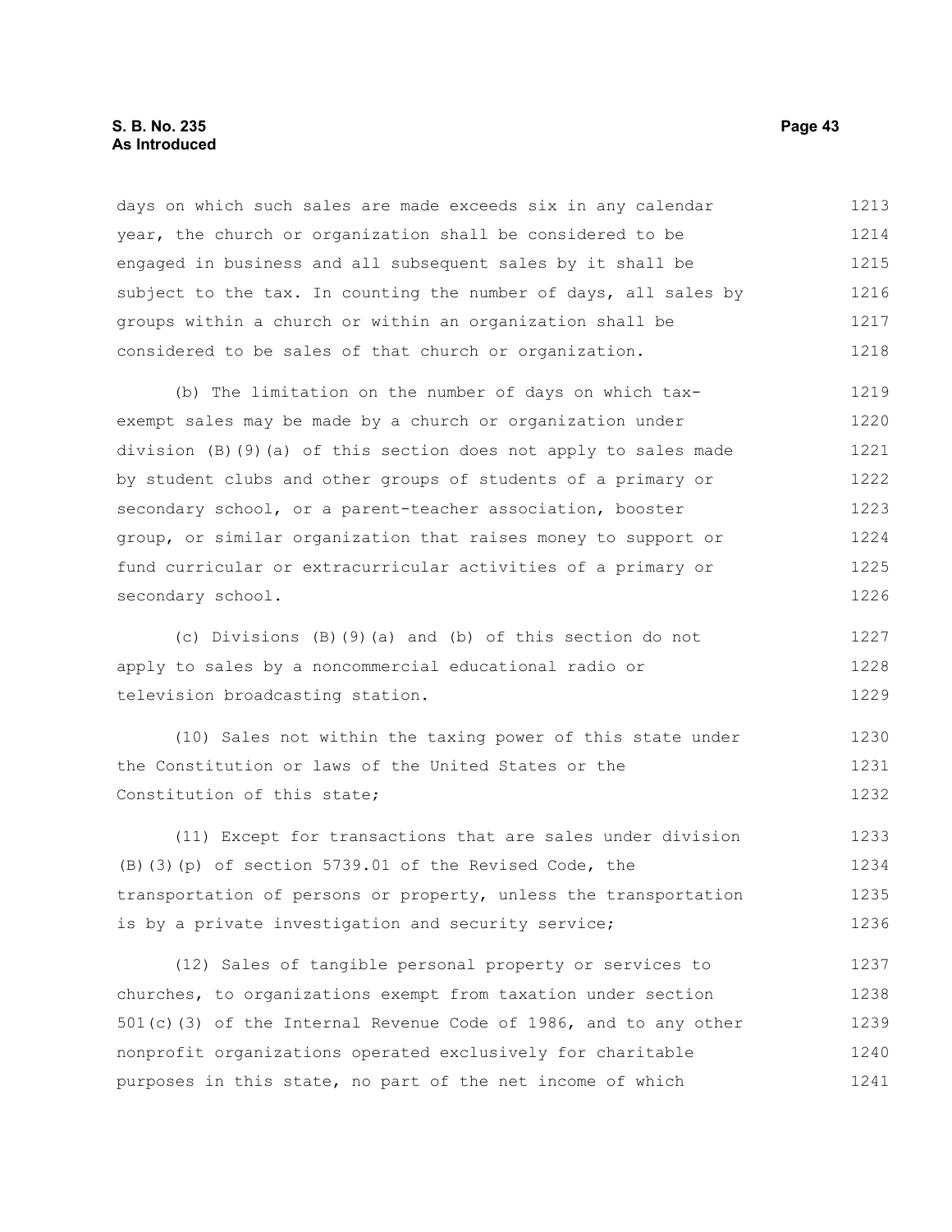days on which such sales are made exceeds six in any calendar year, the church or organization shall be considered to be engaged in business and all subsequent sales by it shall be subject to the tax. In counting the number of days, all sales by groups within a church or within an organization shall be considered to be sales of that church or organization.

(b) The limitation on the number of days on which tax-exempt sales may be made by a church or organization under division (B)(9)(a) of this section does not apply to sales made by student clubs and other groups of students of a primary or secondary school, or a parent-teacher association, booster group, or similar organization that raises money to support or fund curricular or extracurricular activities of a primary or secondary school.

(c) Divisions (B)(9)(a) and (b) of this section do not apply to sales by a noncommercial educational radio or television broadcasting station.

(10) Sales not within the taxing power of this state under the Constitution or laws of the United States or the Constitution of this state;

(11) Except for transactions that are sales under division (B)(3)(p) of section 5739.01 of the Revised Code, the transportation of persons or property, unless the transportation is by a private investigation and security service;

(12) Sales of tangible personal property or services to churches, to organizations exempt from taxation under section 501(c)(3) of the Internal Revenue Code of 1986, and to any other nonprofit organizations operated exclusively for charitable purposes in this state, no part of the net income of which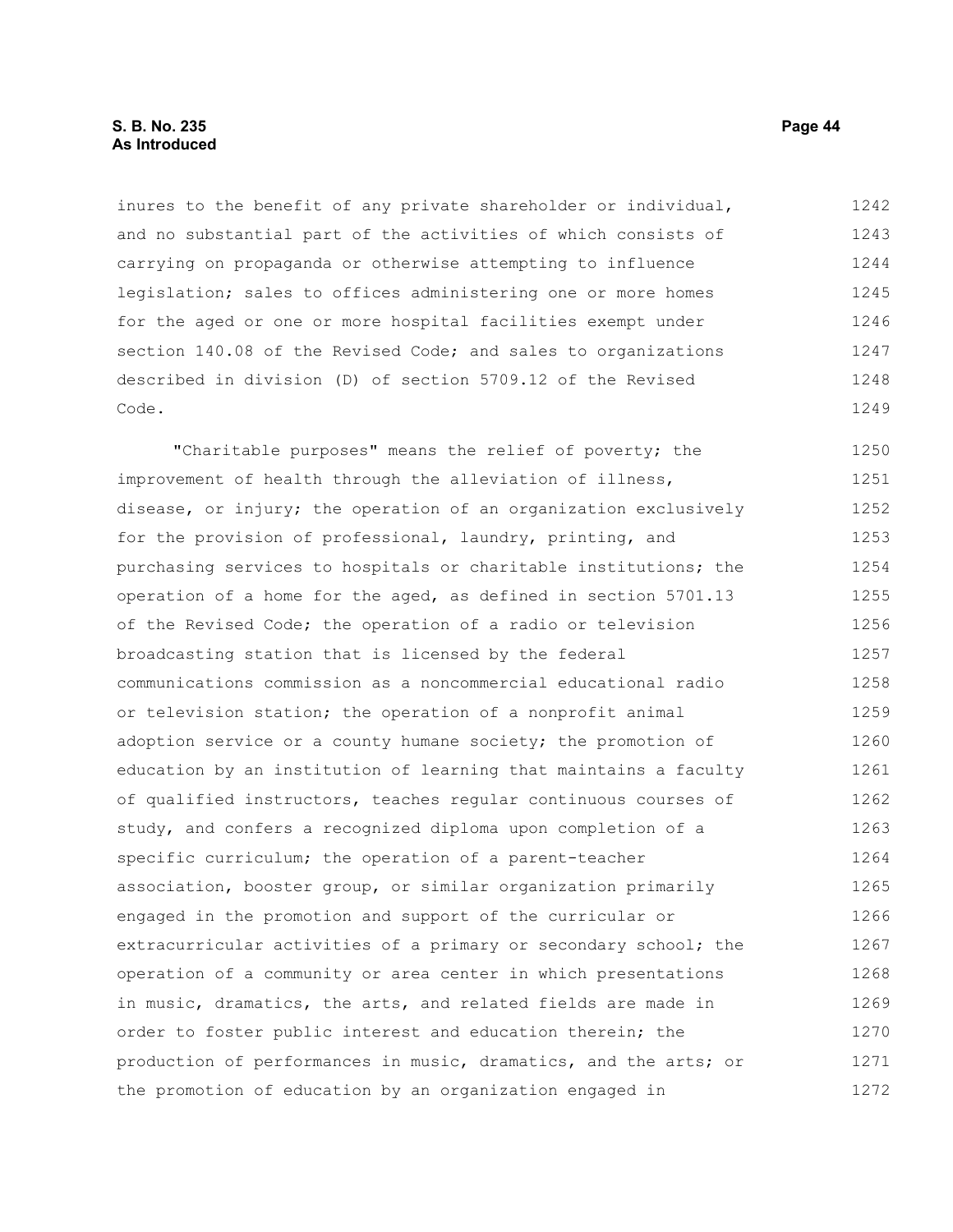inures to the benefit of any private shareholder or individual, and no substantial part of the activities of which consists of carrying on propaganda or otherwise attempting to influence legislation; sales to offices administering one or more homes for the aged or one or more hospital facilities exempt under section 140.08 of the Revised Code; and sales to organizations described in division (D) of section 5709.12 of the Revised Code.

"Charitable purposes" means the relief of poverty; the improvement of health through the alleviation of illness, disease, or injury; the operation of an organization exclusively for the provision of professional, laundry, printing, and purchasing services to hospitals or charitable institutions; the operation of a home for the aged, as defined in section 5701.13 of the Revised Code; the operation of a radio or television broadcasting station that is licensed by the federal communications commission as a noncommercial educational radio or television station; the operation of a nonprofit animal adoption service or a county humane society; the promotion of education by an institution of learning that maintains a faculty of qualified instructors, teaches regular continuous courses of study, and confers a recognized diploma upon completion of a specific curriculum; the operation of a parent-teacher association, booster group, or similar organization primarily engaged in the promotion and support of the curricular or extracurricular activities of a primary or secondary school; the operation of a community or area center in which presentations in music, dramatics, the arts, and related fields are made in order to foster public interest and education therein; the production of performances in music, dramatics, and the arts; or the promotion of education by an organization engaged in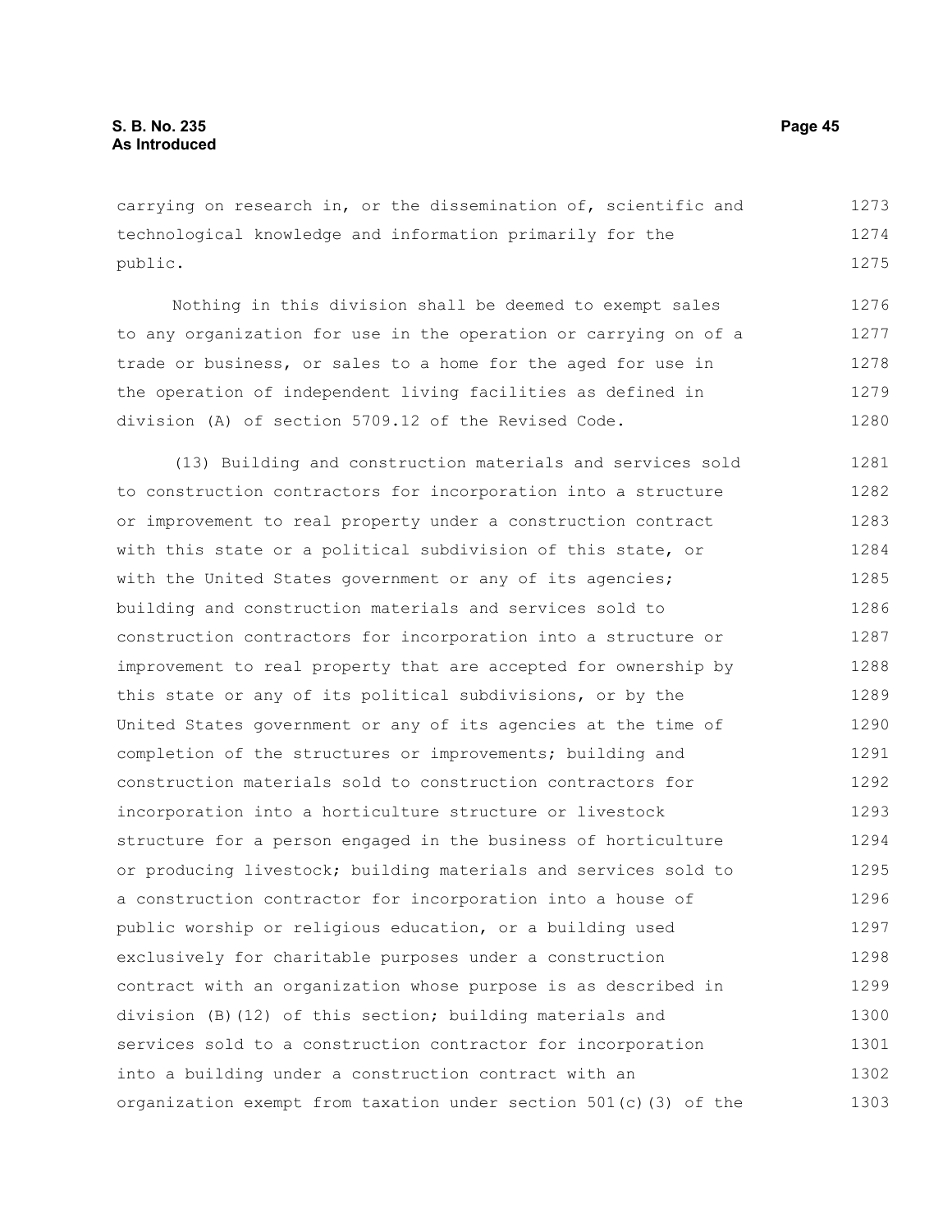carrying on research in, or the dissemination of, scientific and technological knowledge and information primarily for the public.

Nothing in this division shall be deemed to exempt sales to any organization for use in the operation or carrying on of a trade or business, or sales to a home for the aged for use in the operation of independent living facilities as defined in division (A) of section 5709.12 of the Revised Code.

(13) Building and construction materials and services sold to construction contractors for incorporation into a structure or improvement to real property under a construction contract with this state or a political subdivision of this state, or with the United States government or any of its agencies; building and construction materials and services sold to construction contractors for incorporation into a structure or improvement to real property that are accepted for ownership by this state or any of its political subdivisions, or by the United States government or any of its agencies at the time of completion of the structures or improvements; building and construction materials sold to construction contractors for incorporation into a horticulture structure or livestock structure for a person engaged in the business of horticulture or producing livestock; building materials and services sold to a construction contractor for incorporation into a house of public worship or religious education, or a building used exclusively for charitable purposes under a construction contract with an organization whose purpose is as described in division (B)(12) of this section; building materials and services sold to a construction contractor for incorporation into a building under a construction contract with an organization exempt from taxation under section 501(c)(3) of the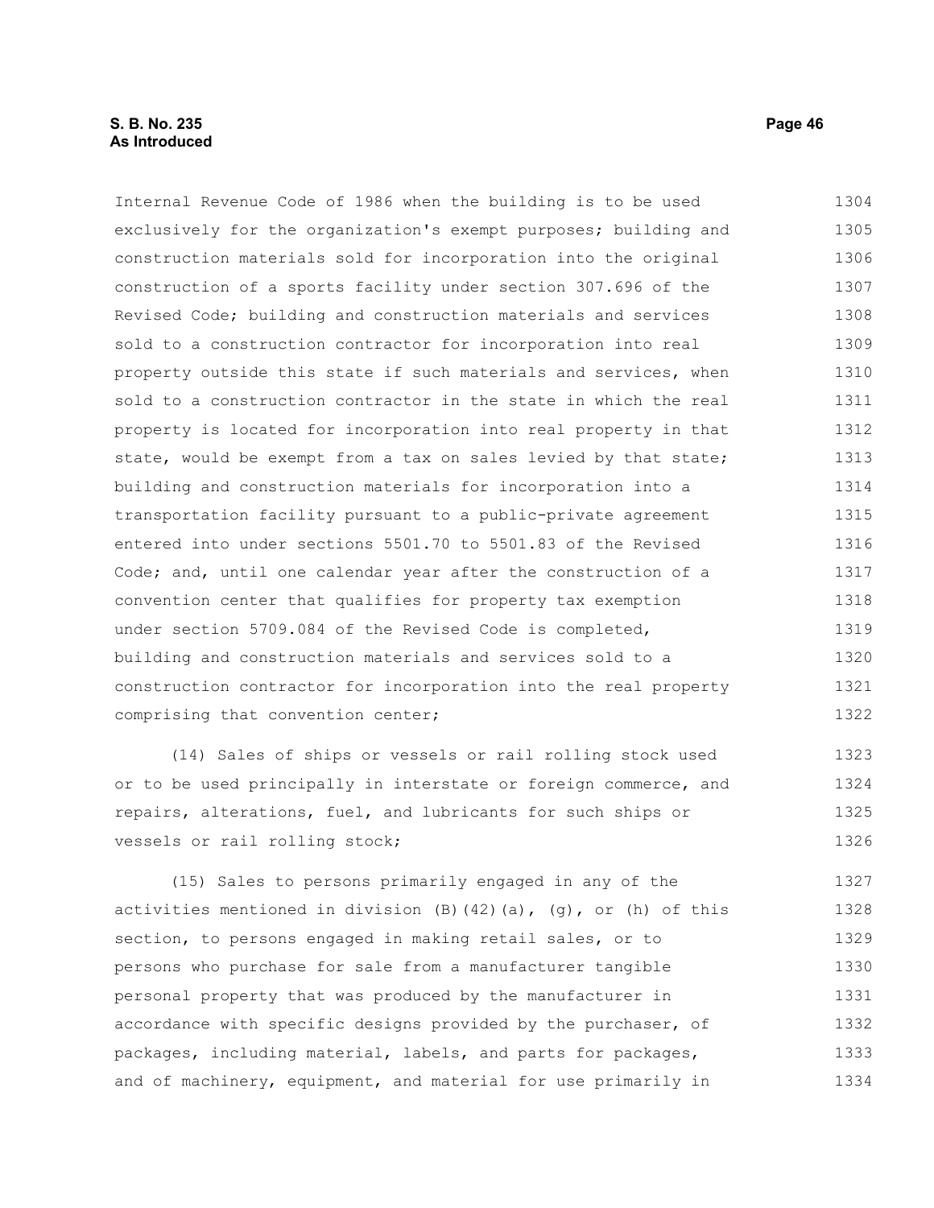Internal Revenue Code of 1986 when the building is to be used exclusively for the organization's exempt purposes; building and construction materials sold for incorporation into the original construction of a sports facility under section 307.696 of the Revised Code; building and construction materials and services sold to a construction contractor for incorporation into real property outside this state if such materials and services, when sold to a construction contractor in the state in which the real property is located for incorporation into real property in that state, would be exempt from a tax on sales levied by that state; building and construction materials for incorporation into a transportation facility pursuant to a public-private agreement entered into under sections 5501.70 to 5501.83 of the Revised Code; and, until one calendar year after the construction of a convention center that qualifies for property tax exemption under section 5709.084 of the Revised Code is completed, building and construction materials and services sold to a construction contractor for incorporation into the real property comprising that convention center;

(14) Sales of ships or vessels or rail rolling stock used or to be used principally in interstate or foreign commerce, and repairs, alterations, fuel, and lubricants for such ships or vessels or rail rolling stock;

(15) Sales to persons primarily engaged in any of the activities mentioned in division (B)(42)(a), (g), or (h) of this section, to persons engaged in making retail sales, or to persons who purchase for sale from a manufacturer tangible personal property that was produced by the manufacturer in accordance with specific designs provided by the purchaser, of packages, including material, labels, and parts for packages, and of machinery, equipment, and material for use primarily in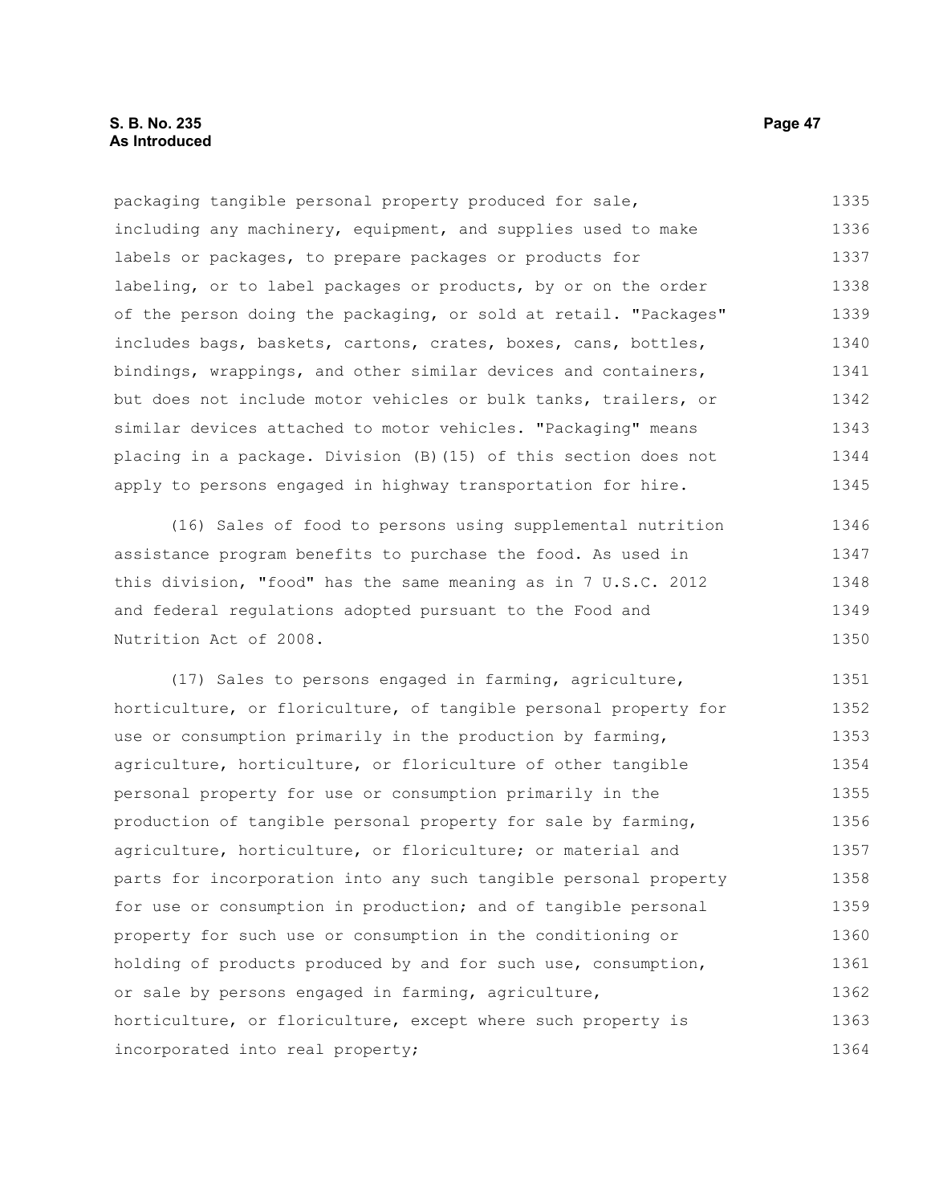packaging tangible personal property produced for sale, including any machinery, equipment, and supplies used to make labels or packages, to prepare packages or products for labeling, or to label packages or products, by or on the order of the person doing the packaging, or sold at retail. "Packages" includes bags, baskets, cartons, crates, boxes, cans, bottles, bindings, wrappings, and other similar devices and containers, but does not include motor vehicles or bulk tanks, trailers, or similar devices attached to motor vehicles. "Packaging" means placing in a package. Division (B)(15) of this section does not apply to persons engaged in highway transportation for hire.

(16) Sales of food to persons using supplemental nutrition assistance program benefits to purchase the food. As used in this division, "food" has the same meaning as in 7 U.S.C. 2012 and federal regulations adopted pursuant to the Food and Nutrition Act of 2008.

(17) Sales to persons engaged in farming, agriculture, horticulture, or floriculture, of tangible personal property for use or consumption primarily in the production by farming, agriculture, horticulture, or floriculture of other tangible personal property for use or consumption primarily in the production of tangible personal property for sale by farming, agriculture, horticulture, or floriculture; or material and parts for incorporation into any such tangible personal property for use or consumption in production; and of tangible personal property for such use or consumption in the conditioning or holding of products produced by and for such use, consumption, or sale by persons engaged in farming, agriculture, horticulture, or floriculture, except where such property is incorporated into real property;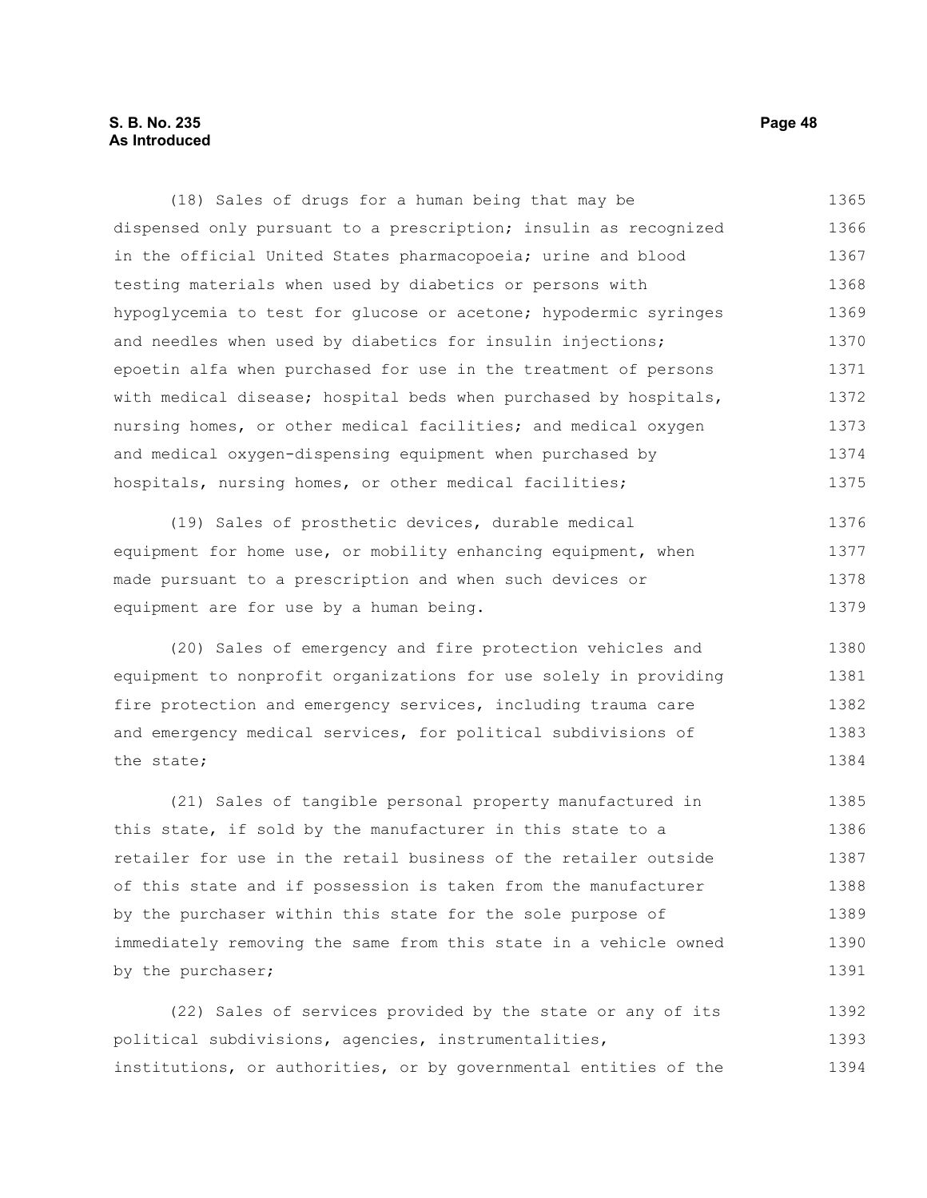(18) Sales of drugs for a human being that may be dispensed only pursuant to a prescription; insulin as recognized in the official United States pharmacopoeia; urine and blood testing materials when used by diabetics or persons with hypoglycemia to test for glucose or acetone; hypodermic syringes and needles when used by diabetics for insulin injections; epoetin alfa when purchased for use in the treatment of persons with medical disease; hospital beds when purchased by hospitals, nursing homes, or other medical facilities; and medical oxygen and medical oxygen-dispensing equipment when purchased by hospitals, nursing homes, or other medical facilities;

(19) Sales of prosthetic devices, durable medical equipment for home use, or mobility enhancing equipment, when made pursuant to a prescription and when such devices or equipment are for use by a human being.

(20) Sales of emergency and fire protection vehicles and equipment to nonprofit organizations for use solely in providing fire protection and emergency services, including trauma care and emergency medical services, for political subdivisions of the state;

(21) Sales of tangible personal property manufactured in this state, if sold by the manufacturer in this state to a retailer for use in the retail business of the retailer outside of this state and if possession is taken from the manufacturer by the purchaser within this state for the sole purpose of immediately removing the same from this state in a vehicle owned by the purchaser;

(22) Sales of services provided by the state or any of its political subdivisions, agencies, instrumentalities, institutions, or authorities, or by governmental entities of the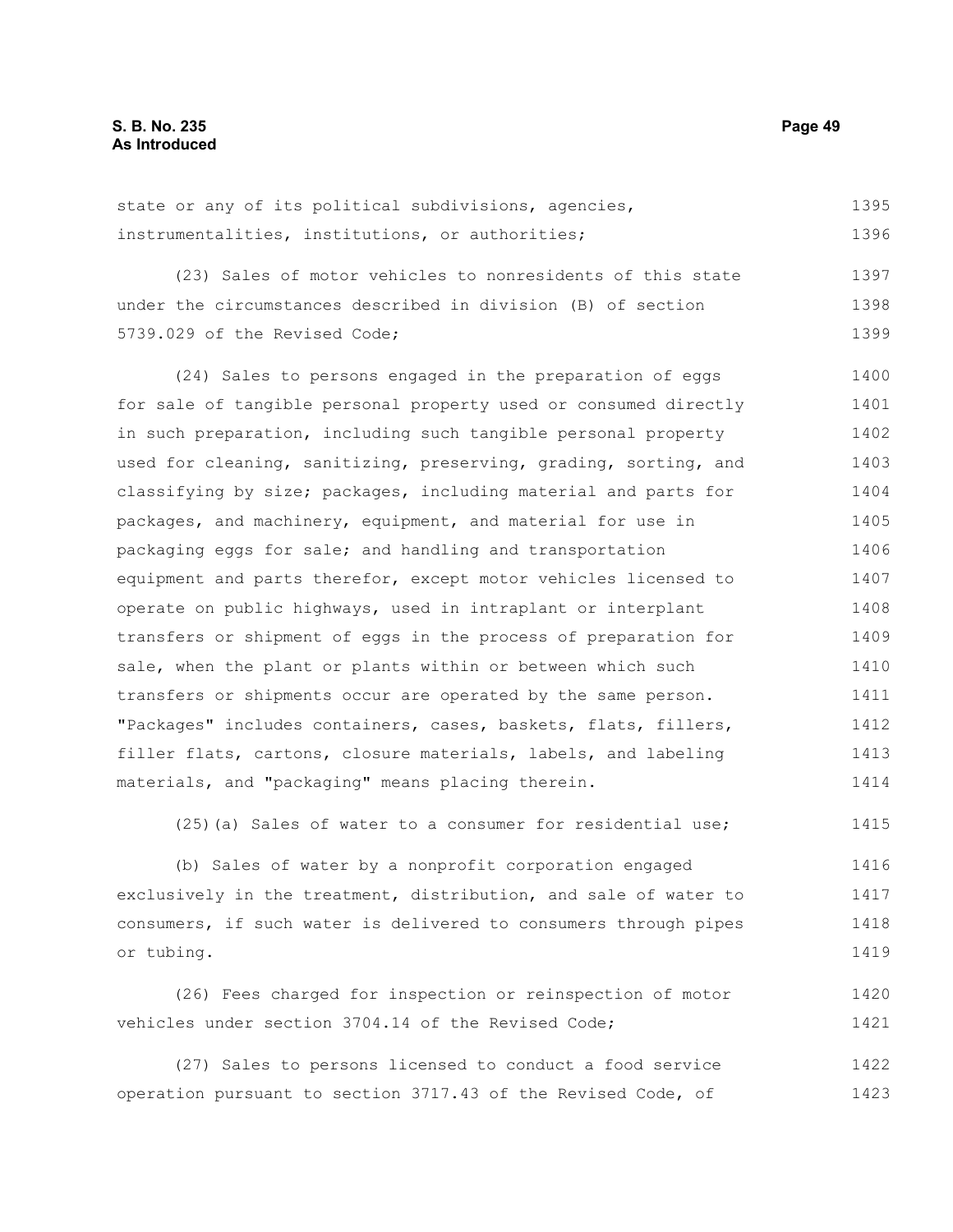state or any of its political subdivisions, agencies, instrumentalities, institutions, or authorities;

(23) Sales of motor vehicles to nonresidents of this state under the circumstances described in division (B) of section 5739.029 of the Revised Code;

(24) Sales to persons engaged in the preparation of eggs for sale of tangible personal property used or consumed directly in such preparation, including such tangible personal property used for cleaning, sanitizing, preserving, grading, sorting, and classifying by size; packages, including material and parts for packages, and machinery, equipment, and material for use in packaging eggs for sale; and handling and transportation equipment and parts therefor, except motor vehicles licensed to operate on public highways, used in intraplant or interplant transfers or shipment of eggs in the process of preparation for sale, when the plant or plants within or between which such transfers or shipments occur are operated by the same person. "Packages" includes containers, cases, baskets, flats, fillers, filler flats, cartons, closure materials, labels, and labeling materials, and "packaging" means placing therein.

(25)(a) Sales of water to a consumer for residential use;

(b) Sales of water by a nonprofit corporation engaged exclusively in the treatment, distribution, and sale of water to consumers, if such water is delivered to consumers through pipes or tubing.

(26) Fees charged for inspection or reinspection of motor vehicles under section 3704.14 of the Revised Code;

(27) Sales to persons licensed to conduct a food service operation pursuant to section 3717.43 of the Revised Code, of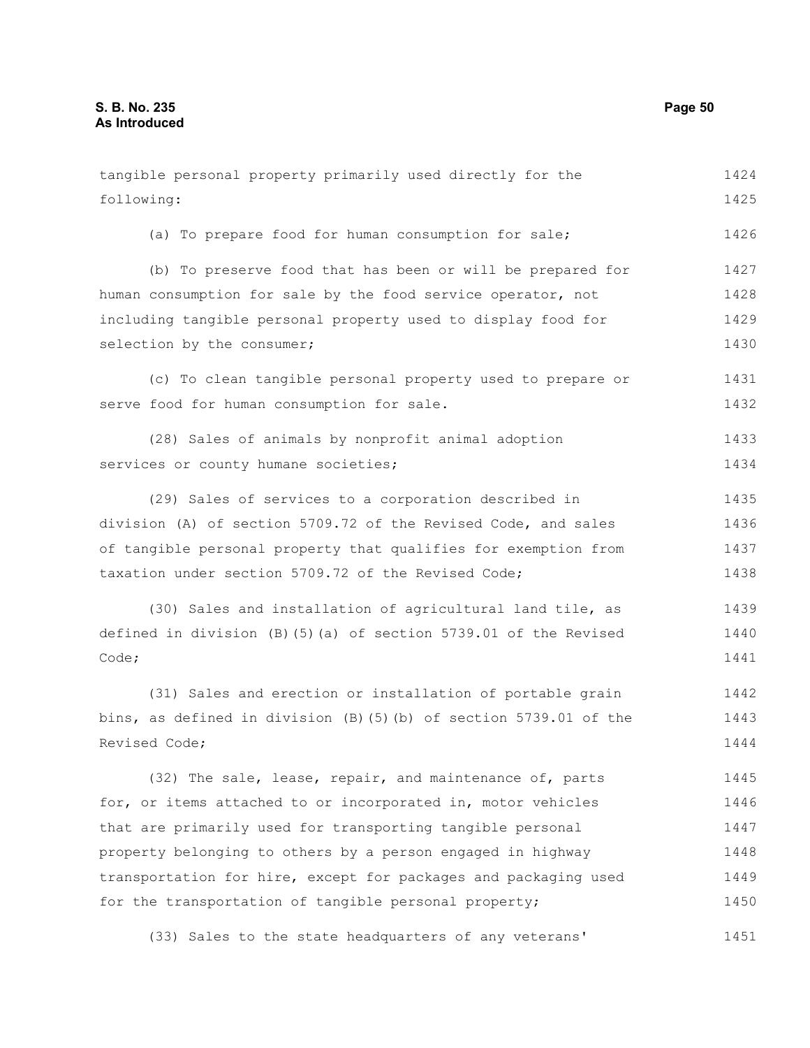tangible personal property primarily used directly for the following:

(a) To prepare food for human consumption for sale;

(b) To preserve food that has been or will be prepared for human consumption for sale by the food service operator, not including tangible personal property used to display food for selection by the consumer;

(c) To clean tangible personal property used to prepare or serve food for human consumption for sale.

(28) Sales of animals by nonprofit animal adoption services or county humane societies;

(29) Sales of services to a corporation described in division (A) of section 5709.72 of the Revised Code, and sales of tangible personal property that qualifies for exemption from taxation under section 5709.72 of the Revised Code;

(30) Sales and installation of agricultural land tile, as defined in division (B)(5)(a) of section 5739.01 of the Revised Code;

(31) Sales and erection or installation of portable grain bins, as defined in division (B)(5)(b) of section 5739.01 of the Revised Code;

(32) The sale, lease, repair, and maintenance of, parts for, or items attached to or incorporated in, motor vehicles that are primarily used for transporting tangible personal property belonging to others by a person engaged in highway transportation for hire, except for packages and packaging used for the transportation of tangible personal property;

(33) Sales to the state headquarters of any veterans'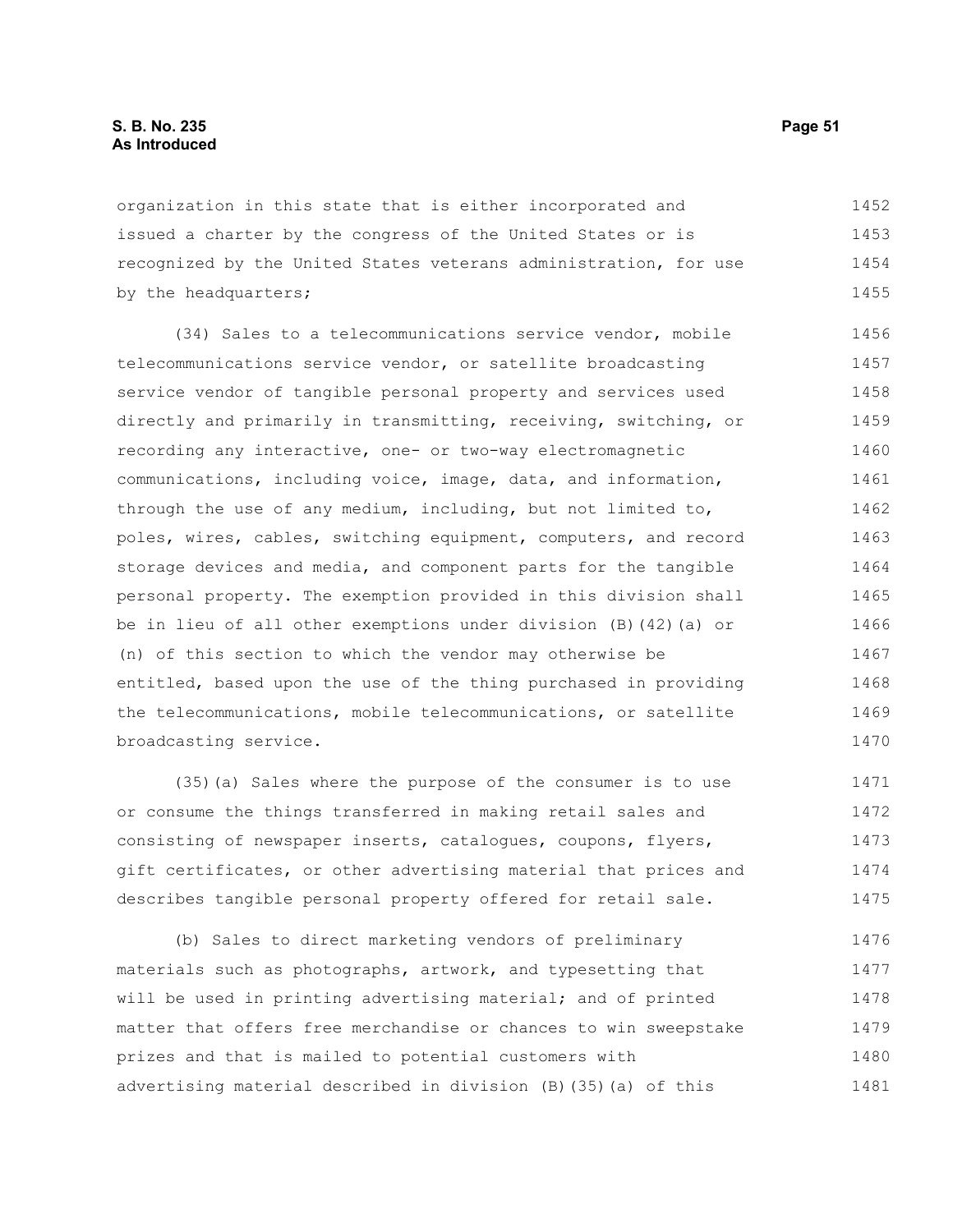organization in this state that is either incorporated and issued a charter by the congress of the United States or is recognized by the United States veterans administration, for use by the headquarters;

(34) Sales to a telecommunications service vendor, mobile telecommunications service vendor, or satellite broadcasting service vendor of tangible personal property and services used directly and primarily in transmitting, receiving, switching, or recording any interactive, one- or two-way electromagnetic communications, including voice, image, data, and information, through the use of any medium, including, but not limited to, poles, wires, cables, switching equipment, computers, and record storage devices and media, and component parts for the tangible personal property. The exemption provided in this division shall be in lieu of all other exemptions under division (B)(42)(a) or (n) of this section to which the vendor may otherwise be entitled, based upon the use of the thing purchased in providing the telecommunications, mobile telecommunications, or satellite broadcasting service.

(35)(a) Sales where the purpose of the consumer is to use or consume the things transferred in making retail sales and consisting of newspaper inserts, catalogues, coupons, flyers, gift certificates, or other advertising material that prices and describes tangible personal property offered for retail sale.

(b) Sales to direct marketing vendors of preliminary materials such as photographs, artwork, and typesetting that will be used in printing advertising material; and of printed matter that offers free merchandise or chances to win sweepstake prizes and that is mailed to potential customers with advertising material described in division (B)(35)(a) of this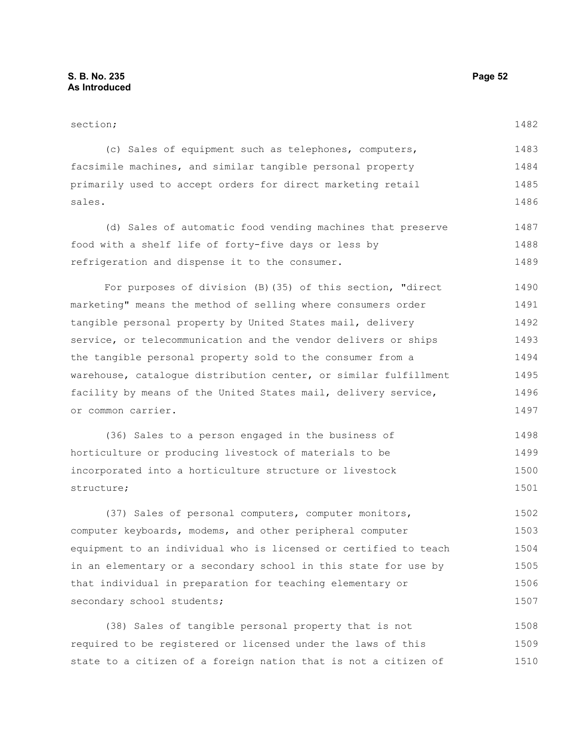section;

(c) Sales of equipment such as telephones, computers, facsimile machines, and similar tangible personal property primarily used to accept orders for direct marketing retail sales.

(d) Sales of automatic food vending machines that preserve food with a shelf life of forty-five days or less by refrigeration and dispense it to the consumer.

For purposes of division (B)(35) of this section, "direct marketing" means the method of selling where consumers order tangible personal property by United States mail, delivery service, or telecommunication and the vendor delivers or ships the tangible personal property sold to the consumer from a warehouse, catalogue distribution center, or similar fulfillment facility by means of the United States mail, delivery service, or common carrier.

(36) Sales to a person engaged in the business of horticulture or producing livestock of materials to be incorporated into a horticulture structure or livestock structure;

(37) Sales of personal computers, computer monitors, computer keyboards, modems, and other peripheral computer equipment to an individual who is licensed or certified to teach in an elementary or a secondary school in this state for use by that individual in preparation for teaching elementary or secondary school students;

(38) Sales of tangible personal property that is not required to be registered or licensed under the laws of this state to a citizen of a foreign nation that is not a citizen of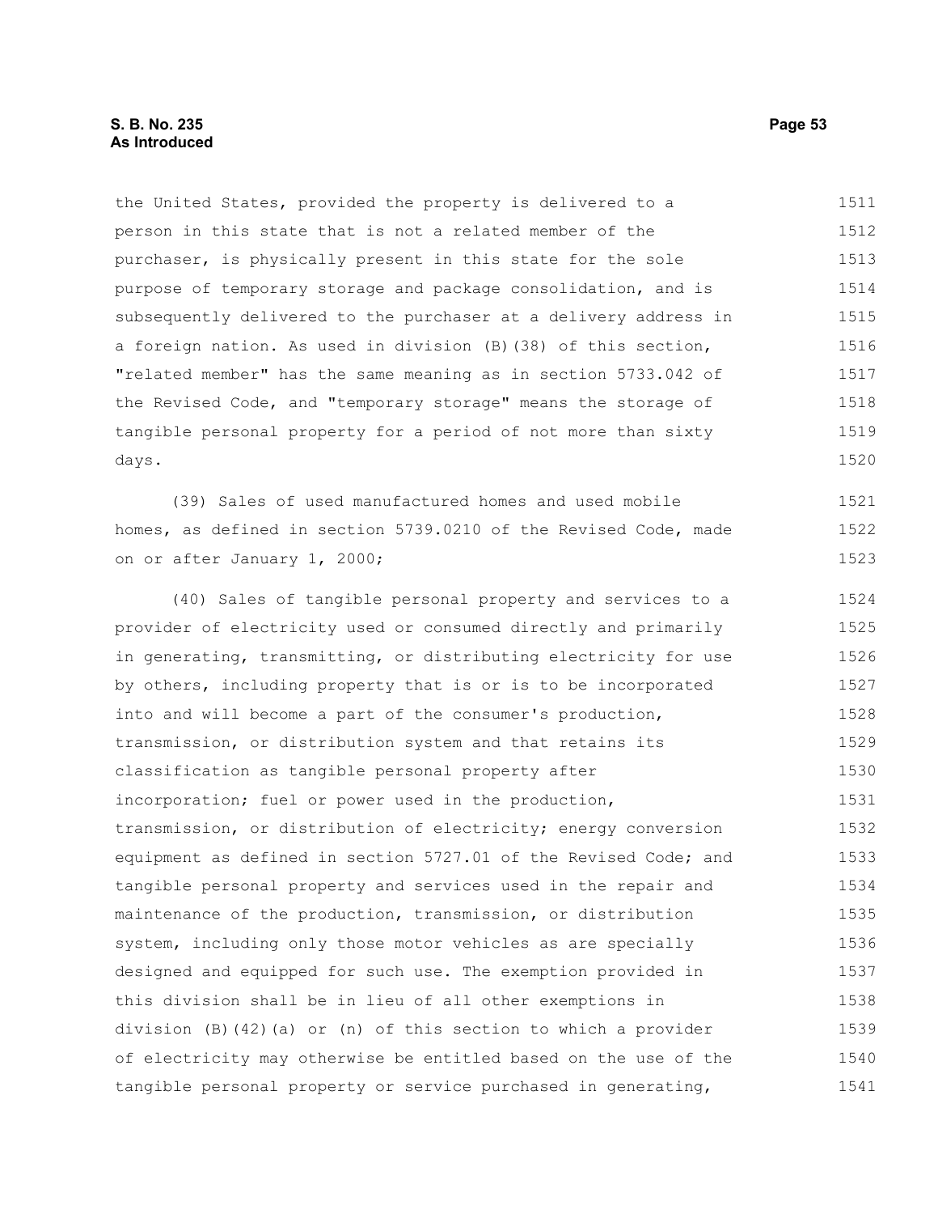the United States, provided the property is delivered to a person in this state that is not a related member of the purchaser, is physically present in this state for the sole purpose of temporary storage and package consolidation, and is subsequently delivered to the purchaser at a delivery address in a foreign nation. As used in division (B)(38) of this section, "related member" has the same meaning as in section 5733.042 of the Revised Code, and "temporary storage" means the storage of tangible personal property for a period of not more than sixty days.

(39) Sales of used manufactured homes and used mobile homes, as defined in section 5739.0210 of the Revised Code, made on or after January 1, 2000;

(40) Sales of tangible personal property and services to a provider of electricity used or consumed directly and primarily in generating, transmitting, or distributing electricity for use by others, including property that is or is to be incorporated into and will become a part of the consumer's production, transmission, or distribution system and that retains its classification as tangible personal property after incorporation; fuel or power used in the production, transmission, or distribution of electricity; energy conversion equipment as defined in section 5727.01 of the Revised Code; and tangible personal property and services used in the repair and maintenance of the production, transmission, or distribution system, including only those motor vehicles as are specially designed and equipped for such use. The exemption provided in this division shall be in lieu of all other exemptions in division (B)(42)(a) or (n) of this section to which a provider of electricity may otherwise be entitled based on the use of the tangible personal property or service purchased in generating,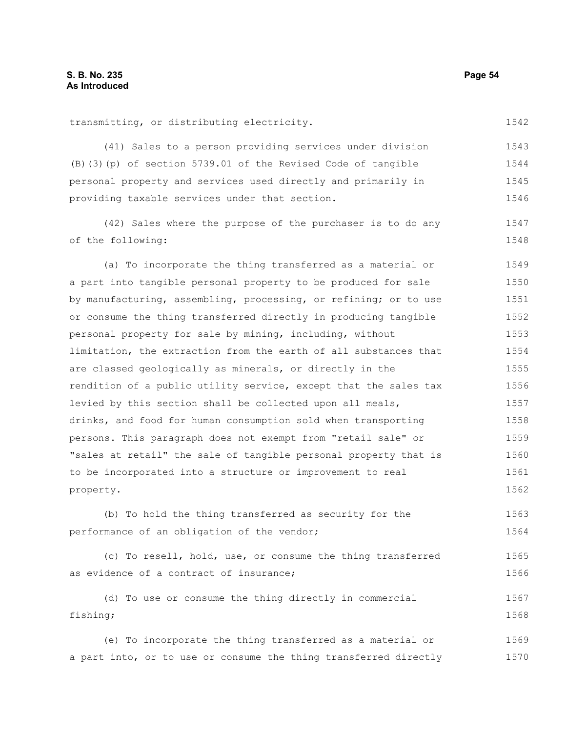transmitting, or distributing electricity.

(41) Sales to a person providing services under division (B)(3)(p) of section 5739.01 of the Revised Code of tangible personal property and services used directly and primarily in providing taxable services under that section.

(42) Sales where the purpose of the purchaser is to do any of the following:

(a) To incorporate the thing transferred as a material or a part into tangible personal property to be produced for sale by manufacturing, assembling, processing, or refining; or to use or consume the thing transferred directly in producing tangible personal property for sale by mining, including, without limitation, the extraction from the earth of all substances that are classed geologically as minerals, or directly in the rendition of a public utility service, except that the sales tax levied by this section shall be collected upon all meals, drinks, and food for human consumption sold when transporting persons. This paragraph does not exempt from "retail sale" or "sales at retail" the sale of tangible personal property that is to be incorporated into a structure or improvement to real property.

(b) To hold the thing transferred as security for the performance of an obligation of the vendor;

(c) To resell, hold, use, or consume the thing transferred as evidence of a contract of insurance;

(d) To use or consume the thing directly in commercial fishing;

(e) To incorporate the thing transferred as a material or a part into, or to use or consume the thing transferred directly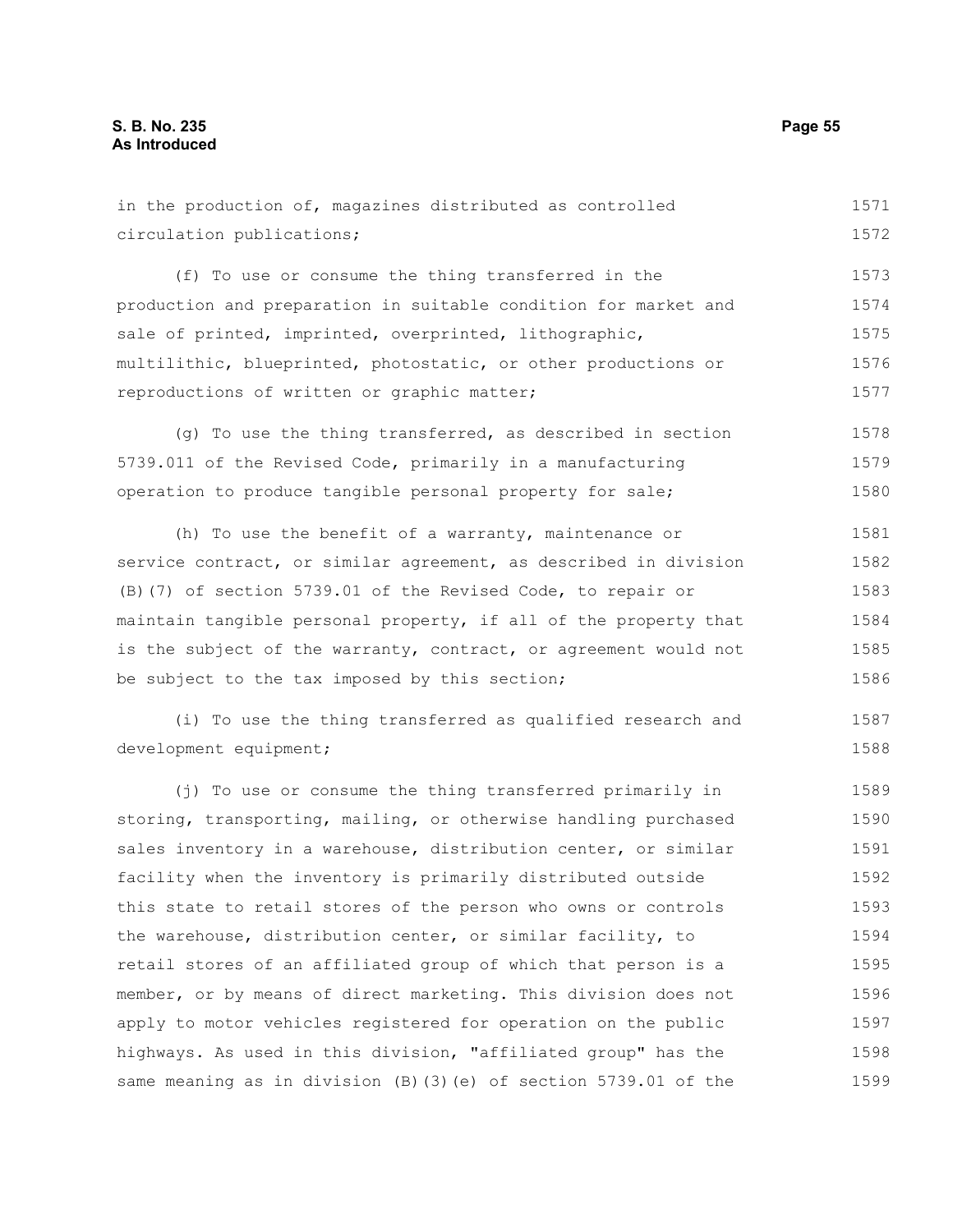in the production of, magazines distributed as controlled circulation publications;

(f) To use or consume the thing transferred in the production and preparation in suitable condition for market and sale of printed, imprinted, overprinted, lithographic, multilithic, blueprinted, photostatic, or other productions or reproductions of written or graphic matter;

(g) To use the thing transferred, as described in section 5739.011 of the Revised Code, primarily in a manufacturing operation to produce tangible personal property for sale;

(h) To use the benefit of a warranty, maintenance or service contract, or similar agreement, as described in division (B)(7) of section 5739.01 of the Revised Code, to repair or maintain tangible personal property, if all of the property that is the subject of the warranty, contract, or agreement would not be subject to the tax imposed by this section;

(i) To use the thing transferred as qualified research and development equipment;

(j) To use or consume the thing transferred primarily in storing, transporting, mailing, or otherwise handling purchased sales inventory in a warehouse, distribution center, or similar facility when the inventory is primarily distributed outside this state to retail stores of the person who owns or controls the warehouse, distribution center, or similar facility, to retail stores of an affiliated group of which that person is a member, or by means of direct marketing. This division does not apply to motor vehicles registered for operation on the public highways. As used in this division, "affiliated group" has the same meaning as in division (B)(3)(e) of section 5739.01 of the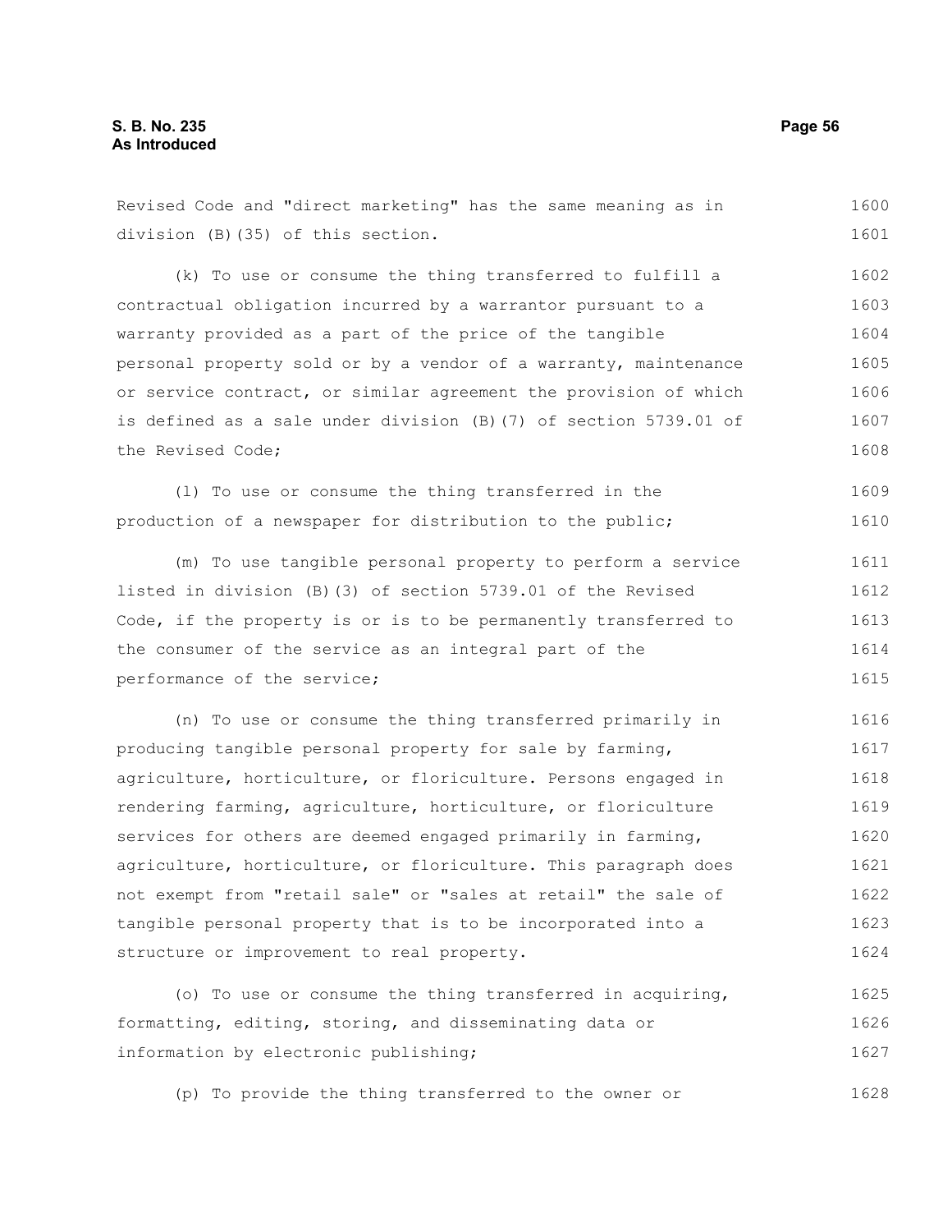Revised Code and "direct marketing" has the same meaning as in division (B)(35) of this section.

(k) To use or consume the thing transferred to fulfill a contractual obligation incurred by a warrantor pursuant to a warranty provided as a part of the price of the tangible personal property sold or by a vendor of a warranty, maintenance or service contract, or similar agreement the provision of which is defined as a sale under division (B)(7) of section 5739.01 of the Revised Code;

(l) To use or consume the thing transferred in the production of a newspaper for distribution to the public;

(m) To use tangible personal property to perform a service listed in division (B)(3) of section 5739.01 of the Revised Code, if the property is or is to be permanently transferred to the consumer of the service as an integral part of the performance of the service;

(n) To use or consume the thing transferred primarily in producing tangible personal property for sale by farming, agriculture, horticulture, or floriculture. Persons engaged in rendering farming, agriculture, horticulture, or floriculture services for others are deemed engaged primarily in farming, agriculture, horticulture, or floriculture. This paragraph does not exempt from "retail sale" or "sales at retail" the sale of tangible personal property that is to be incorporated into a structure or improvement to real property.

(o) To use or consume the thing transferred in acquiring, formatting, editing, storing, and disseminating data or information by electronic publishing;

(p) To provide the thing transferred to the owner or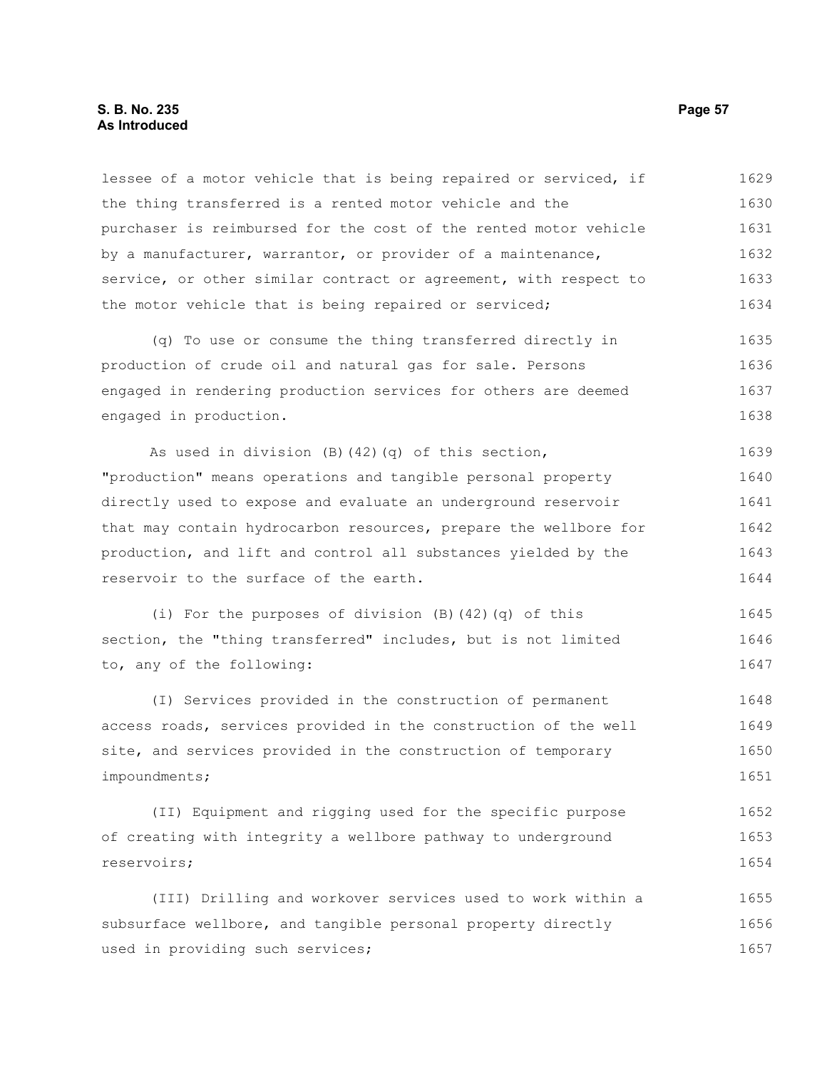lessee of a motor vehicle that is being repaired or serviced, if the thing transferred is a rented motor vehicle and the purchaser is reimbursed for the cost of the rented motor vehicle by a manufacturer, warrantor, or provider of a maintenance, service, or other similar contract or agreement, with respect to the motor vehicle that is being repaired or serviced;

(q) To use or consume the thing transferred directly in production of crude oil and natural gas for sale. Persons engaged in rendering production services for others are deemed engaged in production.

As used in division (B)(42)(q) of this section, "production" means operations and tangible personal property directly used to expose and evaluate an underground reservoir that may contain hydrocarbon resources, prepare the wellbore for production, and lift and control all substances yielded by the reservoir to the surface of the earth.

(i) For the purposes of division (B)(42)(q) of this section, the "thing transferred" includes, but is not limited to, any of the following:

(I) Services provided in the construction of permanent access roads, services provided in the construction of the well site, and services provided in the construction of temporary impoundments;

(II) Equipment and rigging used for the specific purpose of creating with integrity a wellbore pathway to underground reservoirs;

(III) Drilling and workover services used to work within a subsurface wellbore, and tangible personal property directly used in providing such services;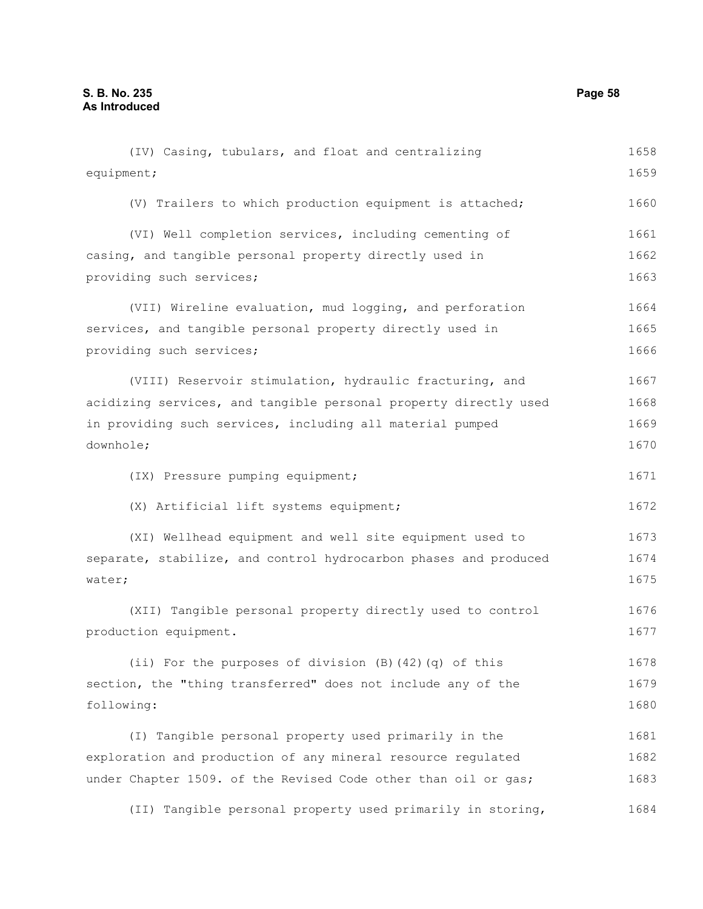(IV) Casing, tubulars, and float and centralizing equipment;

(V) Trailers to which production equipment is attached;

(VI) Well completion services, including cementing of casing, and tangible personal property directly used in providing such services;

(VII) Wireline evaluation, mud logging, and perforation services, and tangible personal property directly used in providing such services;

(VIII) Reservoir stimulation, hydraulic fracturing, and acidizing services, and tangible personal property directly used in providing such services, including all material pumped downhole;

(IX) Pressure pumping equipment;

(X) Artificial lift systems equipment;

(XI) Wellhead equipment and well site equipment used to separate, stabilize, and control hydrocarbon phases and produced water;

(XII) Tangible personal property directly used to control production equipment.

(ii) For the purposes of division (B)(42)(q) of this section, the "thing transferred" does not include any of the following:

(I) Tangible personal property used primarily in the exploration and production of any mineral resource regulated under Chapter 1509. of the Revised Code other than oil or gas;

(II) Tangible personal property used primarily in storing,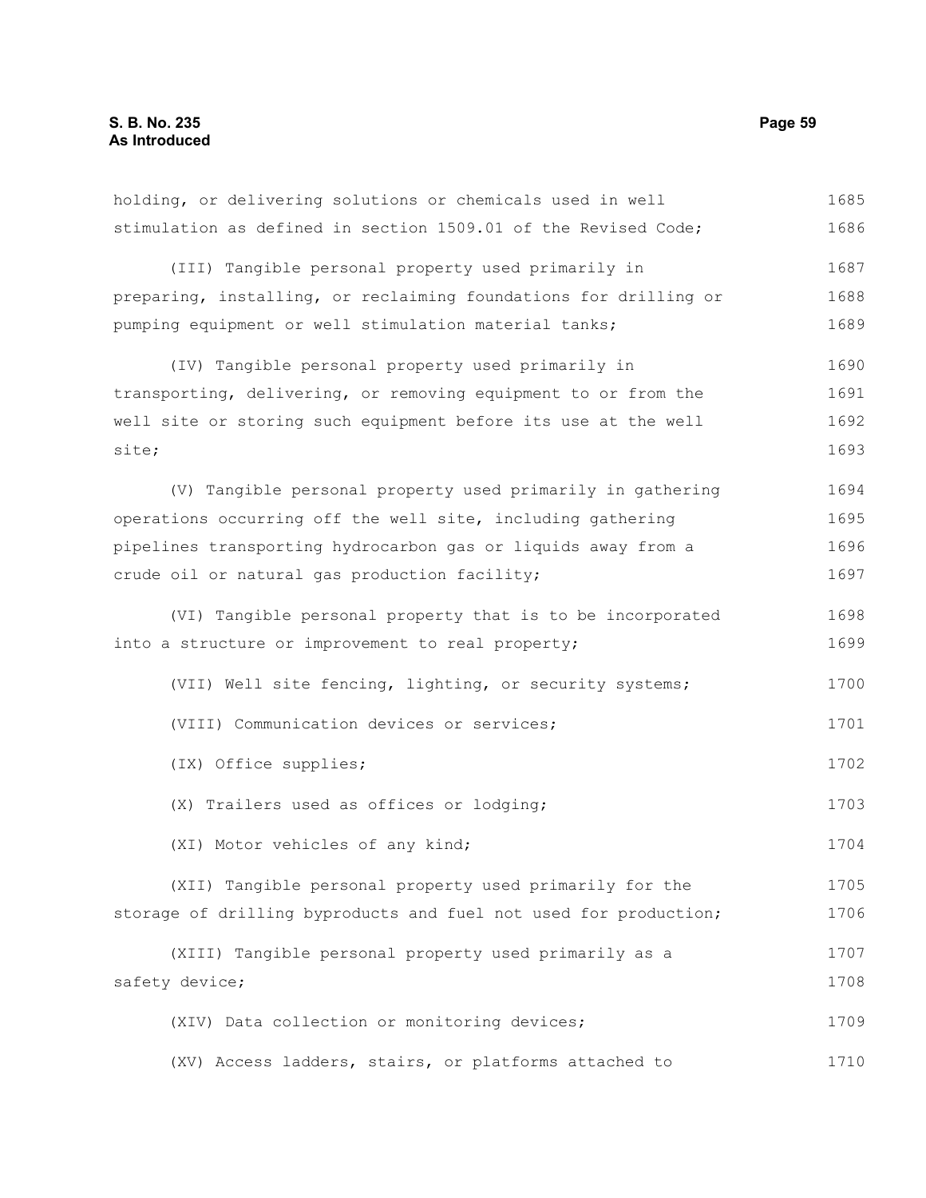holding, or delivering solutions or chemicals used in well stimulation as defined in section 1509.01 of the Revised Code;

(III) Tangible personal property used primarily in preparing, installing, or reclaiming foundations for drilling or pumping equipment or well stimulation material tanks;

(IV) Tangible personal property used primarily in transporting, delivering, or removing equipment to or from the well site or storing such equipment before its use at the well site;

(V) Tangible personal property used primarily in gathering operations occurring off the well site, including gathering pipelines transporting hydrocarbon gas or liquids away from a crude oil or natural gas production facility;

(VI) Tangible personal property that is to be incorporated into a structure or improvement to real property;

(VII) Well site fencing, lighting, or security systems;

(VIII) Communication devices or services;

(IX) Office supplies;

(X) Trailers used as offices or lodging;

(XI) Motor vehicles of any kind;

(XII) Tangible personal property used primarily for the storage of drilling byproducts and fuel not used for production;

(XIII) Tangible personal property used primarily as a safety device;

(XIV) Data collection or monitoring devices;

(XV) Access ladders, stairs, or platforms attached to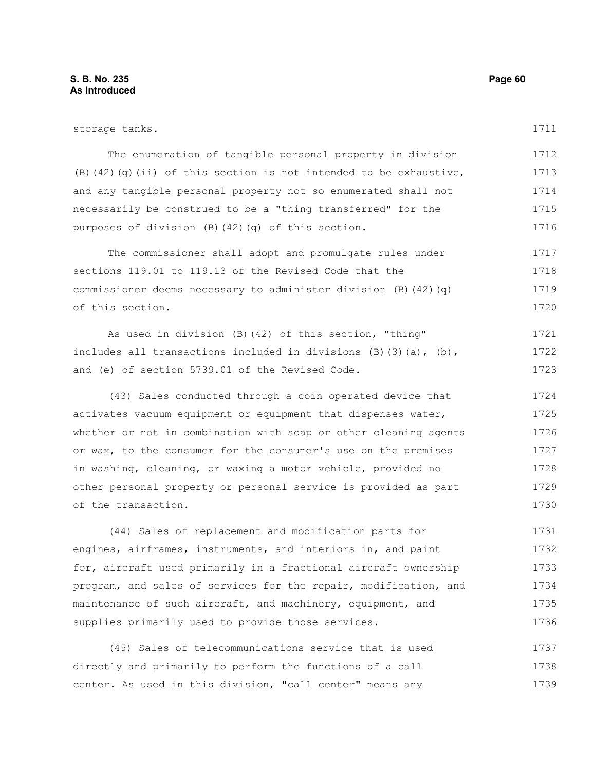storage tanks.

The enumeration of tangible personal property in division (B)(42)(q)(ii) of this section is not intended to be exhaustive, and any tangible personal property not so enumerated shall not necessarily be construed to be a "thing transferred" for the purposes of division (B)(42)(q) of this section.

The commissioner shall adopt and promulgate rules under sections 119.01 to 119.13 of the Revised Code that the commissioner deems necessary to administer division (B)(42)(q) of this section.

As used in division (B)(42) of this section, "thing" includes all transactions included in divisions (B)(3)(a), (b), and (e) of section 5739.01 of the Revised Code.

(43) Sales conducted through a coin operated device that activates vacuum equipment or equipment that dispenses water, whether or not in combination with soap or other cleaning agents or wax, to the consumer for the consumer's use on the premises in washing, cleaning, or waxing a motor vehicle, provided no other personal property or personal service is provided as part of the transaction.

(44) Sales of replacement and modification parts for engines, airframes, instruments, and interiors in, and paint for, aircraft used primarily in a fractional aircraft ownership program, and sales of services for the repair, modification, and maintenance of such aircraft, and machinery, equipment, and supplies primarily used to provide those services.

(45) Sales of telecommunications service that is used directly and primarily to perform the functions of a call center. As used in this division, "call center" means any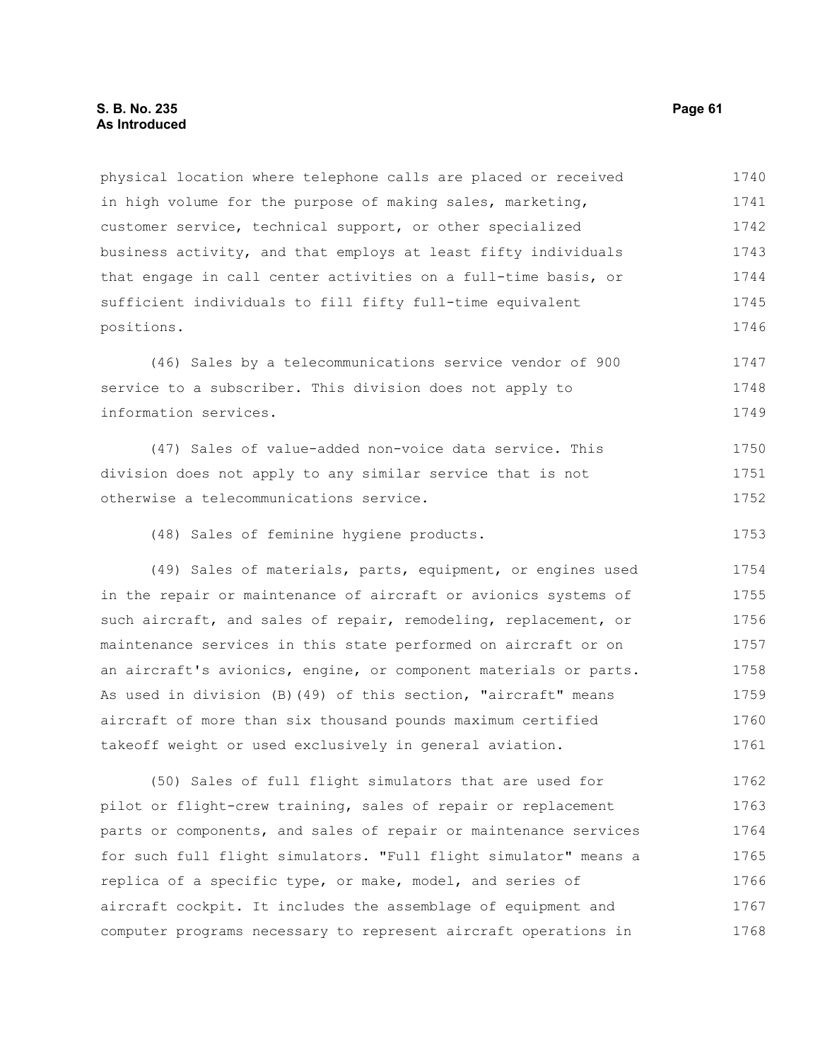physical location where telephone calls are placed or received in high volume for the purpose of making sales, marketing, customer service, technical support, or other specialized business activity, and that employs at least fifty individuals that engage in call center activities on a full-time basis, or sufficient individuals to fill fifty full-time equivalent positions.

(46) Sales by a telecommunications service vendor of 900 service to a subscriber. This division does not apply to information services.

(47) Sales of value-added non-voice data service. This division does not apply to any similar service that is not otherwise a telecommunications service.

(48) Sales of feminine hygiene products.

(49) Sales of materials, parts, equipment, or engines used in the repair or maintenance of aircraft or avionics systems of such aircraft, and sales of repair, remodeling, replacement, or maintenance services in this state performed on aircraft or on an aircraft's avionics, engine, or component materials or parts. As used in division (B)(49) of this section, "aircraft" means aircraft of more than six thousand pounds maximum certified takeoff weight or used exclusively in general aviation.

(50) Sales of full flight simulators that are used for pilot or flight-crew training, sales of repair or replacement parts or components, and sales of repair or maintenance services for such full flight simulators. "Full flight simulator" means a replica of a specific type, or make, model, and series of aircraft cockpit. It includes the assemblage of equipment and computer programs necessary to represent aircraft operations in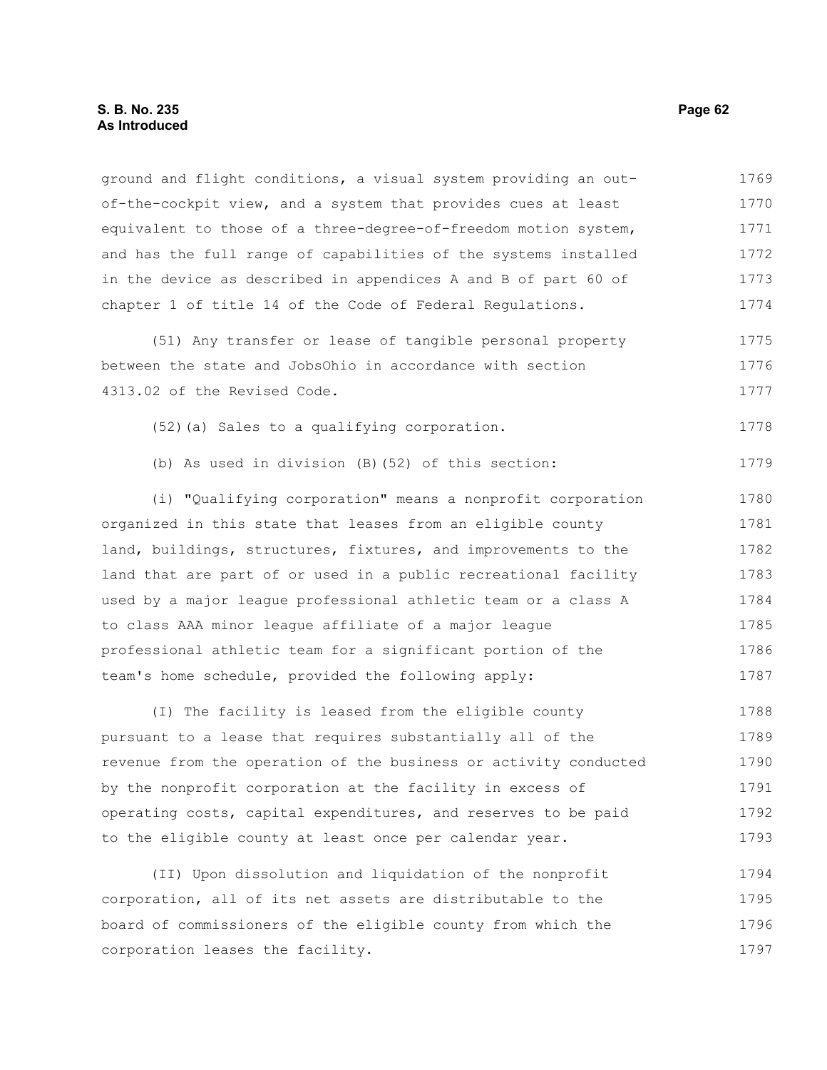ground and flight conditions, a visual system providing an out-of-the-cockpit view, and a system that provides cues at least equivalent to those of a three-degree-of-freedom motion system, and has the full range of capabilities of the systems installed in the device as described in appendices A and B of part 60 of chapter 1 of title 14 of the Code of Federal Regulations.

(51) Any transfer or lease of tangible personal property between the state and JobsOhio in accordance with section 4313.02 of the Revised Code.

(52)(a) Sales to a qualifying corporation.

(b) As used in division (B)(52) of this section:

(i) "Qualifying corporation" means a nonprofit corporation organized in this state that leases from an eligible county land, buildings, structures, fixtures, and improvements to the land that are part of or used in a public recreational facility used by a major league professional athletic team or a class A to class AAA minor league affiliate of a major league professional athletic team for a significant portion of the team's home schedule, provided the following apply:

(I) The facility is leased from the eligible county pursuant to a lease that requires substantially all of the revenue from the operation of the business or activity conducted by the nonprofit corporation at the facility in excess of operating costs, capital expenditures, and reserves to be paid to the eligible county at least once per calendar year.

(II) Upon dissolution and liquidation of the nonprofit corporation, all of its net assets are distributable to the board of commissioners of the eligible county from which the corporation leases the facility.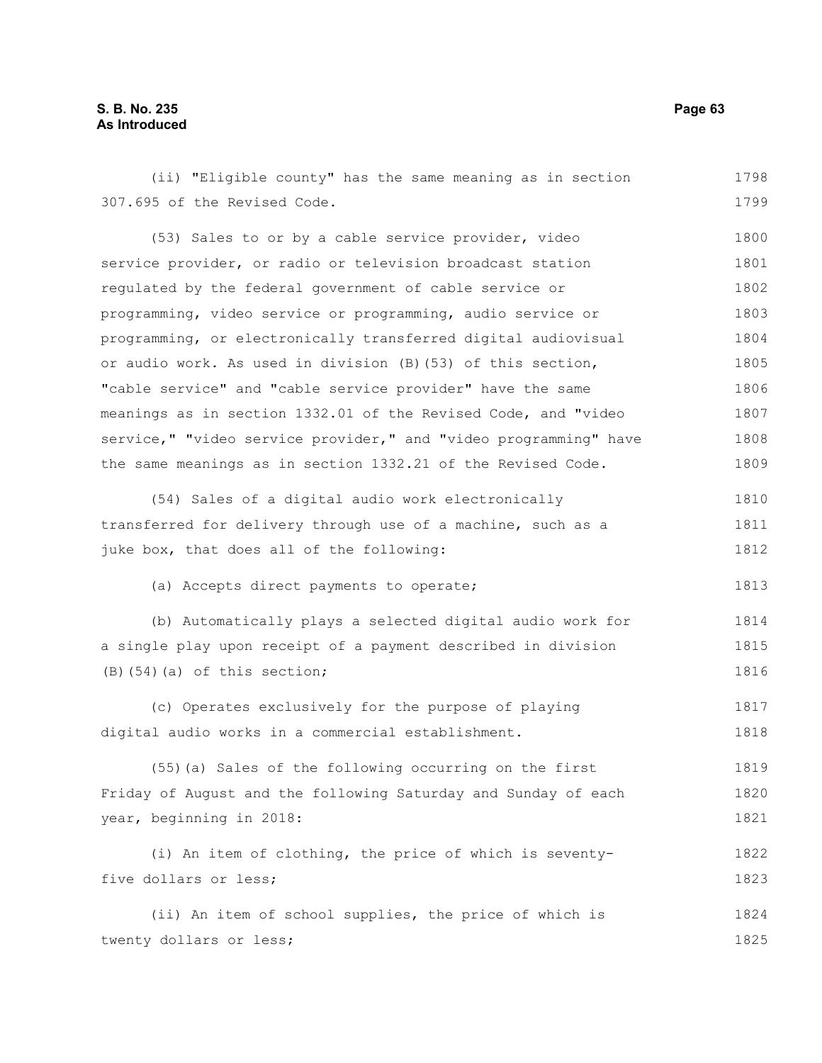(ii) "Eligible county" has the same meaning as in section 307.695 of the Revised Code.

(53) Sales to or by a cable service provider, video service provider, or radio or television broadcast station regulated by the federal government of cable service or programming, video service or programming, audio service or programming, or electronically transferred digital audiovisual or audio work. As used in division (B)(53) of this section, "cable service" and "cable service provider" have the same meanings as in section 1332.01 of the Revised Code, and "video service," "video service provider," and "video programming" have the same meanings as in section 1332.21 of the Revised Code.

(54) Sales of a digital audio work electronically transferred for delivery through use of a machine, such as a juke box, that does all of the following:

(a) Accepts direct payments to operate;

(b) Automatically plays a selected digital audio work for a single play upon receipt of a payment described in division (B)(54)(a) of this section;

(c) Operates exclusively for the purpose of playing digital audio works in a commercial establishment.

(55)(a) Sales of the following occurring on the first Friday of August and the following Saturday and Sunday of each year, beginning in 2018:

(i) An item of clothing, the price of which is seventy-five dollars or less;

(ii) An item of school supplies, the price of which is twenty dollars or less;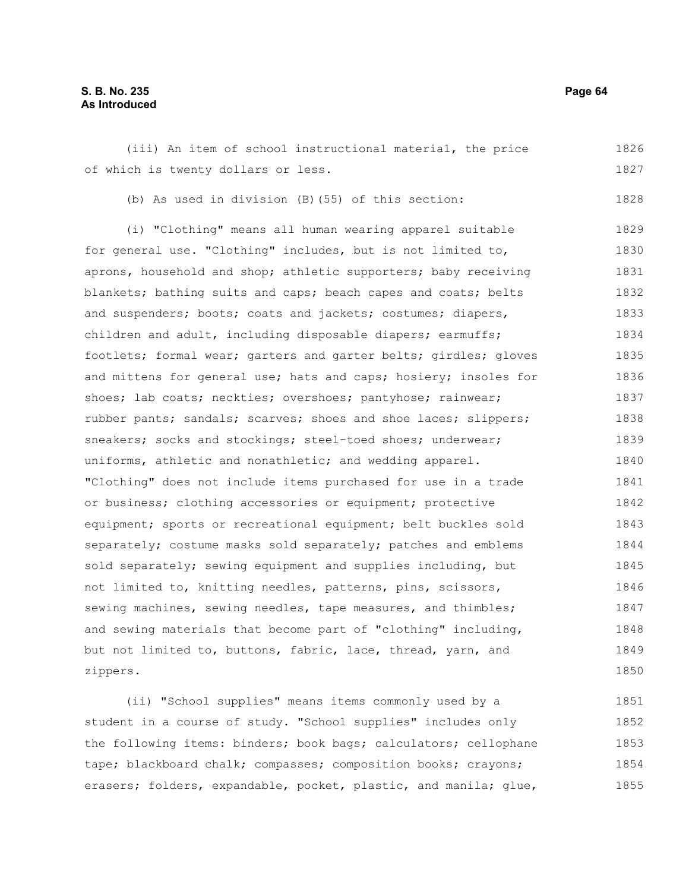(iii) An item of school instructional material, the price of which is twenty dollars or less.

(b) As used in division (B)(55) of this section:

(i) "Clothing" means all human wearing apparel suitable for general use. "Clothing" includes, but is not limited to, aprons, household and shop; athletic supporters; baby receiving blankets; bathing suits and caps; beach capes and coats; belts and suspenders; boots; coats and jackets; costumes; diapers, children and adult, including disposable diapers; earmuffs; footlets; formal wear; garters and garter belts; girdles; gloves and mittens for general use; hats and caps; hosiery; insoles for shoes; lab coats; neckties; overshoes; pantyhose; rainwear; rubber pants; sandals; scarves; shoes and shoe laces; slippers; sneakers; socks and stockings; steel-toed shoes; underwear; uniforms, athletic and nonathletic; and wedding apparel. "Clothing" does not include items purchased for use in a trade or business; clothing accessories or equipment; protective equipment; sports or recreational equipment; belt buckles sold separately; costume masks sold separately; patches and emblems sold separately; sewing equipment and supplies including, but not limited to, knitting needles, patterns, pins, scissors, sewing machines, sewing needles, tape measures, and thimbles; and sewing materials that become part of "clothing" including, but not limited to, buttons, fabric, lace, thread, yarn, and zippers.

(ii) "School supplies" means items commonly used by a student in a course of study. "School supplies" includes only the following items: binders; book bags; calculators; cellophane tape; blackboard chalk; compasses; composition books; crayons; erasers; folders, expandable, pocket, plastic, and manila; glue,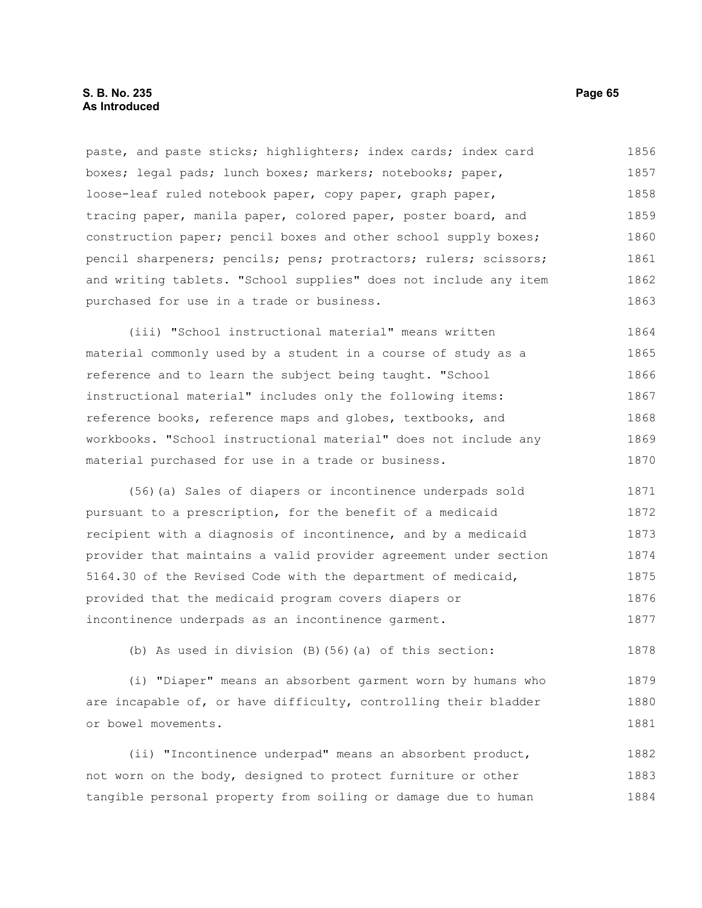paste, and paste sticks; highlighters; index cards; index card boxes; legal pads; lunch boxes; markers; notebooks; paper, loose-leaf ruled notebook paper, copy paper, graph paper, tracing paper, manila paper, colored paper, poster board, and construction paper; pencil boxes and other school supply boxes; pencil sharpeners; pencils; pens; protractors; rulers; scissors; and writing tablets. "School supplies" does not include any item purchased for use in a trade or business.

(iii) "School instructional material" means written material commonly used by a student in a course of study as a reference and to learn the subject being taught. "School instructional material" includes only the following items: reference books, reference maps and globes, textbooks, and workbooks. "School instructional material" does not include any material purchased for use in a trade or business.

(56)(a) Sales of diapers or incontinence underpads sold pursuant to a prescription, for the benefit of a medicaid recipient with a diagnosis of incontinence, and by a medicaid provider that maintains a valid provider agreement under section 5164.30 of the Revised Code with the department of medicaid, provided that the medicaid program covers diapers or incontinence underpads as an incontinence garment.

(b) As used in division (B)(56)(a) of this section:

(i) "Diaper" means an absorbent garment worn by humans who are incapable of, or have difficulty, controlling their bladder or bowel movements.

(ii) "Incontinence underpad" means an absorbent product, not worn on the body, designed to protect furniture or other tangible personal property from soiling or damage due to human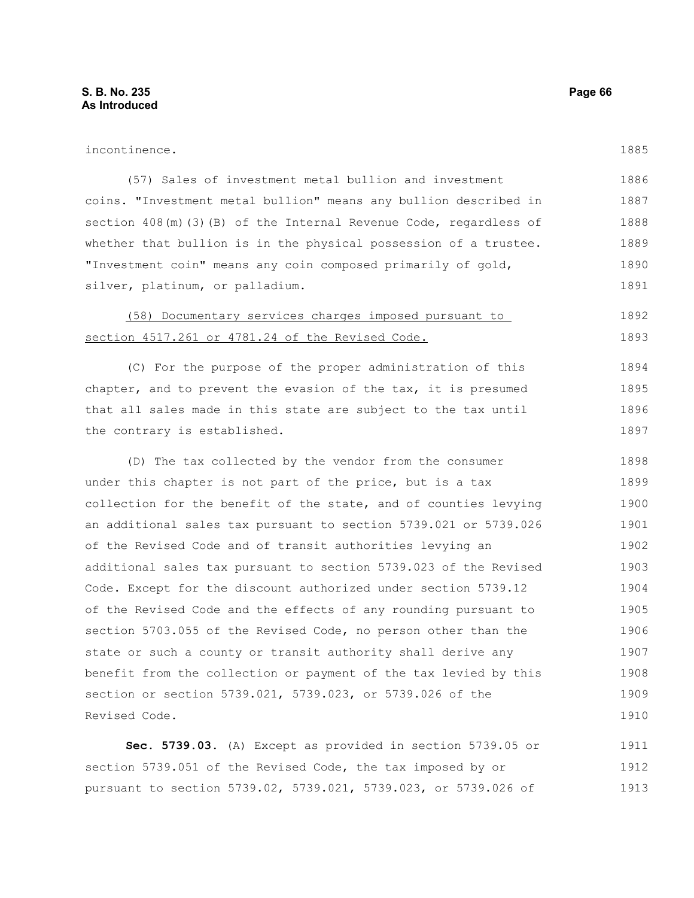incontinence.

(57) Sales of investment metal bullion and investment coins. "Investment metal bullion" means any bullion described in section 408(m)(3)(B) of the Internal Revenue Code, regardless of whether that bullion is in the physical possession of a trustee. "Investment coin" means any coin composed primarily of gold, silver, platinum, or palladium.

(58) Documentary services charges imposed pursuant to section 4517.261 or 4781.24 of the Revised Code.

(C) For the purpose of the proper administration of this chapter, and to prevent the evasion of the tax, it is presumed that all sales made in this state are subject to the tax until the contrary is established.

(D) The tax collected by the vendor from the consumer under this chapter is not part of the price, but is a tax collection for the benefit of the state, and of counties levying an additional sales tax pursuant to section 5739.021 or 5739.026 of the Revised Code and of transit authorities levying an additional sales tax pursuant to section 5739.023 of the Revised Code. Except for the discount authorized under section 5739.12 of the Revised Code and the effects of any rounding pursuant to section 5703.055 of the Revised Code, no person other than the state or such a county or transit authority shall derive any benefit from the collection or payment of the tax levied by this section or section 5739.021, 5739.023, or 5739.026 of the Revised Code.

**Sec. 5739.03.** (A) Except as provided in section 5739.05 or section 5739.051 of the Revised Code, the tax imposed by or pursuant to section 5739.02, 5739.021, 5739.023, or 5739.026 of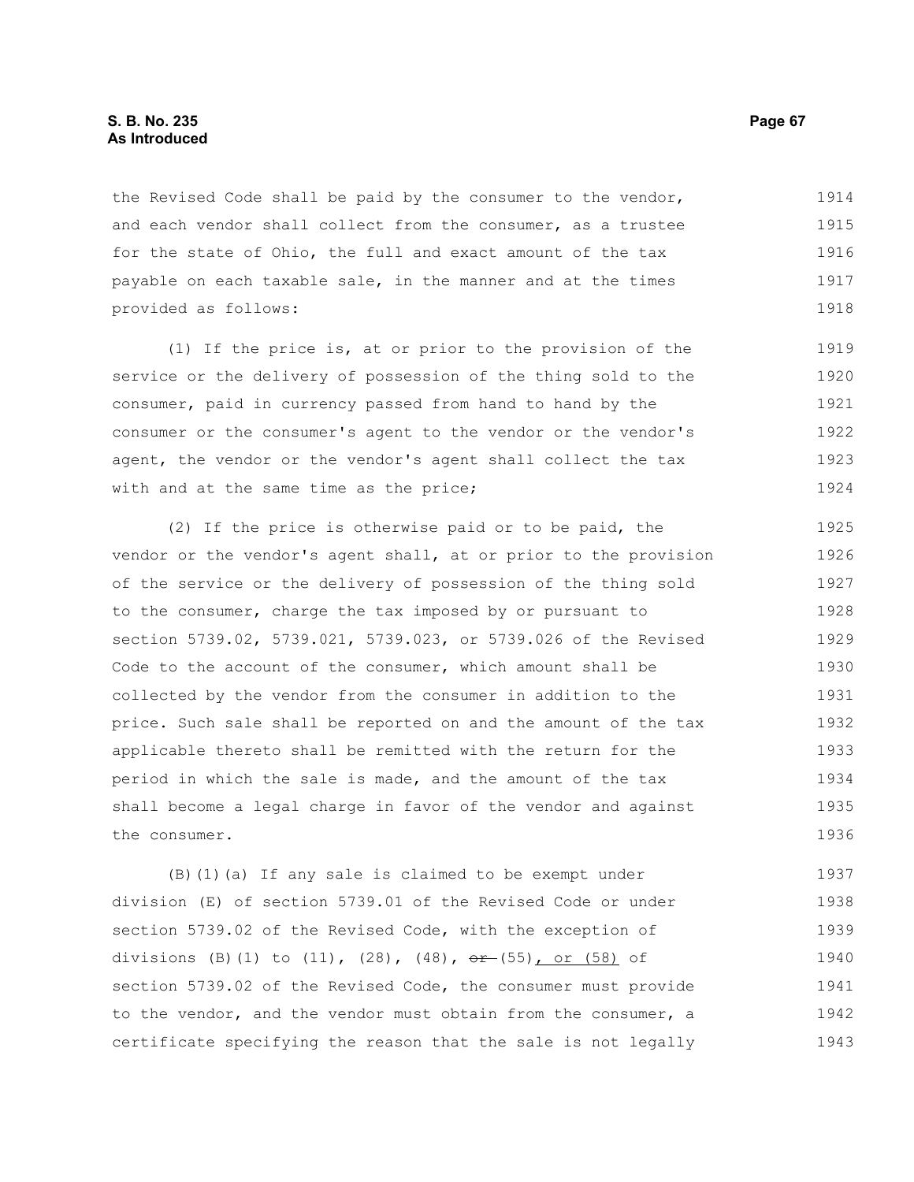the Revised Code shall be paid by the consumer to the vendor, and each vendor shall collect from the consumer, as a trustee for the state of Ohio, the full and exact amount of the tax payable on each taxable sale, in the manner and at the times provided as follows:

(1) If the price is, at or prior to the provision of the service or the delivery of possession of the thing sold to the consumer, paid in currency passed from hand to hand by the consumer or the consumer's agent to the vendor or the vendor's agent, the vendor or the vendor's agent shall collect the tax with and at the same time as the price;

(2) If the price is otherwise paid or to be paid, the vendor or the vendor's agent shall, at or prior to the provision of the service or the delivery of possession of the thing sold to the consumer, charge the tax imposed by or pursuant to section 5739.02, 5739.021, 5739.023, or 5739.026 of the Revised Code to the account of the consumer, which amount shall be collected by the vendor from the consumer in addition to the price. Such sale shall be reported on and the amount of the tax applicable thereto shall be remitted with the return for the period in which the sale is made, and the amount of the tax shall become a legal charge in favor of the vendor and against the consumer.

(B)(1)(a) If any sale is claimed to be exempt under division (E) of section 5739.01 of the Revised Code or under section 5739.02 of the Revised Code, with the exception of divisions (B)(1) to (11), (28), (48), ~~or~~ (55), or (58) of section 5739.02 of the Revised Code, the consumer must provide to the vendor, and the vendor must obtain from the consumer, a certificate specifying the reason that the sale is not legally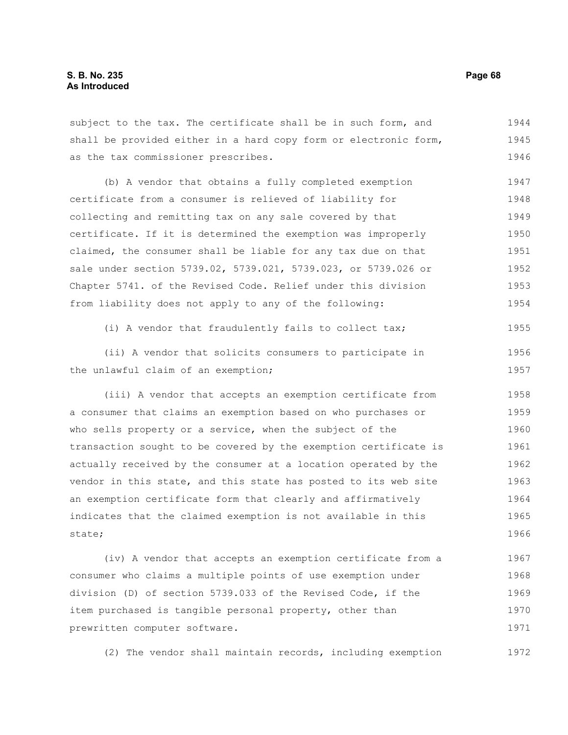subject to the tax. The certificate shall be in such form, and shall be provided either in a hard copy form or electronic form, as the tax commissioner prescribes.

(b) A vendor that obtains a fully completed exemption certificate from a consumer is relieved of liability for collecting and remitting tax on any sale covered by that certificate. If it is determined the exemption was improperly claimed, the consumer shall be liable for any tax due on that sale under section 5739.02, 5739.021, 5739.023, or 5739.026 or Chapter 5741. of the Revised Code. Relief under this division from liability does not apply to any of the following:

(i) A vendor that fraudulently fails to collect tax;

(ii) A vendor that solicits consumers to participate in the unlawful claim of an exemption;

(iii) A vendor that accepts an exemption certificate from a consumer that claims an exemption based on who purchases or who sells property or a service, when the subject of the transaction sought to be covered by the exemption certificate is actually received by the consumer at a location operated by the vendor in this state, and this state has posted to its web site an exemption certificate form that clearly and affirmatively indicates that the claimed exemption is not available in this state;

(iv) A vendor that accepts an exemption certificate from a consumer who claims a multiple points of use exemption under division (D) of section 5739.033 of the Revised Code, if the item purchased is tangible personal property, other than prewritten computer software.

(2) The vendor shall maintain records, including exemption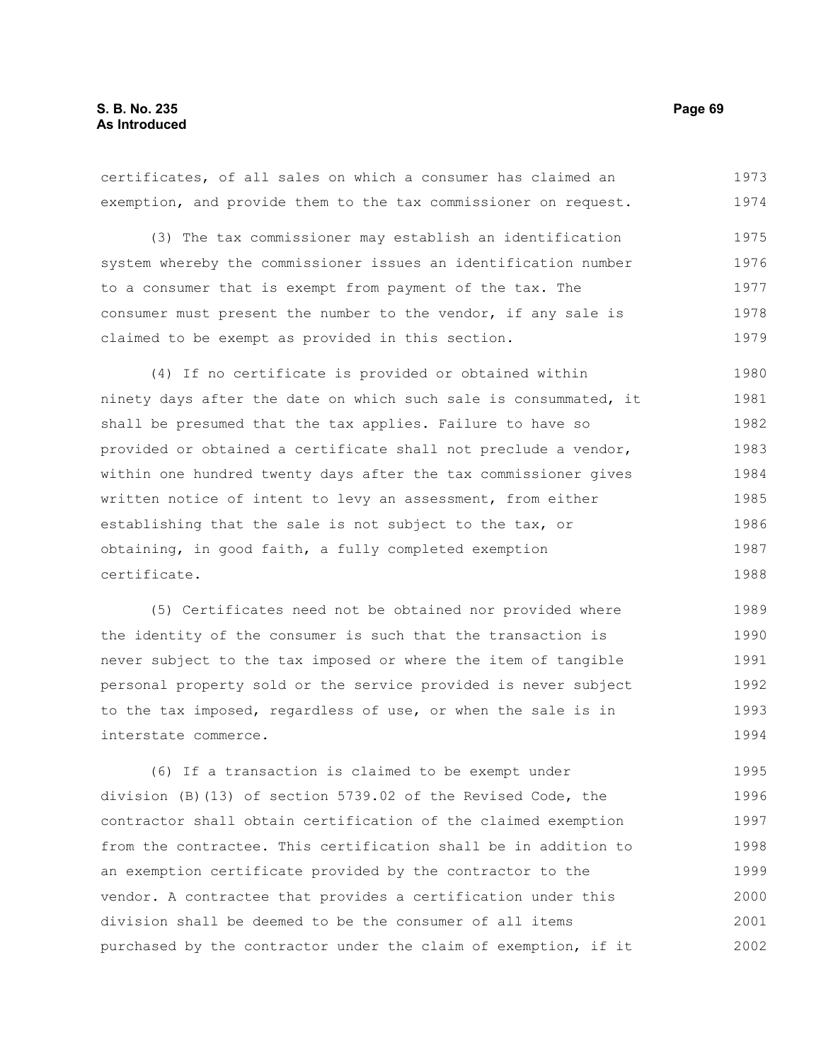certificates, of all sales on which a consumer has claimed an exemption, and provide them to the tax commissioner on request.

(3) The tax commissioner may establish an identification system whereby the commissioner issues an identification number to a consumer that is exempt from payment of the tax. The consumer must present the number to the vendor, if any sale is claimed to be exempt as provided in this section.

(4) If no certificate is provided or obtained within ninety days after the date on which such sale is consummated, it shall be presumed that the tax applies. Failure to have so provided or obtained a certificate shall not preclude a vendor, within one hundred twenty days after the tax commissioner gives written notice of intent to levy an assessment, from either establishing that the sale is not subject to the tax, or obtaining, in good faith, a fully completed exemption certificate.

(5) Certificates need not be obtained nor provided where the identity of the consumer is such that the transaction is never subject to the tax imposed or where the item of tangible personal property sold or the service provided is never subject to the tax imposed, regardless of use, or when the sale is in interstate commerce.

(6) If a transaction is claimed to be exempt under division (B)(13) of section 5739.02 of the Revised Code, the contractor shall obtain certification of the claimed exemption from the contractee. This certification shall be in addition to an exemption certificate provided by the contractor to the vendor. A contractee that provides a certification under this division shall be deemed to be the consumer of all items purchased by the contractor under the claim of exemption, if it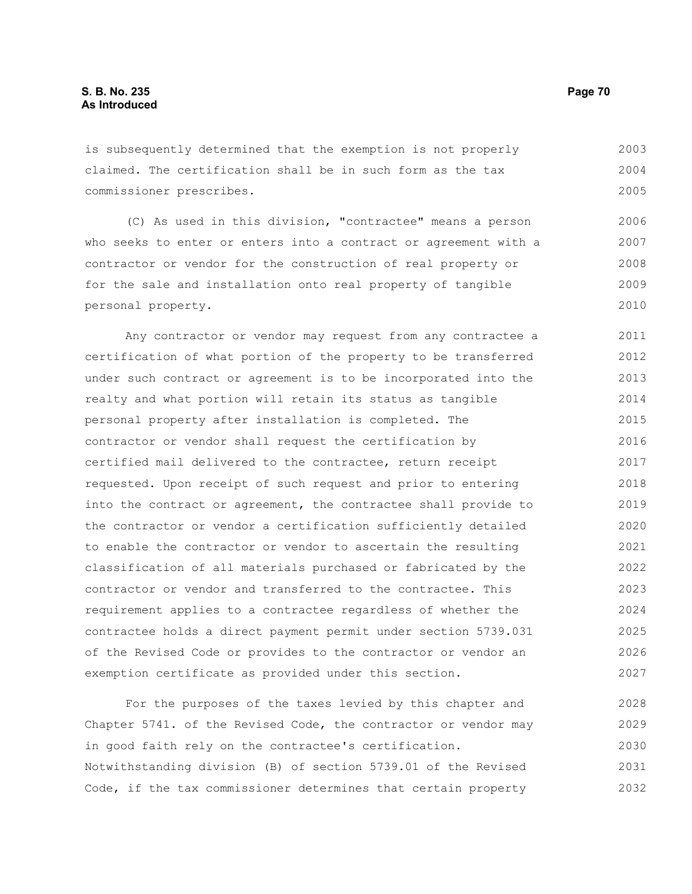is subsequently determined that the exemption is not properly claimed. The certification shall be in such form as the tax commissioner prescribes.

(C) As used in this division, "contractee" means a person who seeks to enter or enters into a contract or agreement with a contractor or vendor for the construction of real property or for the sale and installation onto real property of tangible personal property.

Any contractor or vendor may request from any contractee a certification of what portion of the property to be transferred under such contract or agreement is to be incorporated into the realty and what portion will retain its status as tangible personal property after installation is completed. The contractor or vendor shall request the certification by certified mail delivered to the contractee, return receipt requested. Upon receipt of such request and prior to entering into the contract or agreement, the contractee shall provide to the contractor or vendor a certification sufficiently detailed to enable the contractor or vendor to ascertain the resulting classification of all materials purchased or fabricated by the contractor or vendor and transferred to the contractee. This requirement applies to a contractee regardless of whether the contractee holds a direct payment permit under section 5739.031 of the Revised Code or provides to the contractor or vendor an exemption certificate as provided under this section.

For the purposes of the taxes levied by this chapter and Chapter 5741. of the Revised Code, the contractor or vendor may in good faith rely on the contractee's certification. Notwithstanding division (B) of section 5739.01 of the Revised Code, if the tax commissioner determines that certain property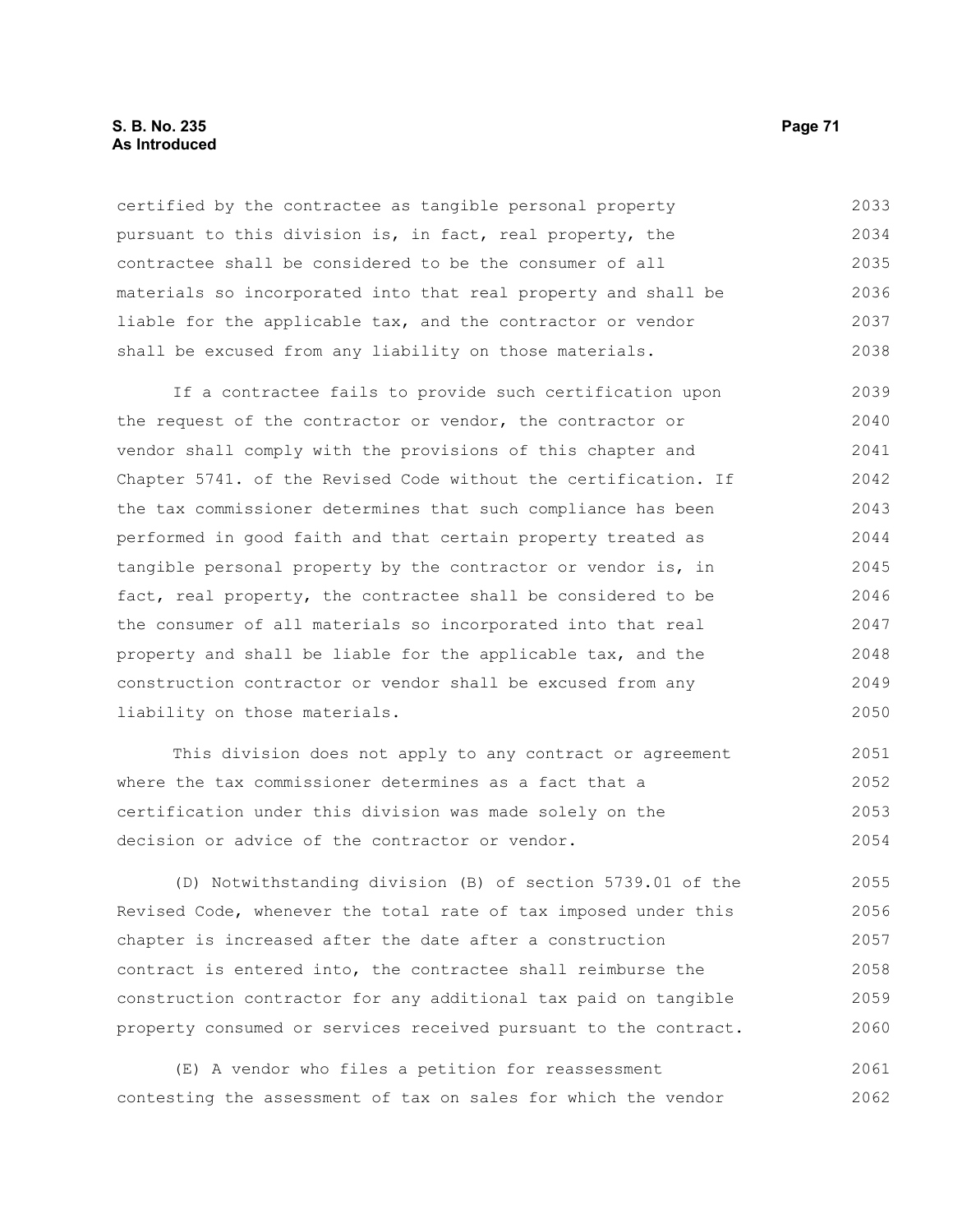certified by the contractee as tangible personal property pursuant to this division is, in fact, real property, the contractee shall be considered to be the consumer of all materials so incorporated into that real property and shall be liable for the applicable tax, and the contractor or vendor shall be excused from any liability on those materials.

If a contractee fails to provide such certification upon the request of the contractor or vendor, the contractor or vendor shall comply with the provisions of this chapter and Chapter 5741. of the Revised Code without the certification. If the tax commissioner determines that such compliance has been performed in good faith and that certain property treated as tangible personal property by the contractor or vendor is, in fact, real property, the contractee shall be considered to be the consumer of all materials so incorporated into that real property and shall be liable for the applicable tax, and the construction contractor or vendor shall be excused from any liability on those materials.

This division does not apply to any contract or agreement where the tax commissioner determines as a fact that a certification under this division was made solely on the decision or advice of the contractor or vendor.

(D) Notwithstanding division (B) of section 5739.01 of the Revised Code, whenever the total rate of tax imposed under this chapter is increased after the date after a construction contract is entered into, the contractee shall reimburse the construction contractor for any additional tax paid on tangible property consumed or services received pursuant to the contract.

(E) A vendor who files a petition for reassessment contesting the assessment of tax on sales for which the vendor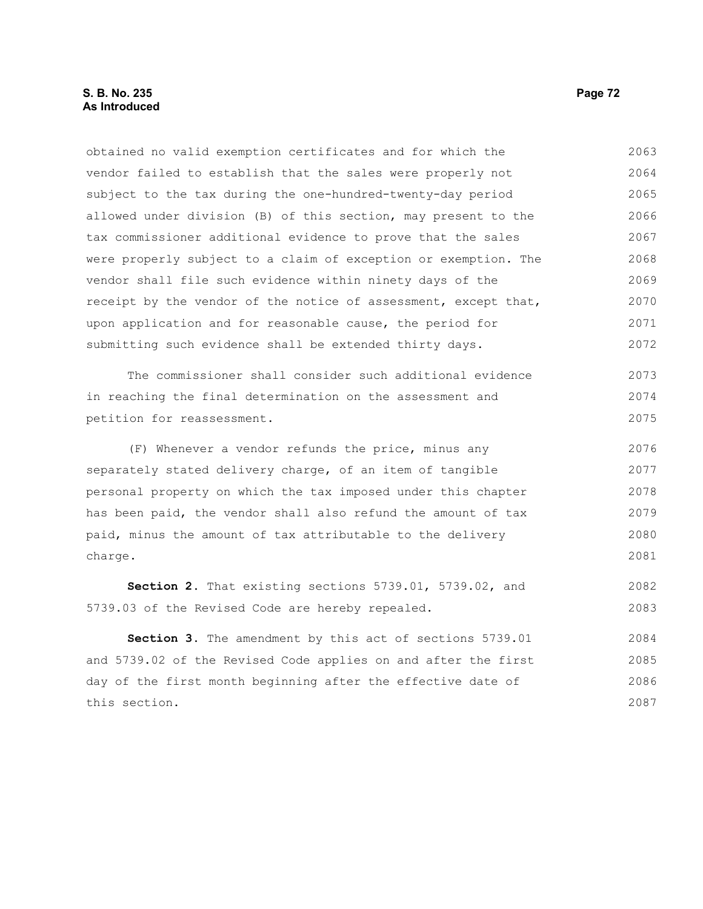obtained no valid exemption certificates and for which the vendor failed to establish that the sales were properly not subject to the tax during the one-hundred-twenty-day period allowed under division (B) of this section, may present to the tax commissioner additional evidence to prove that the sales were properly subject to a claim of exception or exemption. The vendor shall file such evidence within ninety days of the receipt by the vendor of the notice of assessment, except that, upon application and for reasonable cause, the period for submitting such evidence shall be extended thirty days.

The commissioner shall consider such additional evidence in reaching the final determination on the assessment and petition for reassessment.

(F) Whenever a vendor refunds the price, minus any separately stated delivery charge, of an item of tangible personal property on which the tax imposed under this chapter has been paid, the vendor shall also refund the amount of tax paid, minus the amount of tax attributable to the delivery charge.

**Section 2.** That existing sections 5739.01, 5739.02, and 5739.03 of the Revised Code are hereby repealed.

**Section 3.** The amendment by this act of sections 5739.01 and 5739.02 of the Revised Code applies on and after the first day of the first month beginning after the effective date of this section.